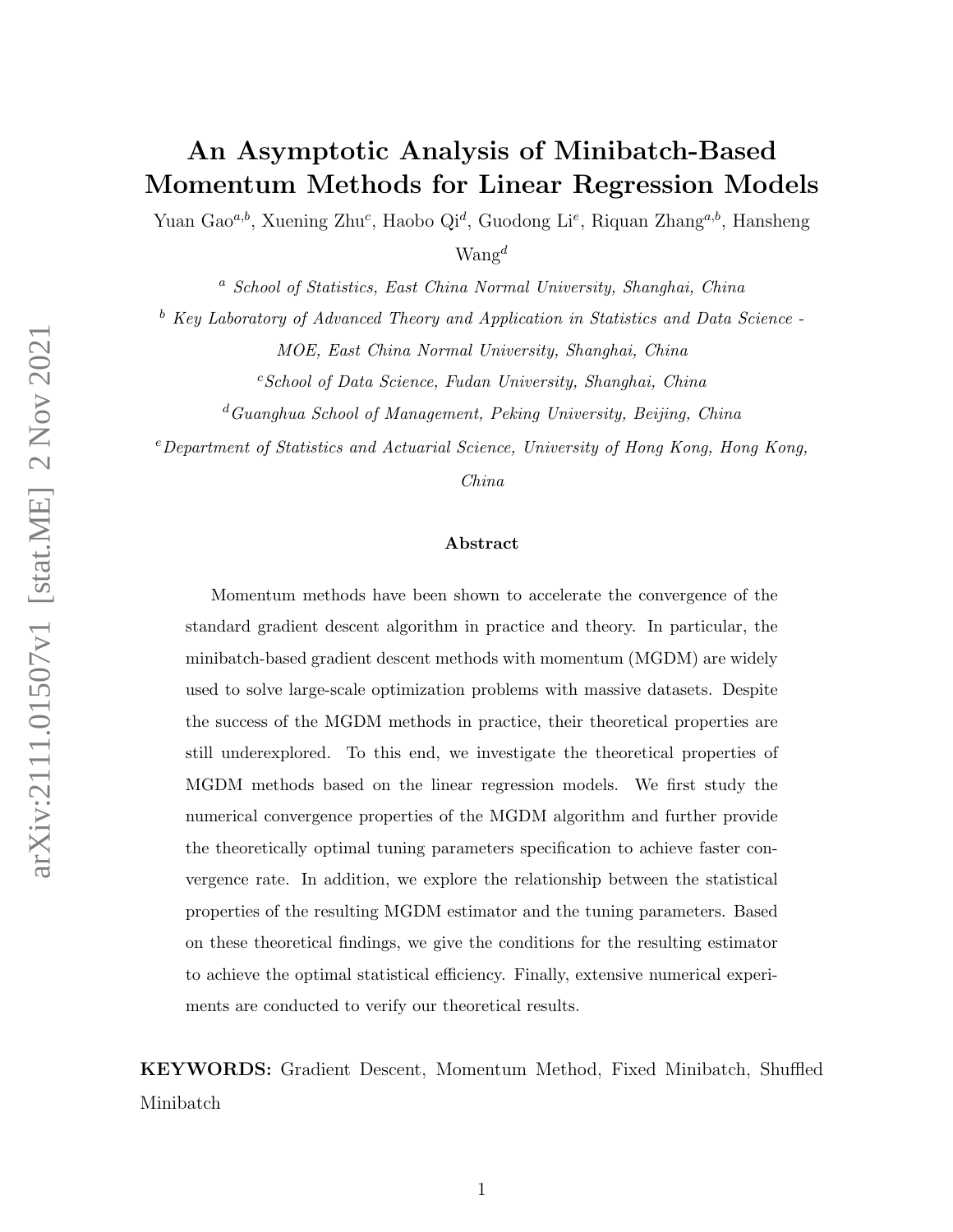# An Asymptotic Analysis of Minibatch-Based Momentum Methods for Linear Regression Models

Yuan Gao[a,b], Xuening Zhu[c], Haobo Qi[d], Guodong Li[e], Riquan Zhang[a,b], Hansheng Wang[d]

[a] *School of Statistics, East China Normal University, Shanghai, China*

[b] *Key Laboratory of Advanced Theory and Application in Statistics and Data Science - MOE, East China Normal University, Shanghai, China*

[c] *School of Data Science, Fudan University, Shanghai, China*

[d] *Guanghua School of Management, Peking University, Beijing, China*

[e] *Department of Statistics and Actuarial Science, University of Hong Kong, Hong Kong, China*

### Abstract

Momentum methods have been shown to accelerate the convergence of the standard gradient descent algorithm in practice and theory. In particular, the minibatch-based gradient descent methods with momentum (MGDM) are widely used to solve large-scale optimization problems with massive datasets. Despite the success of the MGDM methods in practice, their theoretical properties are still underexplored. To this end, we investigate the theoretical properties of MGDM methods based on the linear regression models. We first study the numerical convergence properties of the MGDM algorithm and further provide the theoretically optimal tuning parameters specification to achieve faster convergence rate. In addition, we explore the relationship between the statistical properties of the resulting MGDM estimator and the tuning parameters. Based on these theoretical findings, we give the conditions for the resulting estimator to achieve the optimal statistical efficiency. Finally, extensive numerical experiments are conducted to verify our theoretical results.

**KEYWORDS:** Gradient Descent, Momentum Method, Fixed Minibatch, Shuffled Minibatch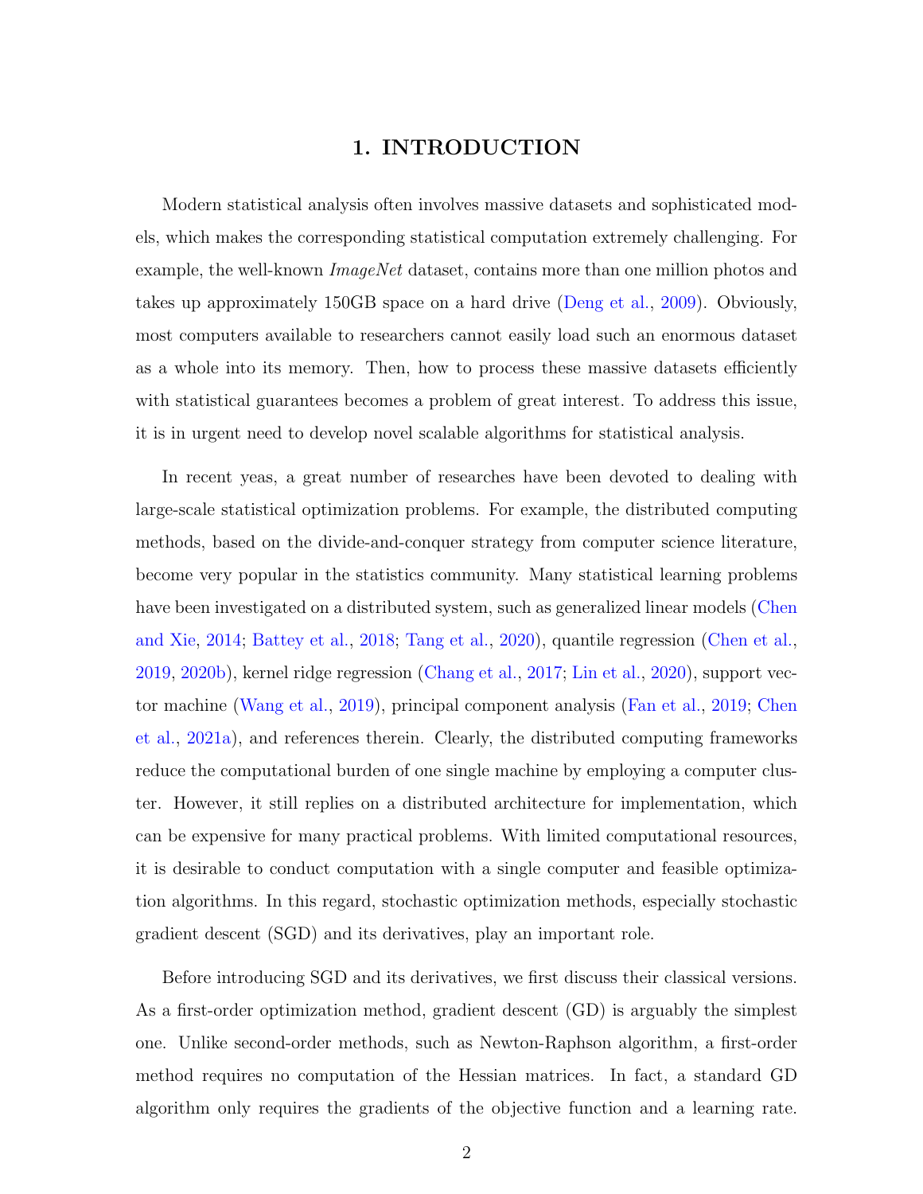# 1. INTRODUCTION

Modern statistical analysis often involves massive datasets and sophisticated models, which makes the corresponding statistical computation extremely challenging. For example, the well-known *ImageNet* dataset, contains more than one million photos and takes up approximately 150GB space on a hard drive (Deng et al., 2009). Obviously, most computers available to researchers cannot easily load such an enormous dataset as a whole into its memory. Then, how to process these massive datasets efficiently with statistical guarantees becomes a problem of great interest. To address this issue, it is in urgent need to develop novel scalable algorithms for statistical analysis.

In recent yeas, a great number of researches have been devoted to dealing with large-scale statistical optimization problems. For example, the distributed computing methods, based on the divide-and-conquer strategy from computer science literature, become very popular in the statistics community. Many statistical learning problems have been investigated on a distributed system, such as generalized linear models (Chen and Xie, 2014; Battey et al., 2018; Tang et al., 2020), quantile regression (Chen et al., 2019, 2020b), kernel ridge regression (Chang et al., 2017; Lin et al., 2020), support vector machine (Wang et al., 2019), principal component analysis (Fan et al., 2019; Chen et al., 2021a), and references therein. Clearly, the distributed computing frameworks reduce the computational burden of one single machine by employing a computer cluster. However, it still replies on a distributed architecture for implementation, which can be expensive for many practical problems. With limited computational resources, it is desirable to conduct computation with a single computer and feasible optimization algorithms. In this regard, stochastic optimization methods, especially stochastic gradient descent (SGD) and its derivatives, play an important role.

Before introducing SGD and its derivatives, we first discuss their classical versions. As a first-order optimization method, gradient descent (GD) is arguably the simplest one. Unlike second-order methods, such as Newton-Raphson algorithm, a first-order method requires no computation of the Hessian matrices. In fact, a standard GD algorithm only requires the gradients of the objective function and a learning rate.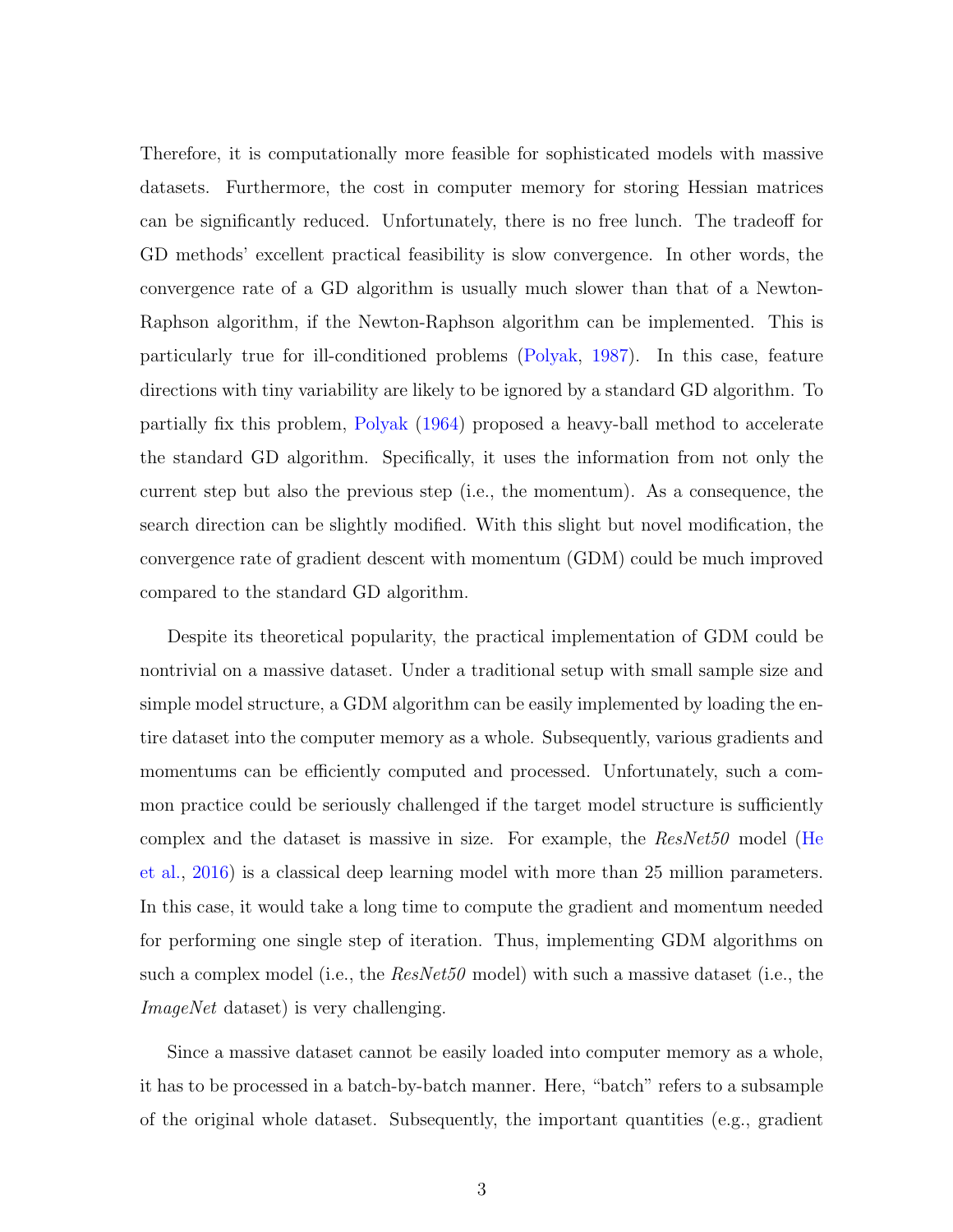Therefore, it is computationally more feasible for sophisticated models with massive datasets. Furthermore, the cost in computer memory for storing Hessian matrices can be significantly reduced. Unfortunately, there is no free lunch. The tradeoff for GD methods' excellent practical feasibility is slow convergence. In other words, the convergence rate of a GD algorithm is usually much slower than that of a Newton-Raphson algorithm, if the Newton-Raphson algorithm can be implemented. This is particularly true for ill-conditioned problems (Polyak, 1987). In this case, feature directions with tiny variability are likely to be ignored by a standard GD algorithm. To partially fix this problem, Polyak (1964) proposed a heavy-ball method to accelerate the standard GD algorithm. Specifically, it uses the information from not only the current step but also the previous step (i.e., the momentum). As a consequence, the search direction can be slightly modified. With this slight but novel modification, the convergence rate of gradient descent with momentum (GDM) could be much improved compared to the standard GD algorithm.

Despite its theoretical popularity, the practical implementation of GDM could be nontrivial on a massive dataset. Under a traditional setup with small sample size and simple model structure, a GDM algorithm can be easily implemented by loading the entire dataset into the computer memory as a whole. Subsequently, various gradients and momentums can be efficiently computed and processed. Unfortunately, such a common practice could be seriously challenged if the target model structure is sufficiently complex and the dataset is massive in size. For example, the *ResNet50* model (He et al., 2016) is a classical deep learning model with more than 25 million parameters. In this case, it would take a long time to compute the gradient and momentum needed for performing one single step of iteration. Thus, implementing GDM algorithms on such a complex model (i.e., the *ResNet50* model) with such a massive dataset (i.e., the *ImageNet* dataset) is very challenging.

Since a massive dataset cannot be easily loaded into computer memory as a whole, it has to be processed in a batch-by-batch manner. Here, "batch" refers to a subsample of the original whole dataset. Subsequently, the important quantities (e.g., gradient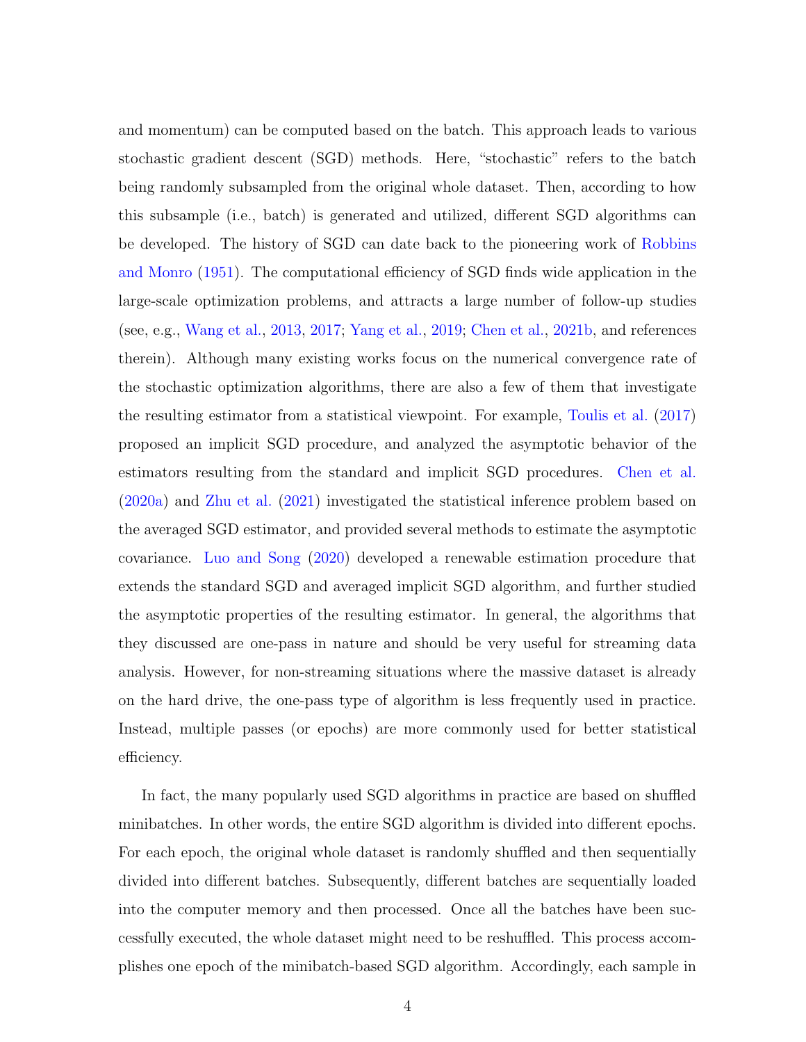and momentum) can be computed based on the batch. This approach leads to various stochastic gradient descent (SGD) methods. Here, "stochastic" refers to the batch being randomly subsampled from the original whole dataset. Then, according to how this subsample (i.e., batch) is generated and utilized, different SGD algorithms can be developed. The history of SGD can date back to the pioneering work of Robbins and Monro (1951). The computational efficiency of SGD finds wide application in the large-scale optimization problems, and attracts a large number of follow-up studies (see, e.g., Wang et al., 2013, 2017; Yang et al., 2019; Chen et al., 2021b, and references therein). Although many existing works focus on the numerical convergence rate of the stochastic optimization algorithms, there are also a few of them that investigate the resulting estimator from a statistical viewpoint. For example, Toulis et al. (2017) proposed an implicit SGD procedure, and analyzed the asymptotic behavior of the estimators resulting from the standard and implicit SGD procedures. Chen et al. (2020a) and Zhu et al. (2021) investigated the statistical inference problem based on the averaged SGD estimator, and provided several methods to estimate the asymptotic covariance. Luo and Song (2020) developed a renewable estimation procedure that extends the standard SGD and averaged implicit SGD algorithm, and further studied the asymptotic properties of the resulting estimator. In general, the algorithms that they discussed are one-pass in nature and should be very useful for streaming data analysis. However, for non-streaming situations where the massive dataset is already on the hard drive, the one-pass type of algorithm is less frequently used in practice. Instead, multiple passes (or epochs) are more commonly used for better statistical efficiency.

In fact, the many popularly used SGD algorithms in practice are based on shuffled minibatches. In other words, the entire SGD algorithm is divided into different epochs. For each epoch, the original whole dataset is randomly shuffled and then sequentially divided into different batches. Subsequently, different batches are sequentially loaded into the computer memory and then processed. Once all the batches have been successfully executed, the whole dataset might need to be reshuffled. This process accomplishes one epoch of the minibatch-based SGD algorithm. Accordingly, each sample in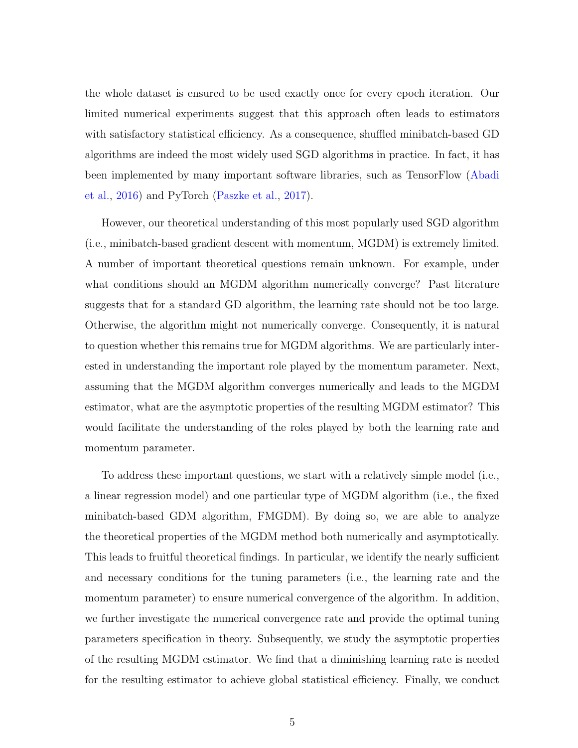the whole dataset is ensured to be used exactly once for every epoch iteration. Our limited numerical experiments suggest that this approach often leads to estimators with satisfactory statistical efficiency. As a consequence, shuffled minibatch-based GD algorithms are indeed the most widely used SGD algorithms in practice. In fact, it has been implemented by many important software libraries, such as TensorFlow (Abadi et al., 2016) and PyTorch (Paszke et al., 2017).

However, our theoretical understanding of this most popularly used SGD algorithm (i.e., minibatch-based gradient descent with momentum, MGDM) is extremely limited. A number of important theoretical questions remain unknown. For example, under what conditions should an MGDM algorithm numerically converge? Past literature suggests that for a standard GD algorithm, the learning rate should not be too large. Otherwise, the algorithm might not numerically converge. Consequently, it is natural to question whether this remains true for MGDM algorithms. We are particularly interested in understanding the important role played by the momentum parameter. Next, assuming that the MGDM algorithm converges numerically and leads to the MGDM estimator, what are the asymptotic properties of the resulting MGDM estimator? This would facilitate the understanding of the roles played by both the learning rate and momentum parameter.

To address these important questions, we start with a relatively simple model (i.e., a linear regression model) and one particular type of MGDM algorithm (i.e., the fixed minibatch-based GDM algorithm, FMGDM). By doing so, we are able to analyze the theoretical properties of the MGDM method both numerically and asymptotically. This leads to fruitful theoretical findings. In particular, we identify the nearly sufficient and necessary conditions for the tuning parameters (i.e., the learning rate and the momentum parameter) to ensure numerical convergence of the algorithm. In addition, we further investigate the numerical convergence rate and provide the optimal tuning parameters specification in theory. Subsequently, we study the asymptotic properties of the resulting MGDM estimator. We find that a diminishing learning rate is needed for the resulting estimator to achieve global statistical efficiency. Finally, we conduct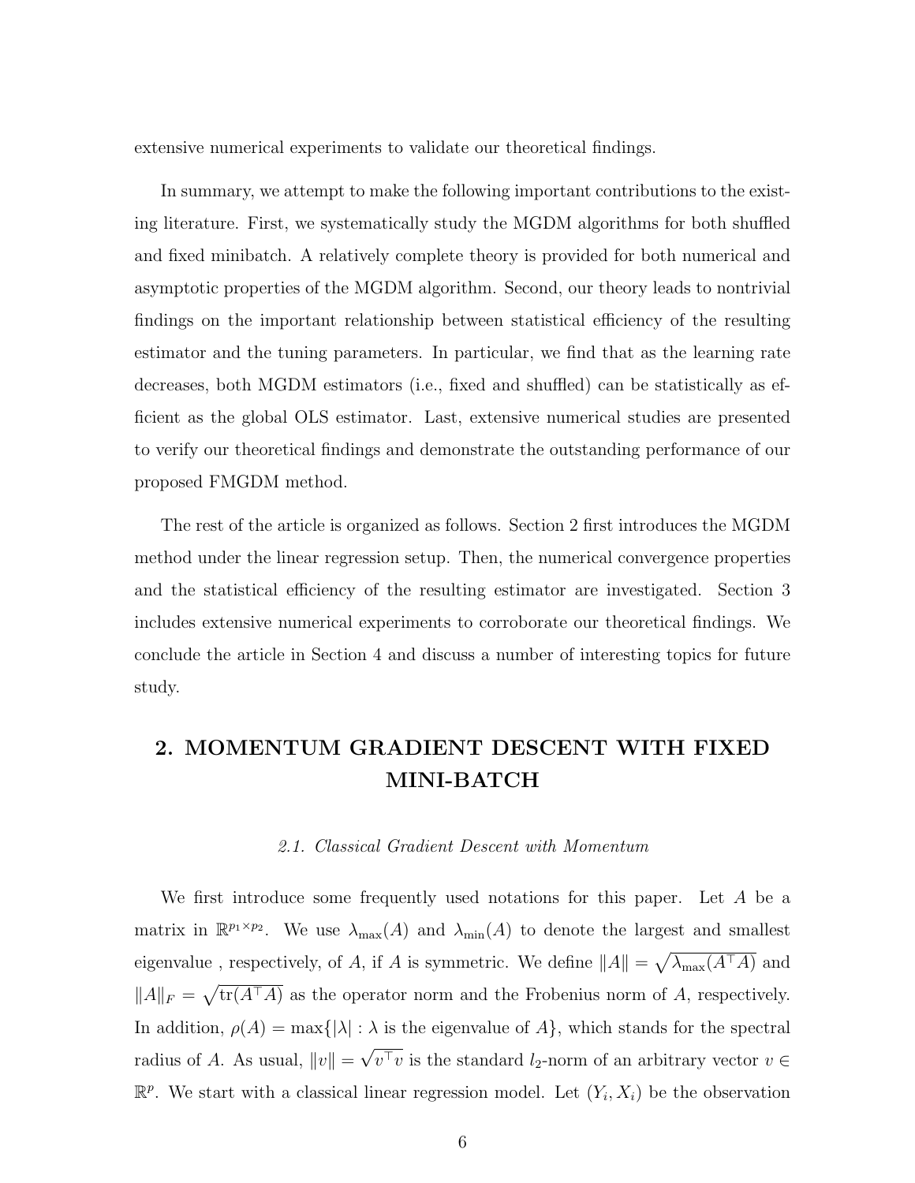extensive numerical experiments to validate our theoretical findings.

In summary, we attempt to make the following important contributions to the existing literature. First, we systematically study the MGDM algorithms for both shuffled and fixed minibatch. A relatively complete theory is provided for both numerical and asymptotic properties of the MGDM algorithm. Second, our theory leads to nontrivial findings on the important relationship between statistical efficiency of the resulting estimator and the tuning parameters. In particular, we find that as the learning rate decreases, both MGDM estimators (i.e., fixed and shuffled) can be statistically as efficient as the global OLS estimator. Last, extensive numerical studies are presented to verify our theoretical findings and demonstrate the outstanding performance of our proposed FMGDM method.

The rest of the article is organized as follows. Section 2 first introduces the MGDM method under the linear regression setup. Then, the numerical convergence properties and the statistical efficiency of the resulting estimator are investigated. Section 3 includes extensive numerical experiments to corroborate our theoretical findings. We conclude the article in Section 4 and discuss a number of interesting topics for future study.

## 2. MOMENTUM GRADIENT DESCENT WITH FIXED MINI-BATCH

### *2.1. Classical Gradient Descent with Momentum*

We first introduce some frequently used notations for this paper. Let $A$ be a matrix in $\mathbb{R}^{p_1 \times p_2}$. We use $\lambda_{\max}(A)$ and $\lambda_{\min}(A)$ to denote the largest and smallest eigenvalue , respectively, of $A$, if $A$ is symmetric. We define $\|A\| = \sqrt{\lambda_{\max}(A^\top A)}$ and $\|A\|_F = \sqrt{\mathrm{tr}(A^\top A)}$ as the operator norm and the Frobenius norm of $A$, respectively. In addition, $\rho(A) = \max\{|\lambda| : \lambda \text{ is the eigenvalue of } A\}$, which stands for the spectral radius of $A$. As usual, $\|v\| = \sqrt{v^\top v}$ is the standard $l_2$-norm of an arbitrary vector $v \in \mathbb{R}^p$. We start with a classical linear regression model. Let $(Y_i, X_i)$ be the observation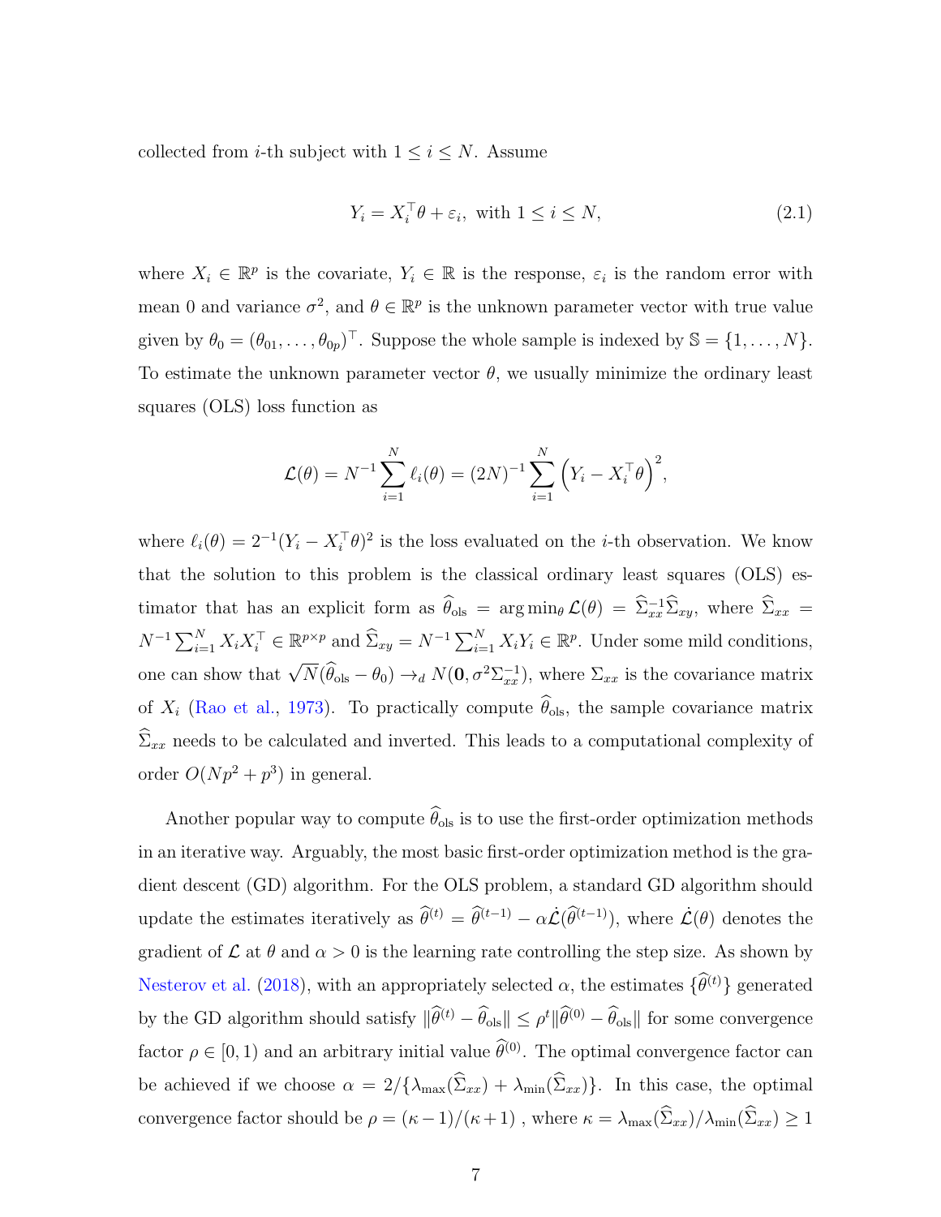collected from $i$-th subject with $1 \leq i \leq N$. Assume

$$Y_i = X_i^\top \theta + \varepsilon_i, \text{ with } 1 \leq i \leq N, \tag{2.1}$$

where $X_i \in \mathbb{R}^p$ is the covariate, $Y_i \in \mathbb{R}$ is the response, $\varepsilon_i$ is the random error with mean 0 and variance $\sigma^2$, and $\theta \in \mathbb{R}^p$ is the unknown parameter vector with true value given by $\theta_0 = (\theta_{01}, \ldots, \theta_{0p})^\top$. Suppose the whole sample is indexed by $\mathbb{S} = \{1, \ldots, N\}$. To estimate the unknown parameter vector $\theta$, we usually minimize the ordinary least squares (OLS) loss function as

$$\mathcal{L}(\theta) = N^{-1} \sum_{i=1}^{N} \ell_i(\theta) = (2N)^{-1} \sum_{i=1}^{N} \left(Y_i - X_i^\top \theta\right)^2,$$

where $\ell_i(\theta) = 2^{-1}(Y_i - X_i^\top \theta)^2$ is the loss evaluated on the $i$-th observation. We know that the solution to this problem is the classical ordinary least squares (OLS) estimator that has an explicit form as $\widehat{\theta}_{\text{ols}} = \arg\min_\theta \mathcal{L}(\theta) = \widehat{\Sigma}_{xx}^{-1} \widehat{\Sigma}_{xy}$, where $\widehat{\Sigma}_{xx} = N^{-1} \sum_{i=1}^{N} X_i X_i^\top \in \mathbb{R}^{p \times p}$ and $\widehat{\Sigma}_{xy} = N^{-1} \sum_{i=1}^{N} X_i Y_i \in \mathbb{R}^p$. Under some mild conditions, one can show that $\sqrt{N}(\widehat{\theta}_{\text{ols}} - \theta_0) \to_d N(\mathbf{0}, \sigma^2 \Sigma_{xx}^{-1})$, where $\Sigma_{xx}$ is the covariance matrix of $X_i$ (Rao et al., 1973). To practically compute $\widehat{\theta}_{\text{ols}}$, the sample covariance matrix $\widehat{\Sigma}_{xx}$ needs to be calculated and inverted. This leads to a computational complexity of order $O(Np^2 + p^3)$ in general.

Another popular way to compute $\widehat{\theta}_{\text{ols}}$ is to use the first-order optimization methods in an iterative way. Arguably, the most basic first-order optimization method is the gradient descent (GD) algorithm. For the OLS problem, a standard GD algorithm should update the estimates iteratively as $\widehat{\theta}^{(t)} = \widehat{\theta}^{(t-1)} - \alpha \dot{\mathcal{L}}(\widehat{\theta}^{(t-1)})$, where $\dot{\mathcal{L}}(\theta)$ denotes the gradient of $\mathcal{L}$ at $\theta$ and $\alpha > 0$ is the learning rate controlling the step size. As shown by Nesterov et al. (2018), with an appropriately selected $\alpha$, the estimates $\{\widehat{\theta}^{(t)}\}$ generated by the GD algorithm should satisfy $\|\widehat{\theta}^{(t)} - \widehat{\theta}_{\text{ols}}\| \leq \rho^t \|\widehat{\theta}^{(0)} - \widehat{\theta}_{\text{ols}}\|$ for some convergence factor $\rho \in [0, 1)$ and an arbitrary initial value $\widehat{\theta}^{(0)}$. The optimal convergence factor can be achieved if we choose $\alpha = 2/\{\lambda_{\max}(\widehat{\Sigma}_{xx}) + \lambda_{\min}(\widehat{\Sigma}_{xx})\}$. In this case, the optimal convergence factor should be $\rho = (\kappa - 1)/(\kappa + 1)$ , where $\kappa = \lambda_{\max}(\widehat{\Sigma}_{xx})/\lambda_{\min}(\widehat{\Sigma}_{xx}) \geq 1$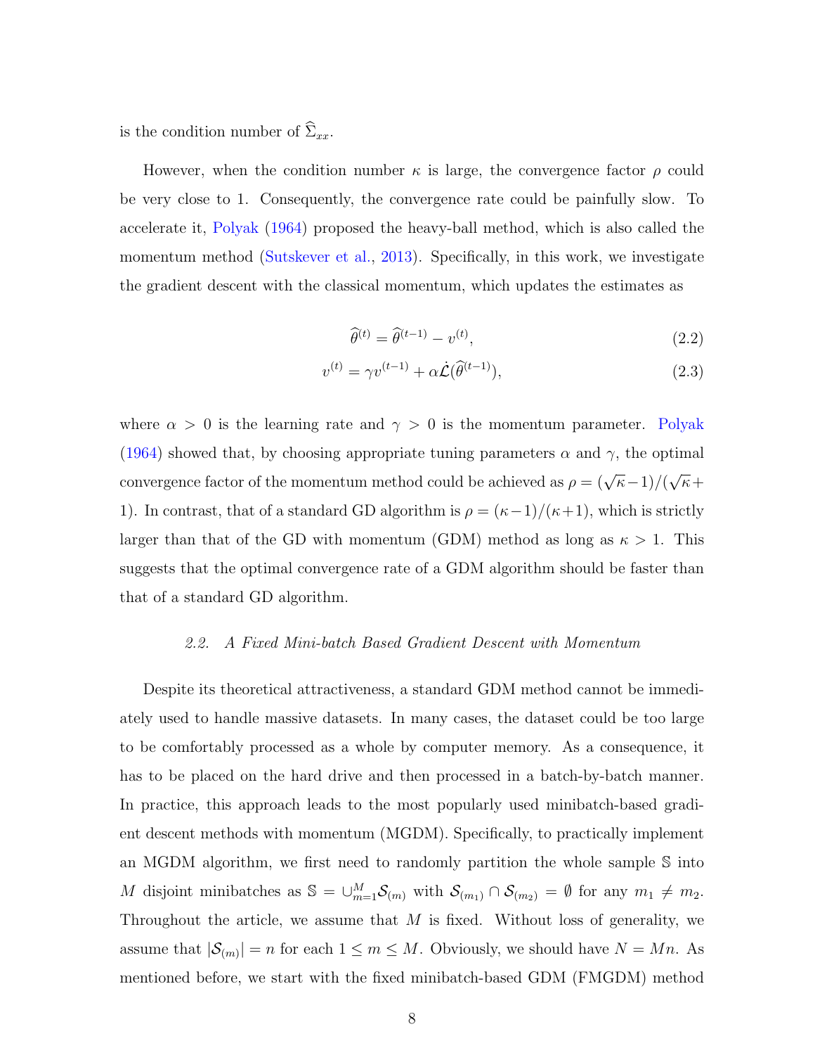is the condition number of $\widehat{\Sigma}_{xx}$.

However, when the condition number $\kappa$ is large, the convergence factor $\rho$ could be very close to 1. Consequently, the convergence rate could be painfully slow. To accelerate it, Polyak (1964) proposed the heavy-ball method, which is also called the momentum method (Sutskever et al., 2013). Specifically, in this work, we investigate the gradient descent with the classical momentum, which updates the estimates as

$$\widehat{\theta}^{(t)} = \widehat{\theta}^{(t-1)} - v^{(t)}, \tag{2.2}$$

$$v^{(t)} = \gamma v^{(t-1)} + \alpha \dot{\mathcal{L}}(\widehat{\theta}^{(t-1)}), \tag{2.3}$$

where $\alpha > 0$ is the learning rate and $\gamma > 0$ is the momentum parameter. Polyak (1964) showed that, by choosing appropriate tuning parameters $\alpha$ and $\gamma$, the optimal convergence factor of the momentum method could be achieved as $\rho = (\sqrt{\kappa}-1)/(\sqrt{\kappa}+1)$. In contrast, that of a standard GD algorithm is $\rho = (\kappa-1)/(\kappa+1)$, which is strictly larger than that of the GD with momentum (GDM) method as long as $\kappa > 1$. This suggests that the optimal convergence rate of a GDM algorithm should be faster than that of a standard GD algorithm.

### 2.2. *A Fixed Mini-batch Based Gradient Descent with Momentum*

Despite its theoretical attractiveness, a standard GDM method cannot be immediately used to handle massive datasets. In many cases, the dataset could be too large to be comfortably processed as a whole by computer memory. As a consequence, it has to be placed on the hard drive and then processed in a batch-by-batch manner. In practice, this approach leads to the most popularly used minibatch-based gradient descent methods with momentum (MGDM). Specifically, to practically implement an MGDM algorithm, we first need to randomly partition the whole sample $\mathbb{S}$ into $M$ disjoint minibatches as $\mathbb{S} = \cup_{m=1}^{M} \mathcal{S}_{(m)}$ with $\mathcal{S}_{(m_1)} \cap \mathcal{S}_{(m_2)} = \emptyset$ for any $m_1 \neq m_2$. Throughout the article, we assume that $M$ is fixed. Without loss of generality, we assume that $|\mathcal{S}_{(m)}| = n$ for each $1 \leq m \leq M$. Obviously, we should have $N = Mn$. As mentioned before, we start with the fixed minibatch-based GDM (FMGDM) method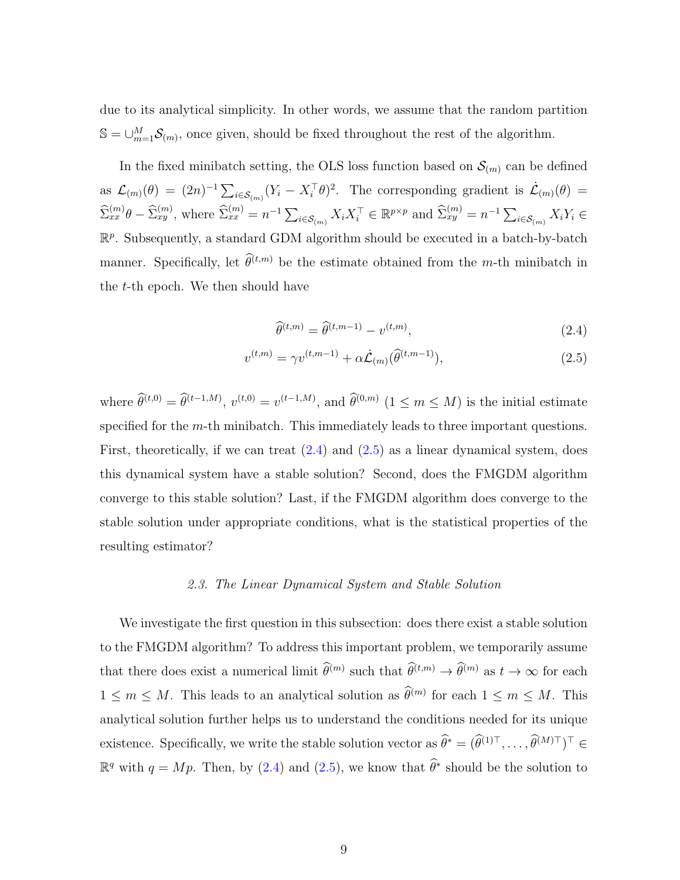due to its analytical simplicity. In other words, we assume that the random partition $\mathbb{S} = \cup_{m=1}^{M} \mathcal{S}_{(m)}$, once given, should be fixed throughout the rest of the algorithm.

In the fixed minibatch setting, the OLS loss function based on $\mathcal{S}_{(m)}$ can be defined as $\mathcal{L}_{(m)}(\theta) = (2n)^{-1} \sum_{i \in \mathcal{S}_{(m)}} (Y_i - X_i^\top \theta)^2$. The corresponding gradient is $\dot{\mathcal{L}}_{(m)}(\theta) = \widehat{\Sigma}_{xx}^{(m)} \theta - \widehat{\Sigma}_{xy}^{(m)}$, where $\widehat{\Sigma}_{xx}^{(m)} = n^{-1} \sum_{i \in \mathcal{S}_{(m)}} X_i X_i^\top \in \mathbb{R}^{p \times p}$ and $\widehat{\Sigma}_{xy}^{(m)} = n^{-1} \sum_{i \in \mathcal{S}_{(m)}} X_i Y_i \in \mathbb{R}^p$. Subsequently, a standard GDM algorithm should be executed in a batch-by-batch manner. Specifically, let $\widehat{\theta}^{(t,m)}$ be the estimate obtained from the $m$-th minibatch in the $t$-th epoch. We then should have

$$\widehat{\theta}^{(t,m)} = \widehat{\theta}^{(t,m-1)} - v^{(t,m)}, \tag{2.4}$$

$$v^{(t,m)} = \gamma v^{(t,m-1)} + \alpha \dot{\mathcal{L}}_{(m)}(\widehat{\theta}^{(t,m-1)}), \tag{2.5}$$

where $\widehat{\theta}^{(t,0)} = \widehat{\theta}^{(t-1,M)}$, $v^{(t,0)} = v^{(t-1,M)}$, and $\widehat{\theta}^{(0,m)}$ $(1 \leq m \leq M)$ is the initial estimate specified for the $m$-th minibatch. This immediately leads to three important questions. First, theoretically, if we can treat (2.4) and (2.5) as a linear dynamical system, does this dynamical system have a stable solution? Second, does the FMGDM algorithm converge to this stable solution? Last, if the FMGDM algorithm does converge to the stable solution under appropriate conditions, what is the statistical properties of the resulting estimator?

### 2.3. The Linear Dynamical System and Stable Solution

We investigate the first question in this subsection: does there exist a stable solution to the FMGDM algorithm? To address this important problem, we temporarily assume that there does exist a numerical limit $\widehat{\theta}^{(m)}$ such that $\widehat{\theta}^{(t,m)} \to \widehat{\theta}^{(m)}$ as $t \to \infty$ for each $1 \leq m \leq M$. This leads to an analytical solution as $\widehat{\theta}^{(m)}$ for each $1 \leq m \leq M$. This analytical solution further helps us to understand the conditions needed for its unique existence. Specifically, we write the stable solution vector as $\widehat{\theta}^* = (\widehat{\theta}^{(1)\top}, \ldots, \widehat{\theta}^{(M)\top})^\top \in \mathbb{R}^q$ with $q = Mp$. Then, by (2.4) and (2.5), we know that $\widehat{\theta}^*$ should be the solution to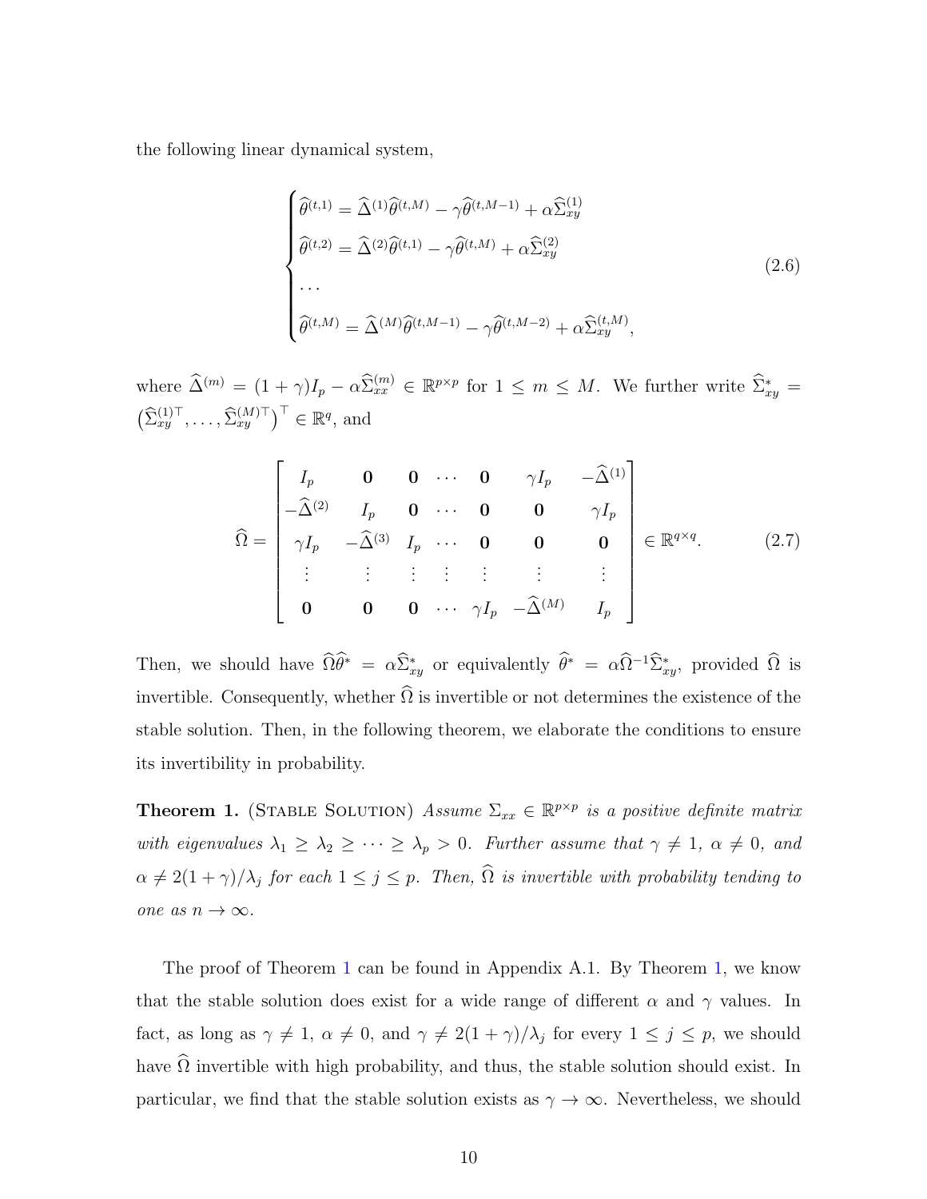the following linear dynamical system,

$$
\begin{cases}
\widehat{\theta}^{(t,1)} = \widehat{\Delta}^{(1)}\widehat{\theta}^{(t,M)} - \gamma\widehat{\theta}^{(t,M-1)} + \alpha\widehat{\Sigma}_{xy}^{(1)} \\
\widehat{\theta}^{(t,2)} = \widehat{\Delta}^{(2)}\widehat{\theta}^{(t,1)} - \gamma\widehat{\theta}^{(t,M)} + \alpha\widehat{\Sigma}_{xy}^{(2)} \\
\cdots \\
\widehat{\theta}^{(t,M)} = \widehat{\Delta}^{(M)}\widehat{\theta}^{(t,M-1)} - \gamma\widehat{\theta}^{(t,M-2)} + \alpha\widehat{\Sigma}_{xy}^{(t,M)},
\end{cases}
\tag{2.6}
$$

where $\widehat{\Delta}^{(m)} = (1+\gamma)I_p - \alpha\widehat{\Sigma}_{xx}^{(m)} \in \mathbb{R}^{p\times p}$ for $1 \le m \le M$. We further write $\widehat{\Sigma}_{xy}^{*} = \big(\widehat{\Sigma}_{xy}^{(1)\top}, \ldots, \widehat{\Sigma}_{xy}^{(M)\top}\big)^\top \in \mathbb{R}^q$, and

$$
\widehat{\Omega} = \begin{bmatrix}
I_p & \mathbf{0} & \mathbf{0} & \cdots & \mathbf{0} & \gamma I_p & -\widehat{\Delta}^{(1)} \\
-\widehat{\Delta}^{(2)} & I_p & \mathbf{0} & \cdots & \mathbf{0} & \mathbf{0} & \gamma I_p \\
\gamma I_p & -\widehat{\Delta}^{(3)} & I_p & \cdots & \mathbf{0} & \mathbf{0} & \mathbf{0} \\
\vdots & \vdots & \vdots & \vdots & \vdots & \vdots & \vdots \\
\mathbf{0} & \mathbf{0} & \mathbf{0} & \cdots & \gamma I_p & -\widehat{\Delta}^{(M)} & I_p
\end{bmatrix} \in \mathbb{R}^{q\times q}.
\tag{2.7}
$$

Then, we should have $\widehat{\Omega}\widehat{\theta}^{*} = \alpha\widehat{\Sigma}_{xy}^{*}$ or equivalently $\widehat{\theta}^{*} = \alpha\widehat{\Omega}^{-1}\widehat{\Sigma}_{xy}^{*}$, provided $\widehat{\Omega}$ is invertible. Consequently, whether $\widehat{\Omega}$ is invertible or not determines the existence of the stable solution. Then, in the following theorem, we elaborate the conditions to ensure its invertibility in probability.

**Theorem 1.** (Stable Solution) *Assume $\Sigma_{xx} \in \mathbb{R}^{p\times p}$ is a positive definite matrix with eigenvalues $\lambda_1 \ge \lambda_2 \ge \cdots \ge \lambda_p > 0$. Further assume that $\gamma \ne 1$, $\alpha \ne 0$, and $\alpha \ne 2(1+\gamma)/\lambda_j$ for each $1 \le j \le p$. Then, $\widehat{\Omega}$ is invertible with probability tending to one as $n \to \infty$.*

The proof of Theorem 1 can be found in Appendix A.1. By Theorem 1, we know that the stable solution does exist for a wide range of different $\alpha$ and $\gamma$ values. In fact, as long as $\gamma \ne 1$, $\alpha \ne 0$, and $\gamma \ne 2(1+\gamma)/\lambda_j$ for every $1 \le j \le p$, we should have $\widehat{\Omega}$ invertible with high probability, and thus, the stable solution should exist. In particular, we find that the stable solution exists as $\gamma \to \infty$. Nevertheless, we should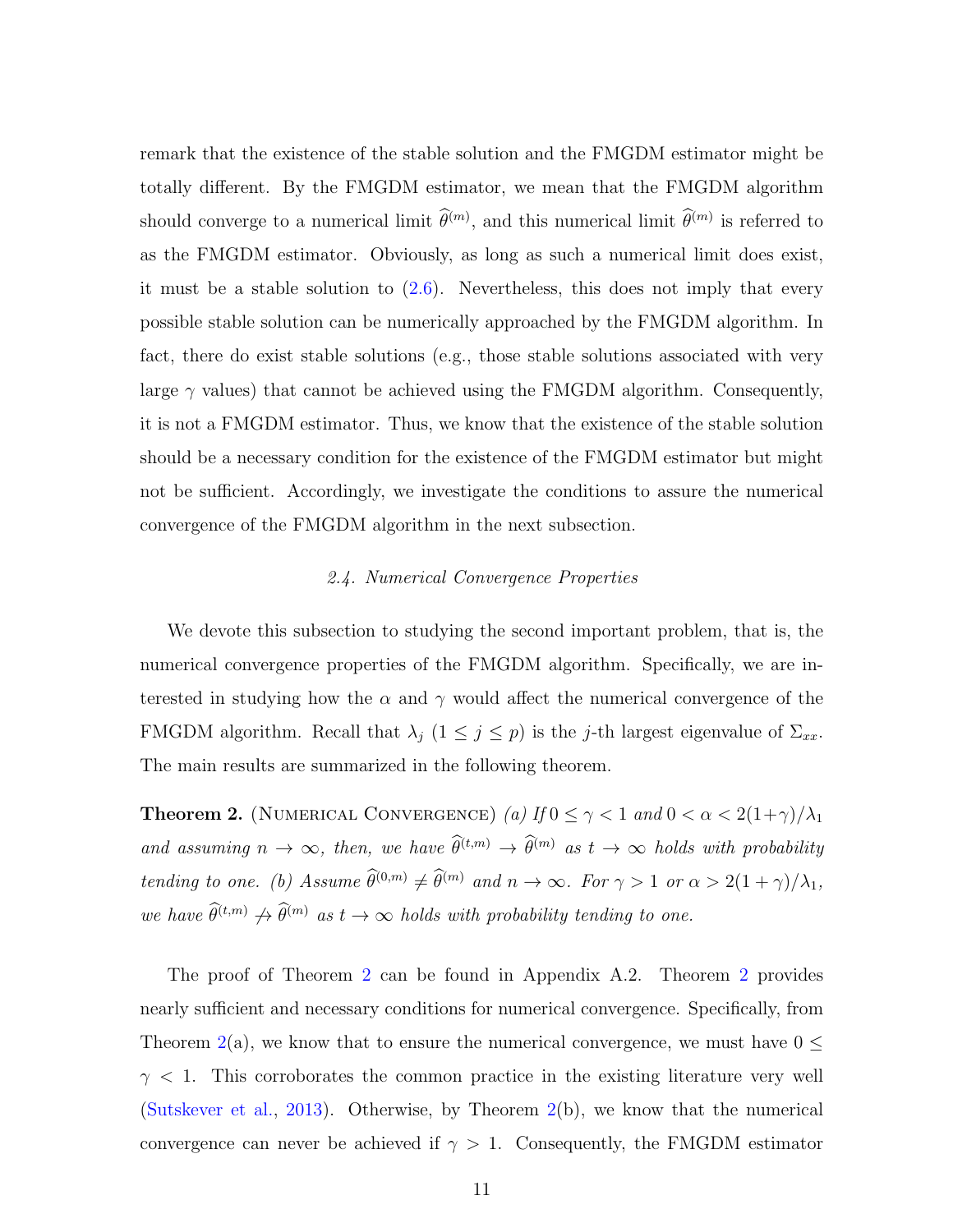remark that the existence of the stable solution and the FMGDM estimator might be totally different. By the FMGDM estimator, we mean that the FMGDM algorithm should converge to a numerical limit $\widehat{\theta}^{(m)}$, and this numerical limit $\widehat{\theta}^{(m)}$ is referred to as the FMGDM estimator. Obviously, as long as such a numerical limit does exist, it must be a stable solution to (2.6). Nevertheless, this does not imply that every possible stable solution can be numerically approached by the FMGDM algorithm. In fact, there do exist stable solutions (e.g., those stable solutions associated with very large $\gamma$ values) that cannot be achieved using the FMGDM algorithm. Consequently, it is not a FMGDM estimator. Thus, we know that the existence of the stable solution should be a necessary condition for the existence of the FMGDM estimator but might not be sufficient. Accordingly, we investigate the conditions to assure the numerical convergence of the FMGDM algorithm in the next subsection.

### *2.4. Numerical Convergence Properties*

We devote this subsection to studying the second important problem, that is, the numerical convergence properties of the FMGDM algorithm. Specifically, we are interested in studying how the $\alpha$ and $\gamma$ would affect the numerical convergence of the FMGDM algorithm. Recall that $\lambda_j$ ($1 \le j \le p$) is the $j$-th largest eigenvalue of $\Sigma_{xx}$. The main results are summarized in the following theorem.

**Theorem 2.** (Numerical Convergence) *(a) If $0 \le \gamma < 1$ and $0 < \alpha < 2(1+\gamma)/\lambda_1$ and assuming $n \to \infty$, then, we have $\widehat{\theta}^{(t,m)} \to \widehat{\theta}^{(m)}$ as $t \to \infty$ holds with probability tending to one. (b) Assume $\widehat{\theta}^{(0,m)} \neq \widehat{\theta}^{(m)}$ and $n \to \infty$. For $\gamma > 1$ or $\alpha > 2(1+\gamma)/\lambda_1$, we have $\widehat{\theta}^{(t,m)} \not\to \widehat{\theta}^{(m)}$ as $t \to \infty$ holds with probability tending to one.*

The proof of Theorem 2 can be found in Appendix A.2. Theorem 2 provides nearly sufficient and necessary conditions for numerical convergence. Specifically, from Theorem 2(a), we know that to ensure the numerical convergence, we must have $0 \le \gamma < 1$. This corroborates the common practice in the existing literature very well (Sutskever et al., 2013). Otherwise, by Theorem 2(b), we know that the numerical convergence can never be achieved if $\gamma > 1$. Consequently, the FMGDM estimator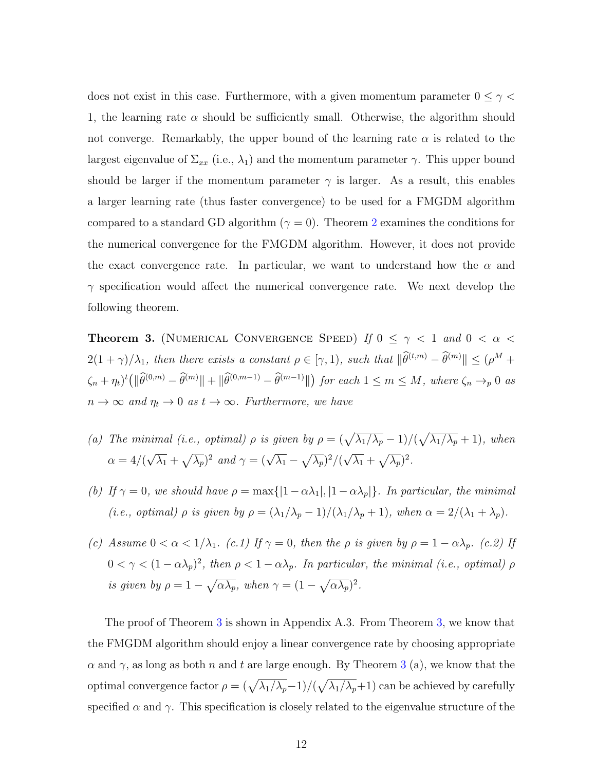does not exist in this case. Furthermore, with a given momentum parameter $0 \leq \gamma < 1$, the learning rate $\alpha$ should be sufficiently small. Otherwise, the algorithm should not converge. Remarkably, the upper bound of the learning rate $\alpha$ is related to the largest eigenvalue of $\Sigma_{xx}$ (i.e., $\lambda_1$) and the momentum parameter $\gamma$. This upper bound should be larger if the momentum parameter $\gamma$ is larger. As a result, this enables a larger learning rate (thus faster convergence) to be used for a FMGDM algorithm compared to a standard GD algorithm ($\gamma = 0$). Theorem 2 examines the conditions for the numerical convergence for the FMGDM algorithm. However, it does not provide the exact convergence rate. In particular, we want to understand how the $\alpha$ and $\gamma$ specification would affect the numerical convergence rate. We next develop the following theorem.

**Theorem 3.** (Numerical Convergence Speed) *If $0 \leq \gamma < 1$ and $0 < \alpha < 2(1+\gamma)/\lambda_1$, then there exists a constant $\rho \in [\gamma, 1)$, such that $\|\widehat{\theta}^{(t,m)} - \widehat{\theta}^{(m)}\| \leq (\rho^M + \zeta_n + \eta_t)^t \big(\|\widehat{\theta}^{(0,m)} - \widehat{\theta}^{(m)}\| + \|\widehat{\theta}^{(0,m-1)} - \widehat{\theta}^{(m-1)}\|\big)$ for each $1 \leq m \leq M$, where $\zeta_n \to_p 0$ as $n \to \infty$ and $\eta_t \to 0$ as $t \to \infty$. Furthermore, we have*

*(a) The minimal (i.e., optimal) $\rho$ is given by $\rho = (\sqrt{\lambda_1/\lambda_p} - 1)/(\sqrt{\lambda_1/\lambda_p} + 1)$, when $\alpha = 4/(\sqrt{\lambda_1} + \sqrt{\lambda_p})^2$ and $\gamma = (\sqrt{\lambda_1} - \sqrt{\lambda_p})^2/(\sqrt{\lambda_1} + \sqrt{\lambda_p})^2$.*

*(b) If $\gamma = 0$, we should have $\rho = \max\{|1 - \alpha\lambda_1|, |1 - \alpha\lambda_p|\}$. In particular, the minimal (i.e., optimal) $\rho$ is given by $\rho = (\lambda_1/\lambda_p - 1)/(\lambda_1/\lambda_p + 1)$, when $\alpha = 2/(\lambda_1 + \lambda_p)$.*

*(c) Assume $0 < \alpha < 1/\lambda_1$. (c.1) If $\gamma = 0$, then the $\rho$ is given by $\rho = 1 - \alpha\lambda_p$. (c.2) If $0 < \gamma < (1 - \alpha\lambda_p)^2$, then $\rho < 1 - \alpha\lambda_p$. In particular, the minimal (i.e., optimal) $\rho$ is given by $\rho = 1 - \sqrt{\alpha\lambda_p}$, when $\gamma = (1 - \sqrt{\alpha\lambda_p})^2$.*

The proof of Theorem 3 is shown in Appendix A.3. From Theorem 3, we know that the FMGDM algorithm should enjoy a linear convergence rate by choosing appropriate $\alpha$ and $\gamma$, as long as both $n$ and $t$ are large enough. By Theorem 3 (a), we know that the optimal convergence factor $\rho = (\sqrt{\lambda_1/\lambda_p} - 1)/(\sqrt{\lambda_1/\lambda_p} + 1)$ can be achieved by carefully specified $\alpha$ and $\gamma$. This specification is closely related to the eigenvalue structure of the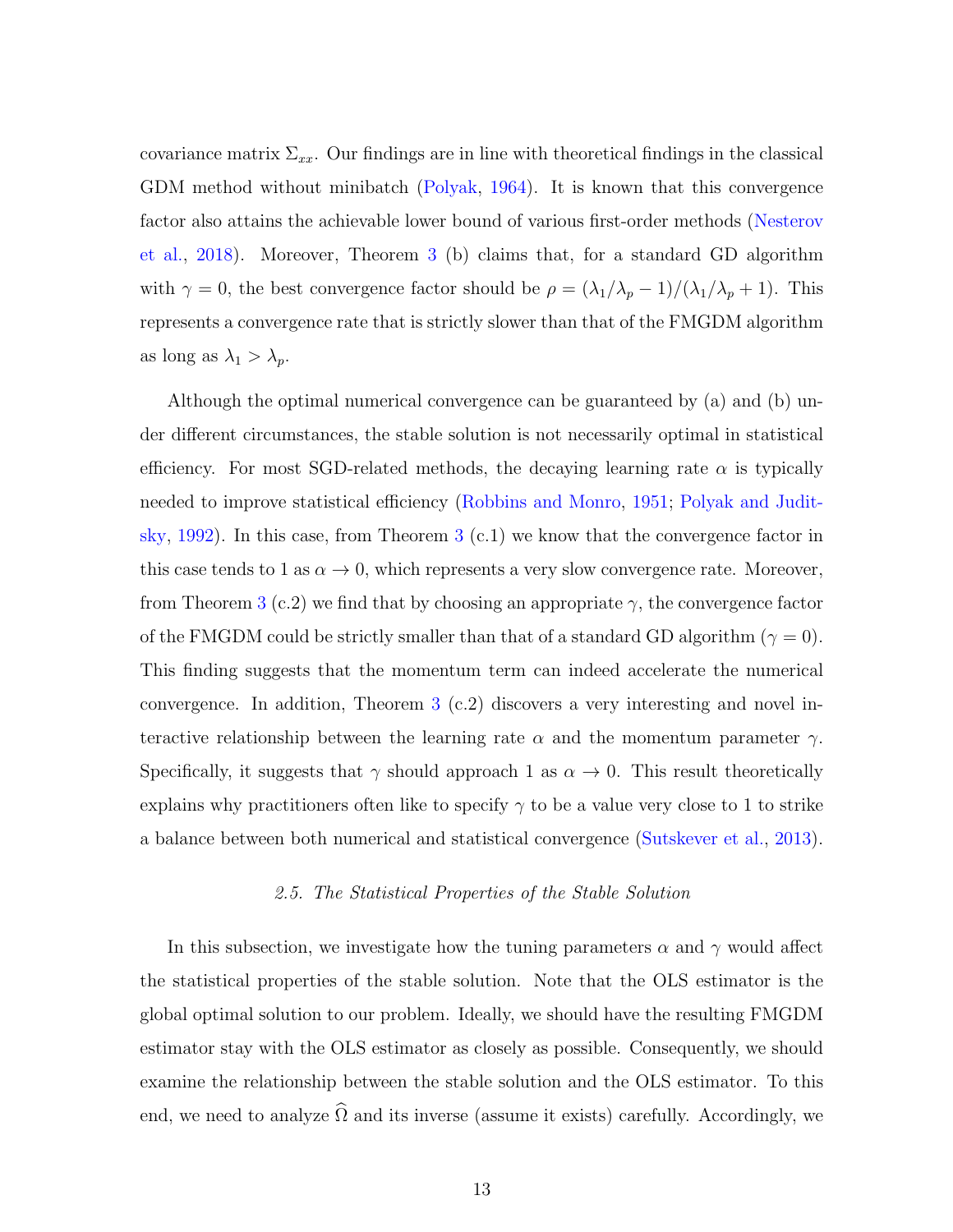covariance matrix $\Sigma_{xx}$. Our findings are in line with theoretical findings in the classical GDM method without minibatch (Polyak, 1964). It is known that this convergence factor also attains the achievable lower bound of various first-order methods (Nesterov et al., 2018). Moreover, Theorem 3 (b) claims that, for a standard GD algorithm with $\gamma = 0$, the best convergence factor should be $\rho = (\lambda_1/\lambda_p - 1)/(\lambda_1/\lambda_p + 1)$. This represents a convergence rate that is strictly slower than that of the FMGDM algorithm as long as $\lambda_1 > \lambda_p$.

Although the optimal numerical convergence can be guaranteed by (a) and (b) under different circumstances, the stable solution is not necessarily optimal in statistical efficiency. For most SGD-related methods, the decaying learning rate $\alpha$ is typically needed to improve statistical efficiency (Robbins and Monro, 1951; Polyak and Juditsky, 1992). In this case, from Theorem 3 (c.1) we know that the convergence factor in this case tends to 1 as $\alpha \to 0$, which represents a very slow convergence rate. Moreover, from Theorem 3 (c.2) we find that by choosing an appropriate $\gamma$, the convergence factor of the FMGDM could be strictly smaller than that of a standard GD algorithm ($\gamma = 0$). This finding suggests that the momentum term can indeed accelerate the numerical convergence. In addition, Theorem 3 (c.2) discovers a very interesting and novel interactive relationship between the learning rate $\alpha$ and the momentum parameter $\gamma$. Specifically, it suggests that $\gamma$ should approach 1 as $\alpha \to 0$. This result theoretically explains why practitioners often like to specify $\gamma$ to be a value very close to 1 to strike a balance between both numerical and statistical convergence (Sutskever et al., 2013).

### *2.5. The Statistical Properties of the Stable Solution*

In this subsection, we investigate how the tuning parameters $\alpha$ and $\gamma$ would affect the statistical properties of the stable solution. Note that the OLS estimator is the global optimal solution to our problem. Ideally, we should have the resulting FMGDM estimator stay with the OLS estimator as closely as possible. Consequently, we should examine the relationship between the stable solution and the OLS estimator. To this end, we need to analyze $\widehat{\Omega}$ and its inverse (assume it exists) carefully. Accordingly, we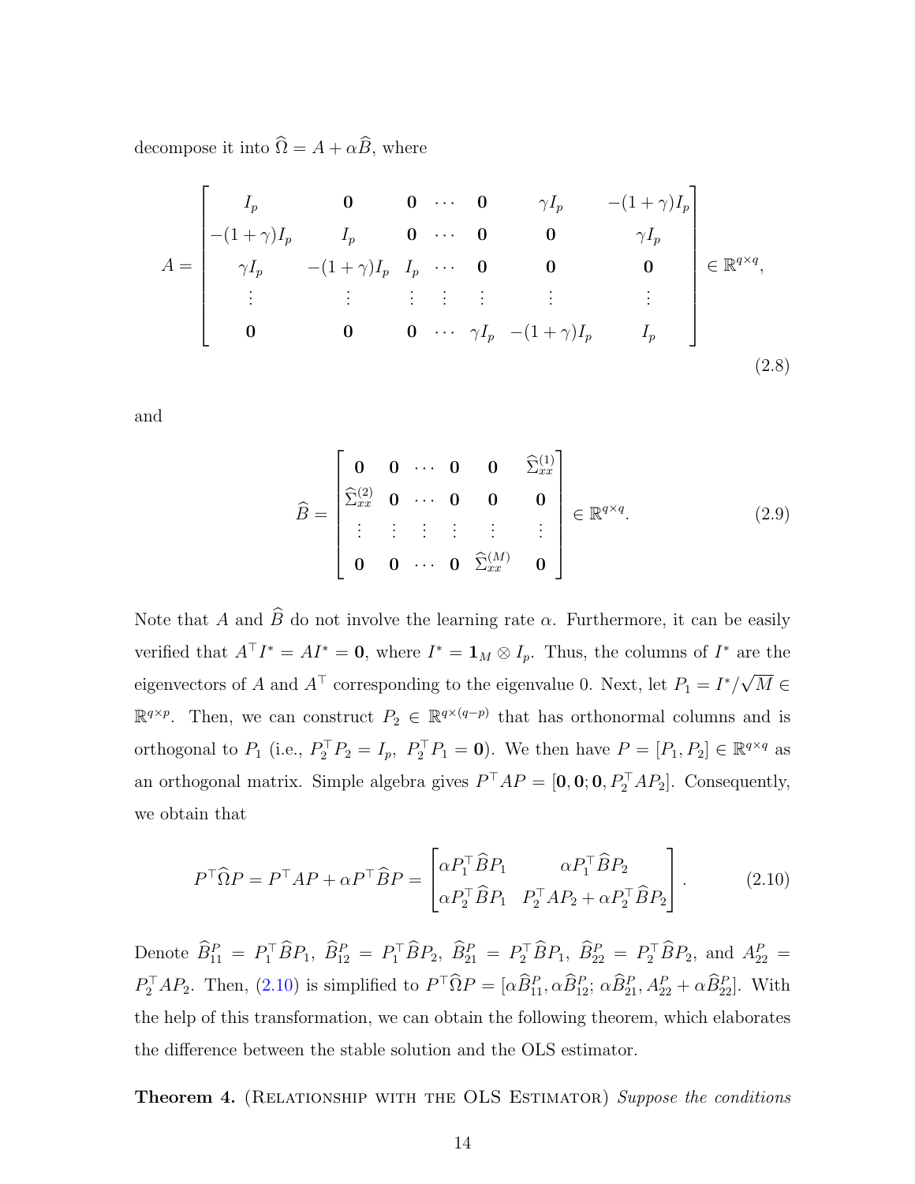decompose it into $\widehat{\Omega} = A + \alpha \widehat{B}$, where

$$
A = \begin{bmatrix}
I_p & \mathbf{0} & \mathbf{0} & \cdots & \mathbf{0} & \gamma I_p & -(1+\gamma) I_p \\
-(1+\gamma) I_p & I_p & \mathbf{0} & \cdots & \mathbf{0} & \mathbf{0} & \gamma I_p \\
\gamma I_p & -(1+\gamma) I_p & I_p & \cdots & \mathbf{0} & \mathbf{0} & \mathbf{0} \\
\vdots & \vdots & \vdots & \vdots & \vdots & \vdots & \vdots \\
\mathbf{0} & \mathbf{0} & \mathbf{0} & \cdots & \gamma I_p & -(1+\gamma) I_p & I_p
\end{bmatrix} \in \mathbb{R}^{q \times q}, \tag{2.8}
$$

and

$$
\widehat{B} = \begin{bmatrix}
\mathbf{0} & \mathbf{0} & \cdots & \mathbf{0} & \mathbf{0} & \widehat{\Sigma}_{xx}^{(1)} \\
\widehat{\Sigma}_{xx}^{(2)} & \mathbf{0} & \cdots & \mathbf{0} & \mathbf{0} & \mathbf{0} \\
\vdots & \vdots & \vdots & \vdots & \vdots & \vdots \\
\mathbf{0} & \mathbf{0} & \cdots & \mathbf{0} & \widehat{\Sigma}_{xx}^{(M)} & \mathbf{0}
\end{bmatrix} \in \mathbb{R}^{q \times q}. \tag{2.9}
$$

Note that $A$ and $\widehat{B}$ do not involve the learning rate $\alpha$. Furthermore, it can be easily verified that $A^\top I^* = A I^* = \mathbf{0}$, where $I^* = \mathbf{1}_M \otimes I_p$. Thus, the columns of $I^*$ are the eigenvectors of $A$ and $A^\top$ corresponding to the eigenvalue 0. Next, let $P_1 = I^*/\sqrt{M} \in \mathbb{R}^{q \times p}$. Then, we can construct $P_2 \in \mathbb{R}^{q \times (q-p)}$ that has orthonormal columns and is orthogonal to $P_1$ (i.e., $P_2^\top P_2 = I_p$, $P_2^\top P_1 = \mathbf{0}$). We then have $P = [P_1, P_2] \in \mathbb{R}^{q \times q}$ as an orthogonal matrix. Simple algebra gives $P^\top A P = [\mathbf{0}, \mathbf{0}; \mathbf{0}, P_2^\top A P_2]$. Consequently, we obtain that

$$
P^\top \widehat{\Omega} P = P^\top A P + \alpha P^\top \widehat{B} P = \begin{bmatrix}
\alpha P_1^\top \widehat{B} P_1 & \alpha P_1^\top \widehat{B} P_2 \\
\alpha P_2^\top \widehat{B} P_1 & P_2^\top A P_2 + \alpha P_2^\top \widehat{B} P_2
\end{bmatrix}. \tag{2.10}
$$

Denote $\widehat{B}_{11}^P = P_1^\top \widehat{B} P_1$, $\widehat{B}_{12}^P = P_1^\top \widehat{B} P_2$, $\widehat{B}_{21}^P = P_2^\top \widehat{B} P_1$, $\widehat{B}_{22}^P = P_2^\top \widehat{B} P_2$, and $A_{22}^P = P_2^\top A P_2$. Then, (2.10) is simplified to $P^\top \widehat{\Omega} P = [\alpha \widehat{B}_{11}^P, \alpha \widehat{B}_{12}^P; \alpha \widehat{B}_{21}^P, A_{22}^P + \alpha \widehat{B}_{22}^P]$. With the help of this transformation, we can obtain the following theorem, which elaborates the difference between the stable solution and the OLS estimator.

**Theorem 4.** (Relationship with the OLS Estimator) *Suppose the conditions*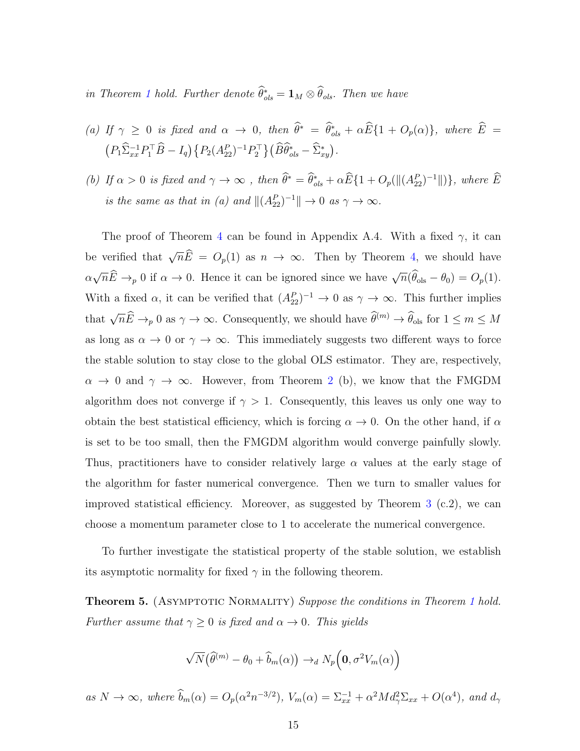*in Theorem 1 hold. Further denote $\widehat{\theta}^*_{ols} = \mathbf{1}_M \otimes \widehat{\theta}_{ols}$. Then we have*

*(a) If $\gamma \geq 0$ is fixed and $\alpha \to 0$, then $\widehat{\theta}^* = \widehat{\theta}^*_{ols} + \alpha \widehat{E}\{1 + O_p(\alpha)\}$, where $\widehat{E} = \big(P_1 \widehat{\Sigma}_{xx}^{-1} P_1^\top \widehat{B} - I_q\big)\big\{P_2 (A^P_{22})^{-1} P_2^\top\big\}\big(\widehat{B}\widehat{\theta}^*_{ols} - \widehat{\Sigma}^*_{xy}\big)$.*

*(b) If $\alpha > 0$ is fixed and $\gamma \to \infty$ , then $\widehat{\theta}^* = \widehat{\theta}^*_{ols} + \alpha \widehat{E}\{1 + O_p(\|(A^P_{22})^{-1}\|)\}$, where $\widehat{E}$ is the same as that in (a) and $\|(A^P_{22})^{-1}\| \to 0$ as $\gamma \to \infty$.*

The proof of Theorem 4 can be found in Appendix A.4. With a fixed $\gamma$, it can be verified that $\sqrt{n}\widehat{E} = O_p(1)$ as $n \to \infty$. Then by Theorem 4, we should have $\alpha\sqrt{n}\widehat{E} \to_p 0$ if $\alpha \to 0$. Hence it can be ignored since we have $\sqrt{n}(\widehat{\theta}_{\text{ols}} - \theta_0) = O_p(1)$. With a fixed $\alpha$, it can be verified that $(A^P_{22})^{-1} \to 0$ as $\gamma \to \infty$. This further implies that $\sqrt{n}\widehat{E} \to_p 0$ as $\gamma \to \infty$. Consequently, we should have $\widehat{\theta}^{(m)} \to \widehat{\theta}_{\text{ols}}$ for $1 \leq m \leq M$ as long as $\alpha \to 0$ or $\gamma \to \infty$. This immediately suggests two different ways to force the stable solution to stay close to the global OLS estimator. They are, respectively, $\alpha \to 0$ and $\gamma \to \infty$. However, from Theorem 2 (b), we know that the FMGDM algorithm does not converge if $\gamma > 1$. Consequently, this leaves us only one way to obtain the best statistical efficiency, which is forcing $\alpha \to 0$. On the other hand, if $\alpha$ is set to be too small, then the FMGDM algorithm would converge painfully slowly. Thus, practitioners have to consider relatively large $\alpha$ values at the early stage of the algorithm for faster numerical convergence. Then we turn to smaller values for improved statistical efficiency. Moreover, as suggested by Theorem 3 (c.2), we can choose a momentum parameter close to 1 to accelerate the numerical convergence.

To further investigate the statistical property of the stable solution, we establish its asymptotic normality for fixed $\gamma$ in the following theorem.

**Theorem 5.** (Asympotic Normality) *Suppose the conditions in Theorem 1 hold. Further assume that $\gamma \geq 0$ is fixed and $\alpha \to 0$. This yields*

$$\sqrt{N}\big(\widehat{\theta}^{(m)} - \theta_0 + \widehat{b}_m(\alpha)\big) \to_d N_p\Big(\mathbf{0}, \sigma^2 V_m(\alpha)\Big)$$

*as $N \to \infty$, where $\widehat{b}_m(\alpha) = O_p(\alpha^2 n^{-3/2})$, $V_m(\alpha) = \Sigma_{xx}^{-1} + \alpha^2 M d_\gamma^2 \Sigma_{xx} + O(\alpha^4)$, and $d_\gamma$*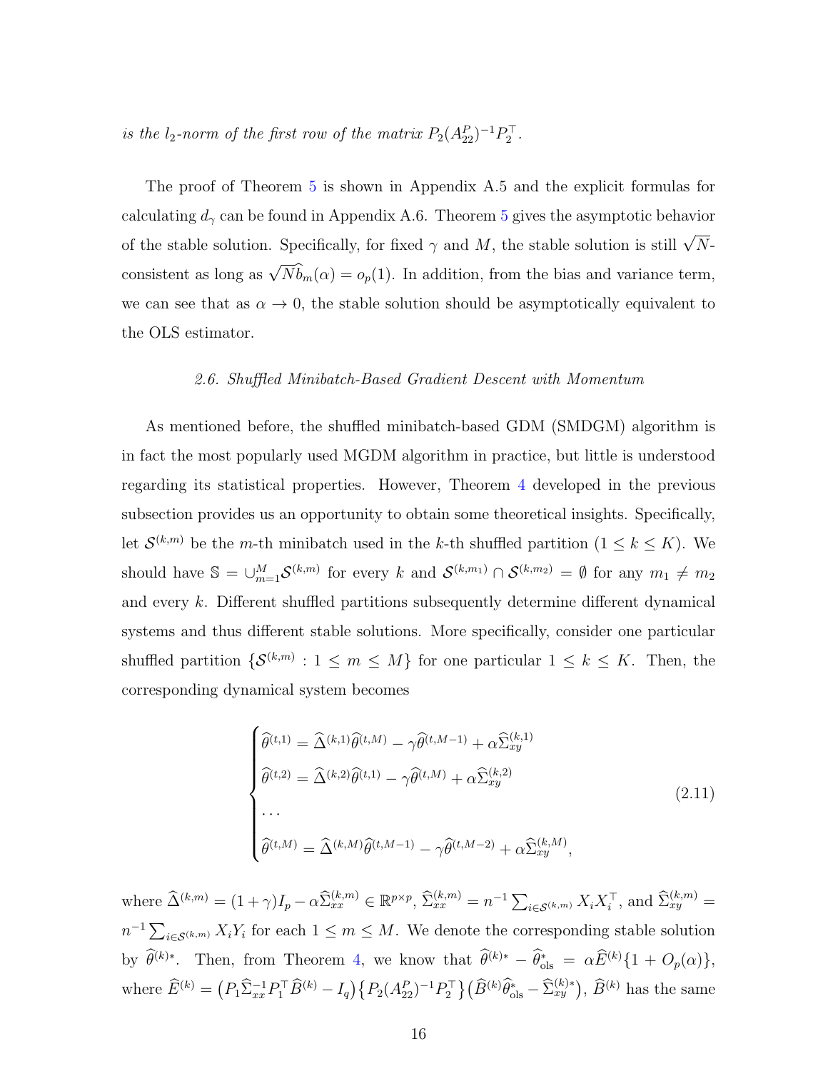*is the $l_2$-norm of the first row of the matrix $P_2(A_{22}^P)^{-1}P_2^\top$.*

The proof of Theorem 5 is shown in Appendix A.5 and the explicit formulas for calculating $d_\gamma$ can be found in Appendix A.6. Theorem 5 gives the asymptotic behavior of the stable solution. Specifically, for fixed $\gamma$ and $M$, the stable solution is still $\sqrt{N}$-consistent as long as $\sqrt{N}\widehat{b}_m(\alpha) = o_p(1)$. In addition, from the bias and variance term, we can see that as $\alpha \to 0$, the stable solution should be asymptotically equivalent to the OLS estimator.

### 2.6. Shuffled Minibatch-Based Gradient Descent with Momentum

As mentioned before, the shuffled minibatch-based GDM (SMDGM) algorithm is in fact the most popularly used MGDM algorithm in practice, but little is understood regarding its statistical properties. However, Theorem 4 developed in the previous subsection provides us an opportunity to obtain some theoretical insights. Specifically, let $\mathcal{S}^{(k,m)}$ be the $m$-th minibatch used in the $k$-th shuffled partition ($1 \le k \le K$). We should have $\mathbb{S} = \cup_{m=1}^M \mathcal{S}^{(k,m)}$ for every $k$ and $\mathcal{S}^{(k,m_1)} \cap \mathcal{S}^{(k,m_2)} = \emptyset$ for any $m_1 \neq m_2$ and every $k$. Different shuffled partitions subsequently determine different dynamical systems and thus different stable solutions. More specifically, consider one particular shuffled partition $\{\mathcal{S}^{(k,m)} : 1 \le m \le M\}$ for one particular $1 \le k \le K$. Then, the corresponding dynamical system becomes

$$
\begin{cases}
\widehat{\theta}^{(t,1)} = \widehat{\Delta}^{(k,1)}\widehat{\theta}^{(t,M)} - \gamma\widehat{\theta}^{(t,M-1)} + \alpha\widehat{\Sigma}_{xy}^{(k,1)} \\
\widehat{\theta}^{(t,2)} = \widehat{\Delta}^{(k,2)}\widehat{\theta}^{(t,1)} - \gamma\widehat{\theta}^{(t,M)} + \alpha\widehat{\Sigma}_{xy}^{(k,2)} \\
\dots \\
\widehat{\theta}^{(t,M)} = \widehat{\Delta}^{(k,M)}\widehat{\theta}^{(t,M-1)} - \gamma\widehat{\theta}^{(t,M-2)} + \alpha\widehat{\Sigma}_{xy}^{(k,M)},
\end{cases}
\tag{2.11}
$$

where $\widehat{\Delta}^{(k,m)} = (1+\gamma)I_p - \alpha\widehat{\Sigma}_{xx}^{(k,m)} \in \mathbb{R}^{p\times p}$, $\widehat{\Sigma}_{xx}^{(k,m)} = n^{-1}\sum_{i\in\mathcal{S}^{(k,m)}} X_i X_i^\top$, and $\widehat{\Sigma}_{xy}^{(k,m)} = n^{-1}\sum_{i\in\mathcal{S}^{(k,m)}} X_i Y_i$ for each $1 \le m \le M$. We denote the corresponding stable solution by $\widehat{\theta}^{(k)*}$. Then, from Theorem 4, we know that $\widehat{\theta}^{(k)*} - \widehat{\theta}_{\text{ols}}^* = \alpha\widehat{E}^{(k)}\{1 + O_p(\alpha)\}$, where $\widehat{E}^{(k)} = \big(P_1\widehat{\Sigma}_{xx}^{-1}P_1^\top\widehat{B}^{(k)} - I_q\big)\big\{P_2(A_{22}^P)^{-1}P_2^\top\big\}\big(\widehat{B}^{(k)}\widehat{\theta}_{\text{ols}}^* - \widehat{\Sigma}_{xy}^{(k)*}\big)$, $\widehat{B}^{(k)}$ has the same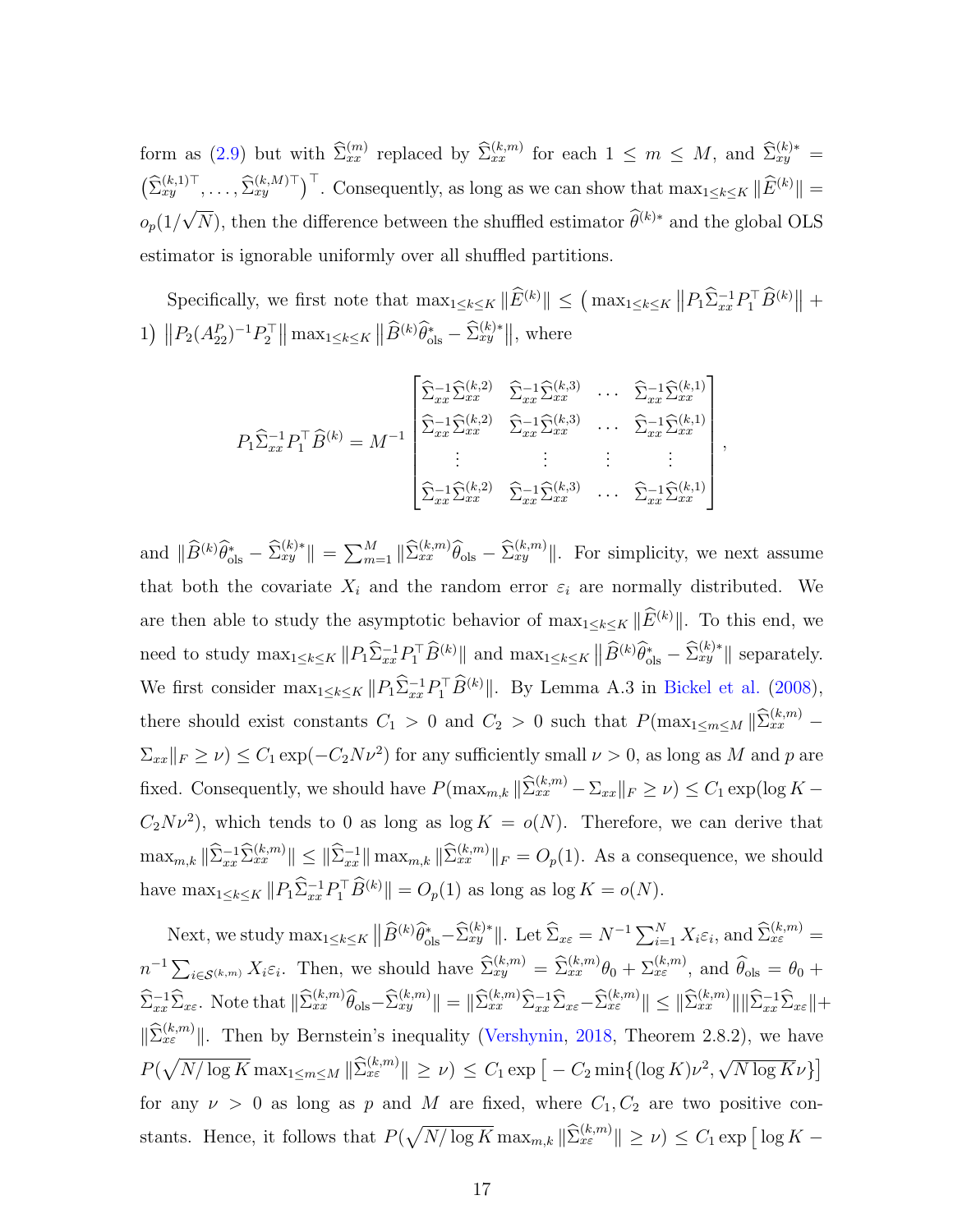form as (2.9) but with $\widehat{\Sigma}_{xx}^{(m)}$ replaced by $\widehat{\Sigma}_{xx}^{(k,m)}$ for each $1 \leq m \leq M$, and $\widehat{\Sigma}_{xy}^{(k)*} = \big(\widehat{\Sigma}_{xy}^{(k,1)\top}, \ldots, \widehat{\Sigma}_{xy}^{(k,M)\top}\big)^\top$. Consequently, as long as we can show that $\max_{1\leq k\leq K} \|\widehat{E}^{(k)}\| = o_p(1/\sqrt{N})$, then the difference between the shuffled estimator $\widehat{\theta}^{(k)*}$ and the global OLS estimator is ignorable uniformly over all shuffled partitions.

Specifically, we first note that $\max_{1\leq k\leq K} \|\widehat{E}^{(k)}\| \leq \big(\max_{1\leq k\leq K} \big\|P_1 \widehat{\Sigma}_{xx}^{-1} P_1^\top \widehat{B}^{(k)}\big\| + 1\big) \, \big\|P_2 (A_{22}^P)^{-1} P_2^\top\big\| \max_{1\leq k\leq K} \big\|\widehat{B}^{(k)}\widehat{\theta}_{\text{ols}}^* - \widehat{\Sigma}_{xy}^{(k)*}\big\|$, where

$$
P_1 \widehat{\Sigma}_{xx}^{-1} P_1^\top \widehat{B}^{(k)} = M^{-1} \begin{bmatrix} \widehat{\Sigma}_{xx}^{-1}\widehat{\Sigma}_{xx}^{(k,2)} & \widehat{\Sigma}_{xx}^{-1}\widehat{\Sigma}_{xx}^{(k,3)} & \ldots & \widehat{\Sigma}_{xx}^{-1}\widehat{\Sigma}_{xx}^{(k,1)} \\ \widehat{\Sigma}_{xx}^{-1}\widehat{\Sigma}_{xx}^{(k,2)} & \widehat{\Sigma}_{xx}^{-1}\widehat{\Sigma}_{xx}^{(k,3)} & \ldots & \widehat{\Sigma}_{xx}^{-1}\widehat{\Sigma}_{xx}^{(k,1)} \\ \vdots & \vdots & \vdots & \vdots \\ \widehat{\Sigma}_{xx}^{-1}\widehat{\Sigma}_{xx}^{(k,2)} & \widehat{\Sigma}_{xx}^{-1}\widehat{\Sigma}_{xx}^{(k,3)} & \ldots & \widehat{\Sigma}_{xx}^{-1}\widehat{\Sigma}_{xx}^{(k,1)} \end{bmatrix},
$$

and $\|\widehat{B}^{(k)}\widehat{\theta}_{\text{ols}}^* - \widehat{\Sigma}_{xy}^{(k)*}\| = \sum_{m=1}^M \|\widehat{\Sigma}_{xx}^{(k,m)}\widehat{\theta}_{\text{ols}} - \widehat{\Sigma}_{xy}^{(k,m)}\|$. For simplicity, we next assume that both the covariate $X_i$ and the random error $\varepsilon_i$ are normally distributed. We are then able to study the asymptotic behavior of $\max_{1\leq k\leq K} \|\widehat{E}^{(k)}\|$. To this end, we need to study $\max_{1\leq k\leq K} \|P_1 \widehat{\Sigma}_{xx}^{-1} P_1^\top \widehat{B}^{(k)}\|$ and $\max_{1\leq k\leq K} \big\|\widehat{B}^{(k)}\widehat{\theta}_{\text{ols}}^* - \widehat{\Sigma}_{xy}^{(k)*}\big\|$ separately. We first consider $\max_{1\leq k\leq K} \|P_1 \widehat{\Sigma}_{xx}^{-1} P_1^\top \widehat{B}^{(k)}\|$. By Lemma A.3 in Bickel et al. (2008), there should exist constants $C_1 > 0$ and $C_2 > 0$ such that $P(\max_{1\leq m\leq M} \|\widehat{\Sigma}_{xx}^{(k,m)} - \Sigma_{xx}\|_F \geq \nu) \leq C_1 \exp(-C_2 N \nu^2)$ for any sufficiently small $\nu > 0$, as long as $M$ and $p$ are fixed. Consequently, we should have $P(\max_{m,k} \|\widehat{\Sigma}_{xx}^{(k,m)} - \Sigma_{xx}\|_F \geq \nu) \leq C_1 \exp(\log K - C_2 N \nu^2)$, which tends to 0 as long as $\log K = o(N)$. Therefore, we can derive that $\max_{m,k} \|\widehat{\Sigma}_{xx}^{-1}\widehat{\Sigma}_{xx}^{(k,m)}\| \leq \|\widehat{\Sigma}_{xx}^{-1}\| \max_{m,k} \|\widehat{\Sigma}_{xx}^{(k,m)}\|_F = O_p(1)$. As a consequence, we should have $\max_{1\leq k\leq K} \|P_1 \widehat{\Sigma}_{xx}^{-1} P_1^\top \widehat{B}^{(k)}\| = O_p(1)$ as long as $\log K = o(N)$.

Next, we study $\max_{1\leq k\leq K} \big\|\widehat{B}^{(k)}\widehat{\theta}_{\text{ols}}^* - \widehat{\Sigma}_{xy}^{(k)*}\big\|$. Let $\widehat{\Sigma}_{x\varepsilon} = N^{-1}\sum_{i=1}^N X_i\varepsilon_i$, and $\widehat{\Sigma}_{x\varepsilon}^{(k,m)} = n^{-1}\sum_{i\in\mathcal{S}^{(k,m)}} X_i\varepsilon_i$. Then, we should have $\widehat{\Sigma}_{xy}^{(k,m)} = \widehat{\Sigma}_{xx}^{(k,m)}\theta_0 + \Sigma_{x\varepsilon}^{(k,m)}$, and $\widehat{\theta}_{\text{ols}} = \theta_0 + \widehat{\Sigma}_{xx}^{-1}\widehat{\Sigma}_{x\varepsilon}$. Note that $\|\widehat{\Sigma}_{xx}^{(k,m)}\widehat{\theta}_{\text{ols}} - \widehat{\Sigma}_{xy}^{(k,m)}\| = \|\widehat{\Sigma}_{xx}^{(k,m)}\widehat{\Sigma}_{xx}^{-1}\widehat{\Sigma}_{x\varepsilon} - \widehat{\Sigma}_{x\varepsilon}^{(k,m)}\| \leq \|\widehat{\Sigma}_{xx}^{(k,m)}\|\|\widehat{\Sigma}_{xx}^{-1}\widehat{\Sigma}_{x\varepsilon}\| + \|\widehat{\Sigma}_{x\varepsilon}^{(k,m)}\|$. Then by Bernstein's inequality (Vershynin, 2018, Theorem 2.8.2), we have $P(\sqrt{N/\log K}\max_{1\leq m\leq M} \|\widehat{\Sigma}_{x\varepsilon}^{(k,m)}\| \geq \nu) \leq C_1 \exp\big[-C_2 \min\{(\log K)\nu^2, \sqrt{N\log K}\nu\}\big]$ for any $\nu > 0$ as long as $p$ and $M$ are fixed, where $C_1, C_2$ are two positive constants. Hence, it follows that $P(\sqrt{N/\log K}\max_{m,k} \|\widehat{\Sigma}_{x\varepsilon}^{(k,m)}\| \geq \nu) \leq C_1 \exp\big[\log K -$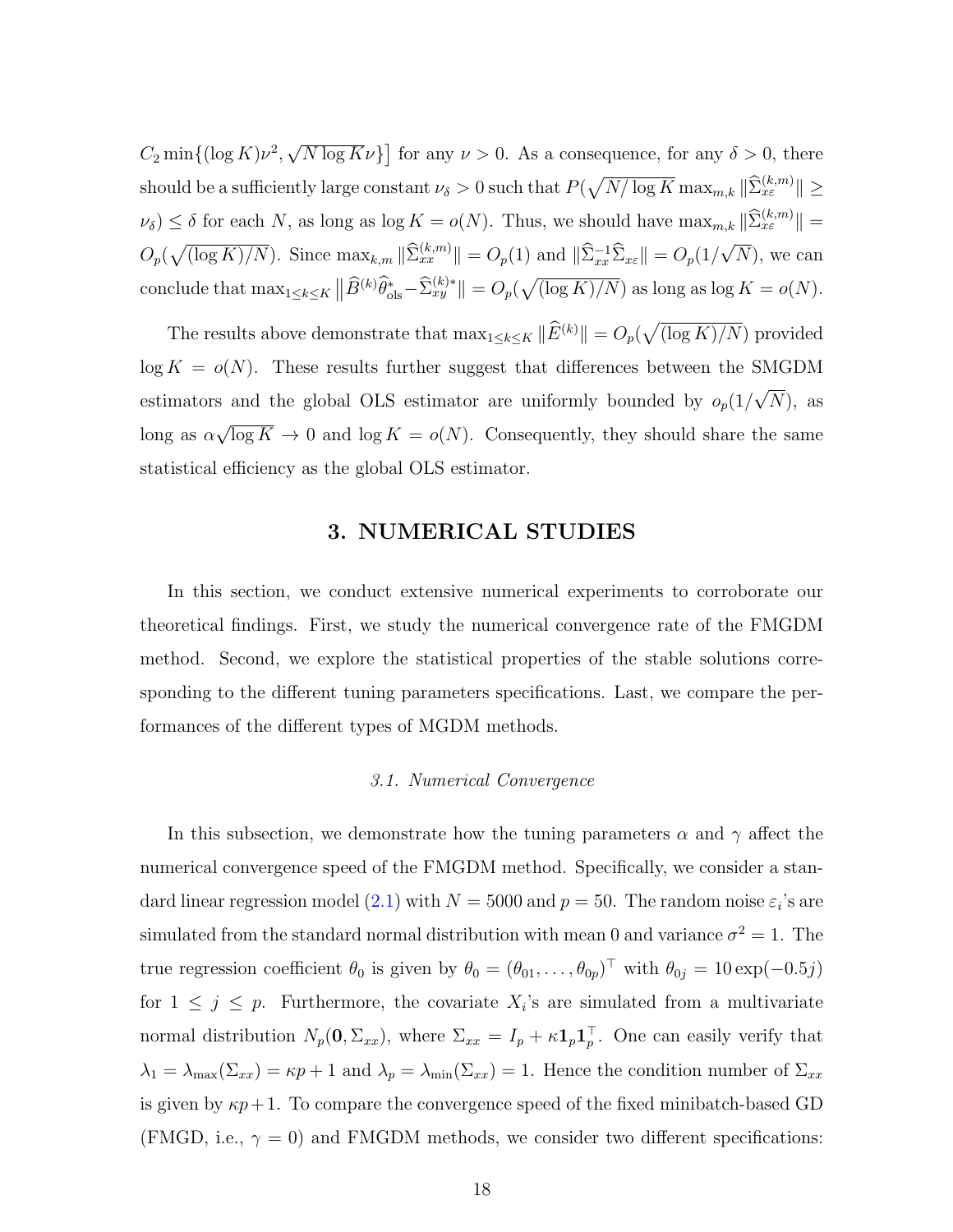$C_2 \min\{(\log K)\nu^2, \sqrt{N \log K}\nu\}\big]$ for any $\nu > 0$. As a consequence, for any $\delta > 0$, there should be a sufficiently large constant $\nu_\delta > 0$ such that $P(\sqrt{N/\log K} \max_{m,k} \|\widehat{\Sigma}_{x\varepsilon}^{(k,m)}\| \geq \nu_\delta) \leq \delta$ for each $N$, as long as $\log K = o(N)$. Thus, we should have $\max_{m,k} \|\widehat{\Sigma}_{x\varepsilon}^{(k,m)}\| = O_p(\sqrt{(\log K)/N})$. Since $\max_{k,m} \|\widehat{\Sigma}_{xx}^{(k,m)}\| = O_p(1)$ and $\|\widehat{\Sigma}_{xx}^{-1}\widehat{\Sigma}_{x\varepsilon}\| = O_p(1/\sqrt{N})$, we can conclude that $\max_{1\leq k\leq K} \big\|\widehat{B}^{(k)}\widehat{\theta}_{\text{ols}}^{*} - \widehat{\Sigma}_{xy}^{(k)*}\big\| = O_p(\sqrt{(\log K)/N})$ as long as $\log K = o(N)$.

The results above demonstrate that $\max_{1\leq k\leq K} \|\widehat{E}^{(k)}\| = O_p(\sqrt{(\log K)/N})$ provided $\log K = o(N)$. These results further suggest that differences between the SMGDM estimators and the global OLS estimator are uniformly bounded by $o_p(1/\sqrt{N})$, as long as $\alpha\sqrt{\log K} \to 0$ and $\log K = o(N)$. Consequently, they should share the same statistical efficiency as the global OLS estimator.

## 3. NUMERICAL STUDIES

In this section, we conduct extensive numerical experiments to corroborate our theoretical findings. First, we study the numerical convergence rate of the FMGDM method. Second, we explore the statistical properties of the stable solutions corresponding to the different tuning parameters specifications. Last, we compare the performances of the different types of MGDM methods.

### *3.1. Numerical Convergence*

In this subsection, we demonstrate how the tuning parameters $\alpha$ and $\gamma$ affect the numerical convergence speed of the FMGDM method. Specifically, we consider a standard linear regression model (2.1) with $N = 5000$ and $p = 50$. The random noise $\varepsilon_i$'s are simulated from the standard normal distribution with mean 0 and variance $\sigma^2 = 1$. The true regression coefficient $\theta_0$ is given by $\theta_0 = (\theta_{01}, \ldots, \theta_{0p})^\top$ with $\theta_{0j} = 10\exp(-0.5j)$ for $1 \leq j \leq p$. Furthermore, the covariate $X_i$'s are simulated from a multivariate normal distribution $N_p(\mathbf{0}, \Sigma_{xx})$, where $\Sigma_{xx} = I_p + \kappa \mathbf{1}_p \mathbf{1}_p^\top$. One can easily verify that $\lambda_1 = \lambda_{\max}(\Sigma_{xx}) = \kappa p + 1$ and $\lambda_p = \lambda_{\min}(\Sigma_{xx}) = 1$. Hence the condition number of $\Sigma_{xx}$ is given by $\kappa p + 1$. To compare the convergence speed of the fixed minibatch-based GD (FMGD, i.e., $\gamma = 0$) and FMGDM methods, we consider two different specifications: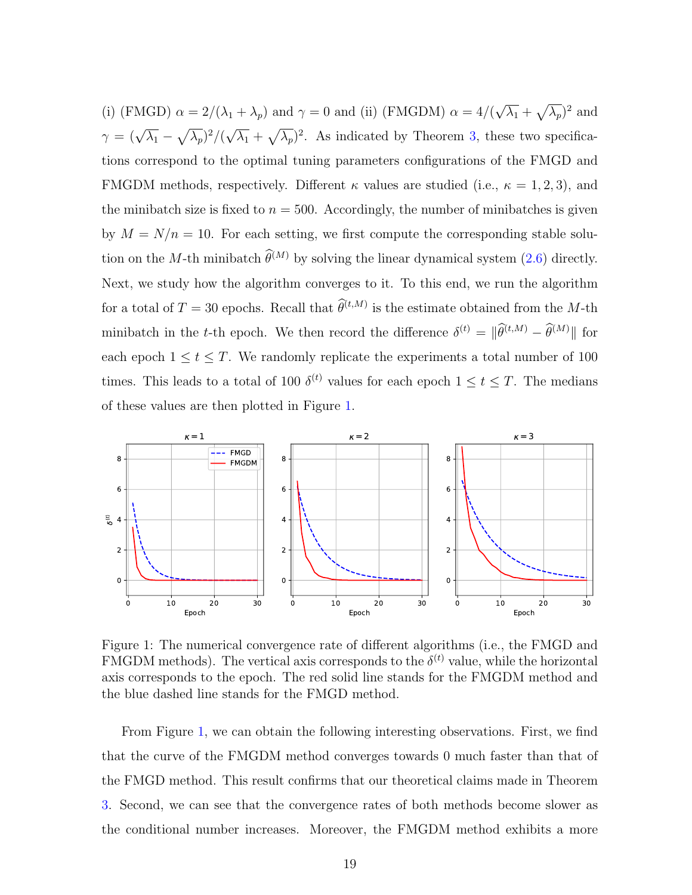(i) (FMGD) $\alpha = 2/(\lambda_1 + \lambda_p)$ and $\gamma = 0$ and (ii) (FMGDM) $\alpha = 4/(\sqrt{\lambda_1} + \sqrt{\lambda_p})^2$ and $\gamma = (\sqrt{\lambda_1} - \sqrt{\lambda_p})^2/(\sqrt{\lambda_1} + \sqrt{\lambda_p})^2$. As indicated by Theorem 3, these two specifications correspond to the optimal tuning parameters configurations of the FMGD and FMGDM methods, respectively. Different $\kappa$ values are studied (i.e., $\kappa = 1, 2, 3$), and the minibatch size is fixed to $n = 500$. Accordingly, the number of minibatches is given by $M = N/n = 10$. For each setting, we first compute the corresponding stable solution on the $M$-th minibatch $\widehat{\theta}^{(M)}$ by solving the linear dynamical system (2.6) directly. Next, we study how the algorithm converges to it. To this end, we run the algorithm for a total of $T = 30$ epochs. Recall that $\widehat{\theta}^{(t,M)}$ is the estimate obtained from the $M$-th minibatch in the $t$-th epoch. We then record the difference $\delta^{(t)} = \|\widehat{\theta}^{(t,M)} - \widehat{\theta}^{(M)}\|$ for each epoch $1 \leq t \leq T$. We randomly replicate the experiments a total number of 100 times. This leads to a total of 100 $\delta^{(t)}$ values for each epoch $1 \leq t \leq T$. The medians of these values are then plotted in Figure 1.

Figure 1: The numerical convergence rate of different algorithms (i.e., the FMGD and FMGDM methods). The vertical axis corresponds to the $\delta^{(t)}$ value, while the horizontal axis corresponds to the epoch. The red solid line stands for the FMGDM method and the blue dashed line stands for the FMGD method.

From Figure 1, we can obtain the following interesting observations. First, we find that the curve of the FMGDM method converges towards 0 much faster than that of the FMGD method. This result confirms that our theoretical claims made in Theorem 3. Second, we can see that the convergence rates of both methods become slower as the conditional number increases. Moreover, the FMGDM method exhibits a more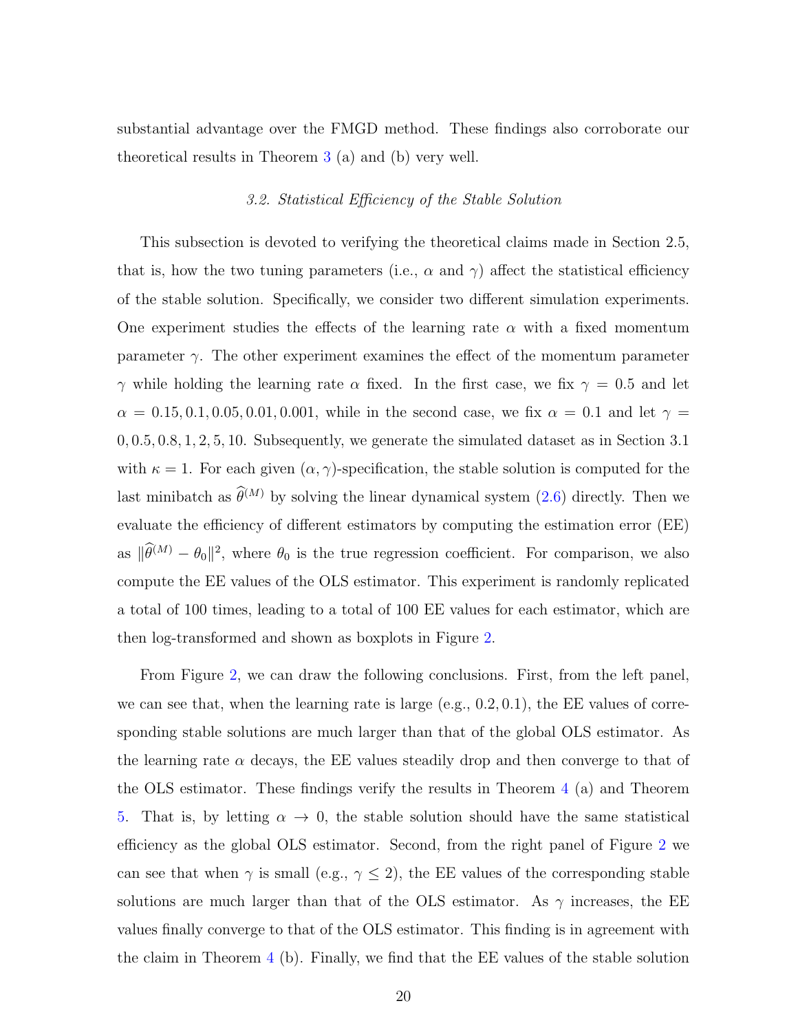substantial advantage over the FMGD method. These findings also corroborate our theoretical results in Theorem 3 (a) and (b) very well.

### *3.2. Statistical Efficiency of the Stable Solution*

This subsection is devoted to verifying the theoretical claims made in Section 2.5, that is, how the two tuning parameters (i.e., $\alpha$ and $\gamma$) affect the statistical efficiency of the stable solution. Specifically, we consider two different simulation experiments. One experiment studies the effects of the learning rate $\alpha$ with a fixed momentum parameter $\gamma$. The other experiment examines the effect of the momentum parameter $\gamma$ while holding the learning rate $\alpha$ fixed. In the first case, we fix $\gamma = 0.5$ and let $\alpha = 0.15, 0.1, 0.05, 0.01, 0.001$, while in the second case, we fix $\alpha = 0.1$ and let $\gamma = 0, 0.5, 0.8, 1, 2, 5, 10$. Subsequently, we generate the simulated dataset as in Section 3.1 with $\kappa = 1$. For each given $(\alpha, \gamma)$-specification, the stable solution is computed for the last minibatch as $\widehat{\theta}^{(M)}$ by solving the linear dynamical system (2.6) directly. Then we evaluate the efficiency of different estimators by computing the estimation error (EE) as $\|\widehat{\theta}^{(M)} - \theta_0\|^2$, where $\theta_0$ is the true regression coefficient. For comparison, we also compute the EE values of the OLS estimator. This experiment is randomly replicated a total of 100 times, leading to a total of 100 EE values for each estimator, which are then log-transformed and shown as boxplots in Figure 2.

From Figure 2, we can draw the following conclusions. First, from the left panel, we can see that, when the learning rate is large (e.g., 0.2, 0.1), the EE values of corresponding stable solutions are much larger than that of the global OLS estimator. As the learning rate $\alpha$ decays, the EE values steadily drop and then converge to that of the OLS estimator. These findings verify the results in Theorem 4 (a) and Theorem 5. That is, by letting $\alpha \to 0$, the stable solution should have the same statistical efficiency as the global OLS estimator. Second, from the right panel of Figure 2 we can see that when $\gamma$ is small (e.g., $\gamma \leq 2$), the EE values of the corresponding stable solutions are much larger than that of the OLS estimator. As $\gamma$ increases, the EE values finally converge to that of the OLS estimator. This finding is in agreement with the claim in Theorem 4 (b). Finally, we find that the EE values of the stable solution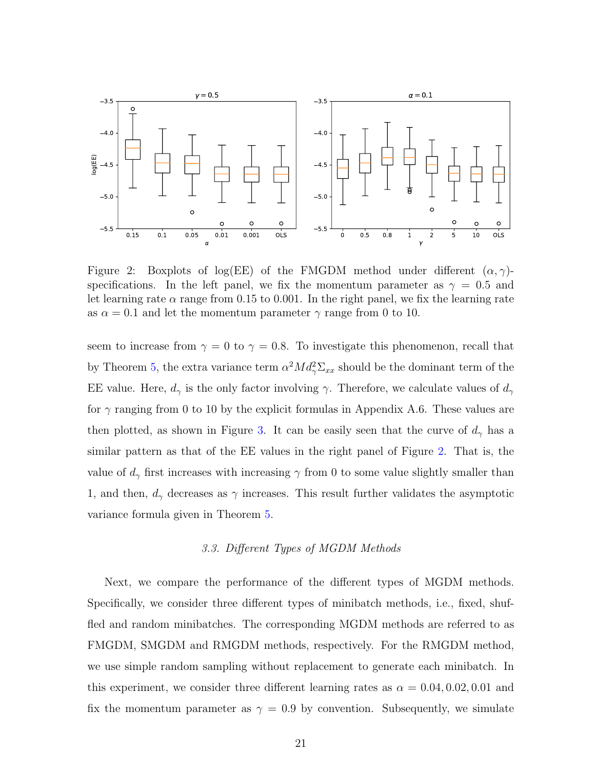Figure 2: Boxplots of log(EE) of the FMGDM method under different $(\alpha, \gamma)$-specifications. In the left panel, we fix the momentum parameter as $\gamma = 0.5$ and let learning rate $\alpha$ range from 0.15 to 0.001. In the right panel, we fix the learning rate as $\alpha = 0.1$ and let the momentum parameter $\gamma$ range from 0 to 10.

seem to increase from $\gamma = 0$ to $\gamma = 0.8$. To investigate this phenomenon, recall that by Theorem 5, the extra variance term $\alpha^2 M d_\gamma^2 \Sigma_{xx}$ should be the dominant term of the EE value. Here, $d_\gamma$ is the only factor involving $\gamma$. Therefore, we calculate values of $d_\gamma$ for $\gamma$ ranging from 0 to 10 by the explicit formulas in Appendix A.6. These values are then plotted, as shown in Figure 3. It can be easily seen that the curve of $d_\gamma$ has a similar pattern as that of the EE values in the right panel of Figure 2. That is, the value of $d_\gamma$ first increases with increasing $\gamma$ from 0 to some value slightly smaller than 1, and then, $d_\gamma$ decreases as $\gamma$ increases. This result further validates the asymptotic variance formula given in Theorem 5.

### *3.3. Different Types of MGDM Methods*

Next, we compare the performance of the different types of MGDM methods. Specifically, we consider three different types of minibatch methods, i.e., fixed, shuffled and random minibatches. The corresponding MGDM methods are referred to as FMGDM, SMGDM and RMGDM methods, respectively. For the RMGDM method, we use simple random sampling without replacement to generate each minibatch. In this experiment, we consider three different learning rates as $\alpha = 0.04, 0.02, 0.01$ and fix the momentum parameter as $\gamma = 0.9$ by convention. Subsequently, we simulate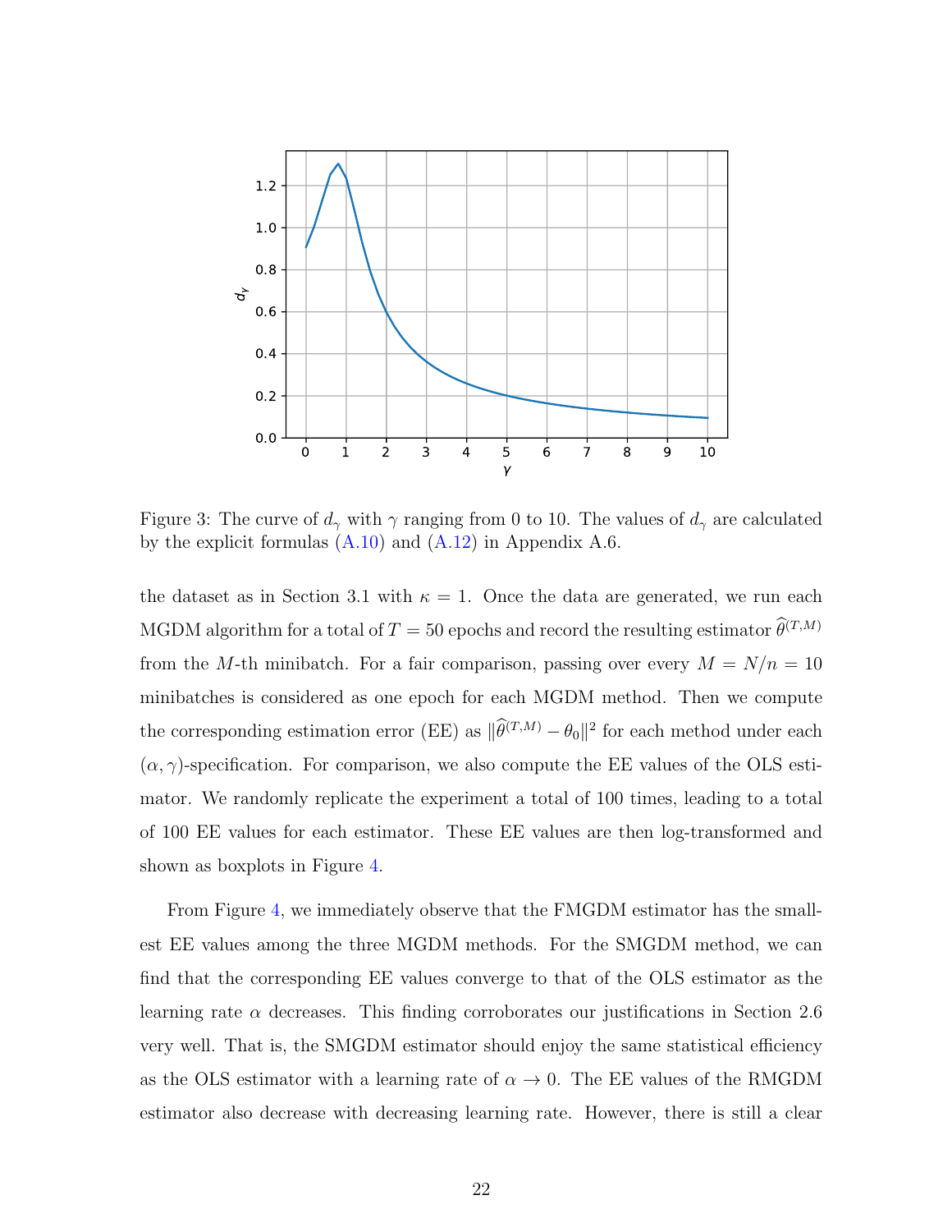Figure 3: The curve of $d_\gamma$ with $\gamma$ ranging from 0 to 10. The values of $d_\gamma$ are calculated by the explicit formulas (A.10) and (A.12) in Appendix A.6.

the dataset as in Section 3.1 with $\kappa = 1$. Once the data are generated, we run each MGDM algorithm for a total of $T = 50$ epochs and record the resulting estimator $\widehat{\theta}^{(T,M)}$ from the $M$-th minibatch. For a fair comparison, passing over every $M = N/n = 10$ minibatches is considered as one epoch for each MGDM method. Then we compute the corresponding estimation error (EE) as $\|\widehat{\theta}^{(T,M)} - \theta_0\|^2$ for each method under each $(\alpha, \gamma)$-specification. For comparison, we also compute the EE values of the OLS estimator. We randomly replicate the experiment a total of 100 times, leading to a total of 100 EE values for each estimator. These EE values are then log-transformed and shown as boxplots in Figure 4.

From Figure 4, we immediately observe that the FMGDM estimator has the smallest EE values among the three MGDM methods. For the SMGDM method, we can find that the corresponding EE values converge to that of the OLS estimator as the learning rate $\alpha$ decreases. This finding corroborates our justifications in Section 2.6 very well. That is, the SMGDM estimator should enjoy the same statistical efficiency as the OLS estimator with a learning rate of $\alpha \to 0$. The EE values of the RMGDM estimator also decrease with decreasing learning rate. However, there is still a clear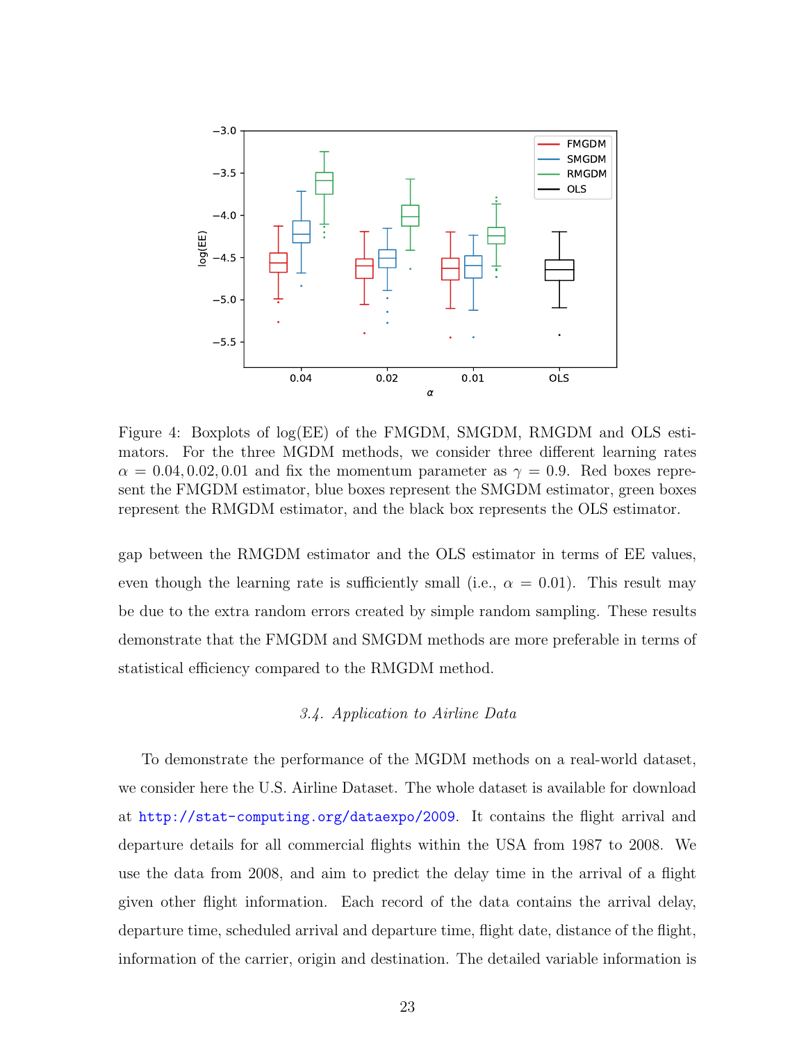Figure 4: Boxplots of log(EE) of the FMGDM, SMGDM, RMGDM and OLS estimators. For the three MGDM methods, we consider three different learning rates $\alpha = 0.04, 0.02, 0.01$ and fix the momentum parameter as $\gamma = 0.9$. Red boxes represent the FMGDM estimator, blue boxes represent the SMGDM estimator, green boxes represent the RMGDM estimator, and the black box represents the OLS estimator.

gap between the RMGDM estimator and the OLS estimator in terms of EE values, even though the learning rate is sufficiently small (i.e., $\alpha = 0.01$). This result may be due to the extra random errors created by simple random sampling. These results demonstrate that the FMGDM and SMGDM methods are more preferable in terms of statistical efficiency compared to the RMGDM method.

### *3.4. Application to Airline Data*

To demonstrate the performance of the MGDM methods on a real-world dataset, we consider here the U.S. Airline Dataset. The whole dataset is available for download at http://stat-computing.org/dataexpo/2009. It contains the flight arrival and departure details for all commercial flights within the USA from 1987 to 2008. We use the data from 2008, and aim to predict the delay time in the arrival of a flight given other flight information. Each record of the data contains the arrival delay, departure time, scheduled arrival and departure time, flight date, distance of the flight, information of the carrier, origin and destination. The detailed variable information is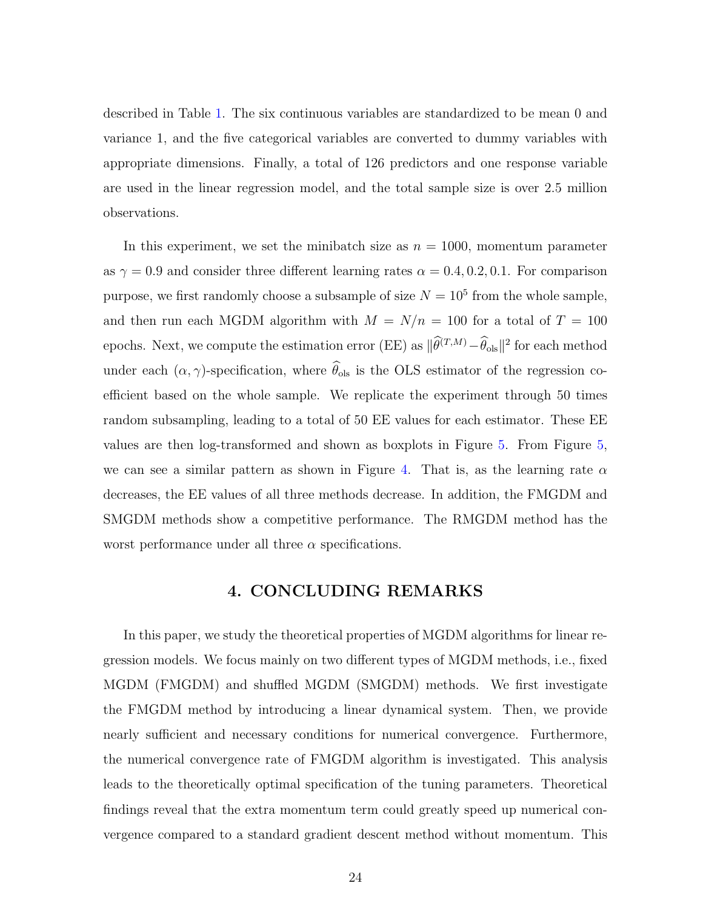described in Table 1. The six continuous variables are standardized to be mean 0 and variance 1, and the five categorical variables are converted to dummy variables with appropriate dimensions. Finally, a total of 126 predictors and one response variable are used in the linear regression model, and the total sample size is over 2.5 million observations.

In this experiment, we set the minibatch size as $n = 1000$, momentum parameter as $\gamma = 0.9$ and consider three different learning rates $\alpha = 0.4, 0.2, 0.1$. For comparison purpose, we first randomly choose a subsample of size $N = 10^5$ from the whole sample, and then run each MGDM algorithm with $M = N/n = 100$ for a total of $T = 100$ epochs. Next, we compute the estimation error (EE) as $\|\widehat{\theta}^{(T,M)} - \widehat{\theta}_{\text{ols}}\|^2$ for each method under each $(\alpha, \gamma)$-specification, where $\widehat{\theta}_{\text{ols}}$ is the OLS estimator of the regression coefficient based on the whole sample. We replicate the experiment through 50 times random subsampling, leading to a total of 50 EE values for each estimator. These EE values are then log-transformed and shown as boxplots in Figure 5. From Figure 5, we can see a similar pattern as shown in Figure 4. That is, as the learning rate $\alpha$ decreases, the EE values of all three methods decrease. In addition, the FMGDM and SMGDM methods show a competitive performance. The RMGDM method has the worst performance under all three $\alpha$ specifications.

## 4. CONCLUDING REMARKS

In this paper, we study the theoretical properties of MGDM algorithms for linear regression models. We focus mainly on two different types of MGDM methods, i.e., fixed MGDM (FMGDM) and shuffled MGDM (SMGDM) methods. We first investigate the FMGDM method by introducing a linear dynamical system. Then, we provide nearly sufficient and necessary conditions for numerical convergence. Furthermore, the numerical convergence rate of FMGDM algorithm is investigated. This analysis leads to the theoretically optimal specification of the tuning parameters. Theoretical findings reveal that the extra momentum term could greatly speed up numerical convergence compared to a standard gradient descent method without momentum. This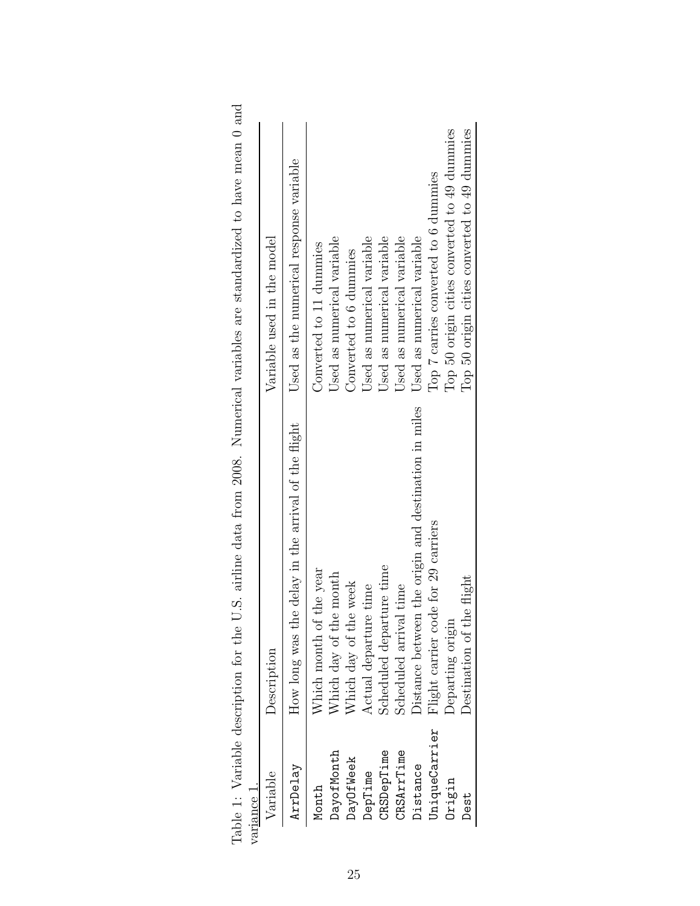Table 1: Variable description for the U.S. airline data from 2008. Numerical variables are standardized to have mean 0 and variance 1.

| Variable | Description | Variable used in the model |
|---|---|---|
| ArrDelay | How long was the delay in the arrival of the flight | Used as the numerical response variable |
| Month | Which month of the year | Converted to 11 dummies |
| DayofMonth | Which day of the month | Used as numerical variable |
| DayOfWeek | Which day of the week | Converted to 6 dummies |
| DepTime | Actual departure time | Used as numerical variable |
| CRSDepTime | Scheduled departure time | Used as numerical variable |
| CRSArrTime | Scheduled arrival time | Used as numerical variable |
| Distance | Distance between the origin and destination in miles | Used as numerical variable |
| UniqueCarrier | Flight carrier code for 29 carriers | Top 7 carries converted to 6 dummies |
| Origin | Departing origin | Top 50 origin cities converted to 49 dummies |
| Dest | Destination of the flight | Top 50 origin cities converted to 49 dummies |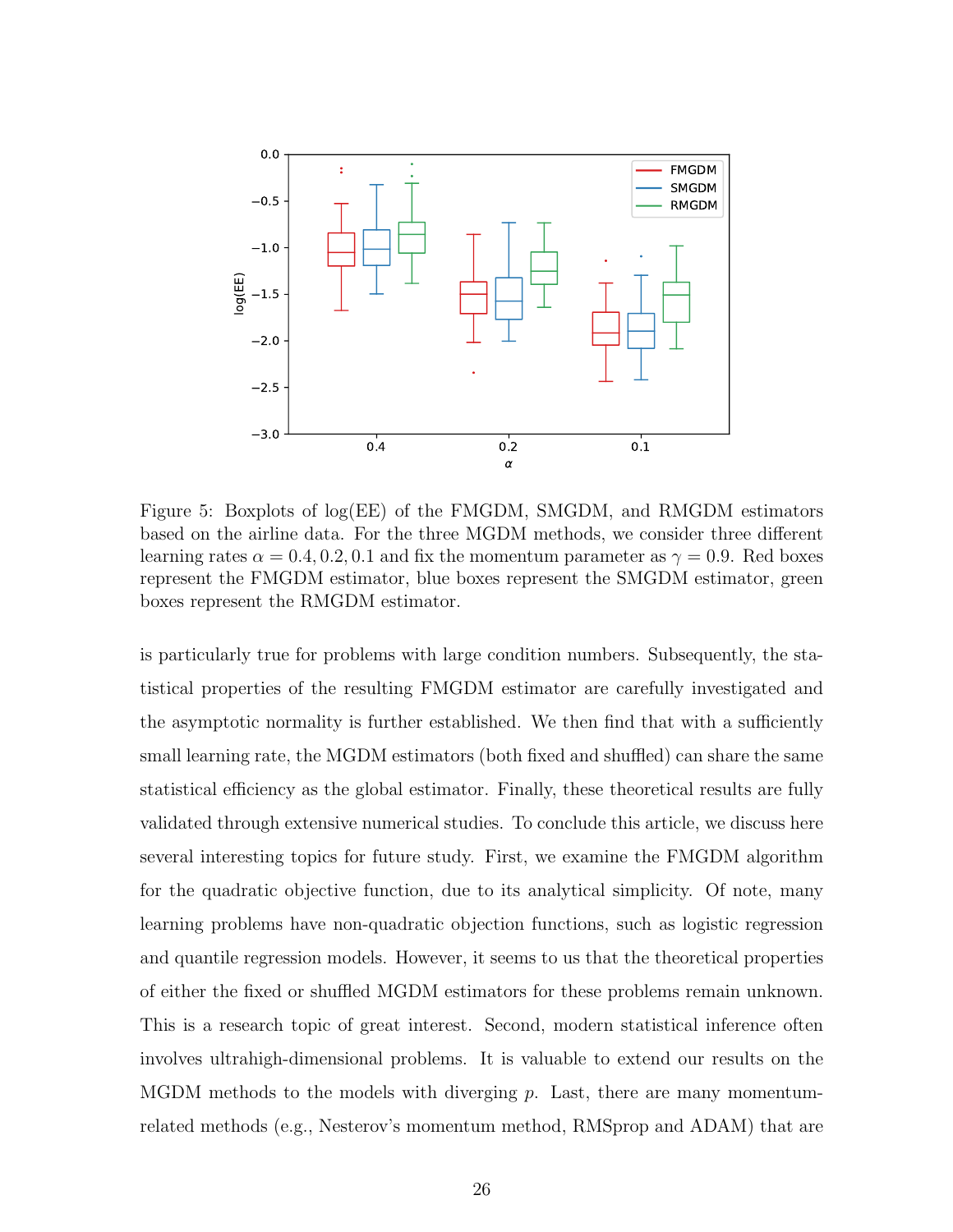Figure 5: Boxplots of log(EE) of the FMGDM, SMGDM, and RMGDM estimators based on the airline data. For the three MGDM methods, we consider three different learning rates $\alpha = 0.4, 0.2, 0.1$ and fix the momentum parameter as $\gamma = 0.9$. Red boxes represent the FMGDM estimator, blue boxes represent the SMGDM estimator, green boxes represent the RMGDM estimator.

is particularly true for problems with large condition numbers. Subsequently, the statistical properties of the resulting FMGDM estimator are carefully investigated and the asymptotic normality is further established. We then find that with a sufficiently small learning rate, the MGDM estimators (both fixed and shuffled) can share the same statistical efficiency as the global estimator. Finally, these theoretical results are fully validated through extensive numerical studies. To conclude this article, we discuss here several interesting topics for future study. First, we examine the FMGDM algorithm for the quadratic objective function, due to its analytical simplicity. Of note, many learning problems have non-quadratic objection functions, such as logistic regression and quantile regression models. However, it seems to us that the theoretical properties of either the fixed or shuffled MGDM estimators for these problems remain unknown. This is a research topic of great interest. Second, modern statistical inference often involves ultrahigh-dimensional problems. It is valuable to extend our results on the MGDM methods to the models with diverging $p$. Last, there are many momentum-related methods (e.g., Nesterov's momentum method, RMSprop and ADAM) that are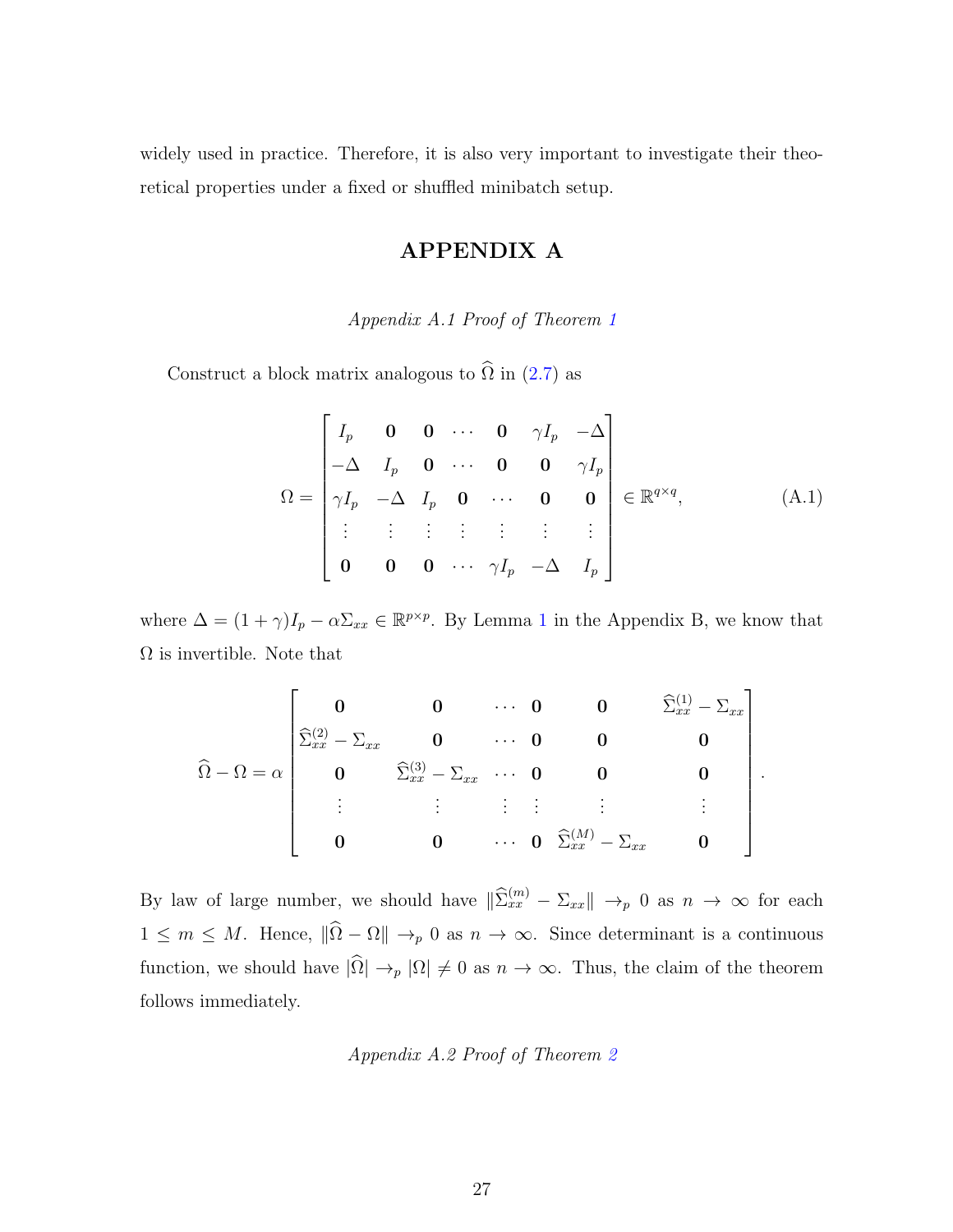widely used in practice. Therefore, it is also very important to investigate their theoretical properties under a fixed or shuffled minibatch setup.

# APPENDIX A

*Appendix A.1 Proof of Theorem 1*

Construct a block matrix analogous to $\widehat{\Omega}$ in (2.7) as

$$
\Omega = \begin{bmatrix}
I_p & \mathbf{0} & \mathbf{0} & \cdots & \mathbf{0} & \gamma I_p & -\Delta \\
-\Delta & I_p & \mathbf{0} & \cdots & \mathbf{0} & \mathbf{0} & \gamma I_p \\
\gamma I_p & -\Delta & I_p & \mathbf{0} & \cdots & \mathbf{0} & \mathbf{0} \\
\vdots & \vdots & \vdots & \vdots & \vdots & \vdots & \vdots \\
\mathbf{0} & \mathbf{0} & \mathbf{0} & \cdots & \gamma I_p & -\Delta & I_p
\end{bmatrix} \in \mathbb{R}^{q\times q}, \tag{A.1}
$$

where $\Delta = (1+\gamma)I_p - \alpha\Sigma_{xx} \in \mathbb{R}^{p\times p}$. By Lemma 1 in the Appendix B, we know that $\Omega$ is invertible. Note that

$$
\widehat{\Omega} - \Omega = \alpha \begin{bmatrix}
\mathbf{0} & \mathbf{0} & \cdots & \mathbf{0} & \mathbf{0} & \widehat{\Sigma}_{xx}^{(1)} - \Sigma_{xx} \\
\widehat{\Sigma}_{xx}^{(2)} - \Sigma_{xx} & \mathbf{0} & \cdots & \mathbf{0} & \mathbf{0} & \mathbf{0} \\
\mathbf{0} & \widehat{\Sigma}_{xx}^{(3)} - \Sigma_{xx} & \cdots & \mathbf{0} & \mathbf{0} & \mathbf{0} \\
\vdots & \vdots & \vdots & \vdots & \vdots & \vdots \\
\mathbf{0} & \mathbf{0} & \cdots & \mathbf{0} & \widehat{\Sigma}_{xx}^{(M)} - \Sigma_{xx} & \mathbf{0}
\end{bmatrix}.
$$

By law of large number, we should have $\|\widehat{\Sigma}_{xx}^{(m)} - \Sigma_{xx}\| \to_p 0$ as $n \to \infty$ for each $1 \le m \le M$. Hence, $\|\widehat{\Omega} - \Omega\| \to_p 0$ as $n \to \infty$. Since determinant is a continuous function, we should have $|\widehat{\Omega}| \to_p |\Omega| \neq 0$ as $n \to \infty$. Thus, the claim of the theorem follows immediately.

*Appendix A.2 Proof of Theorem 2*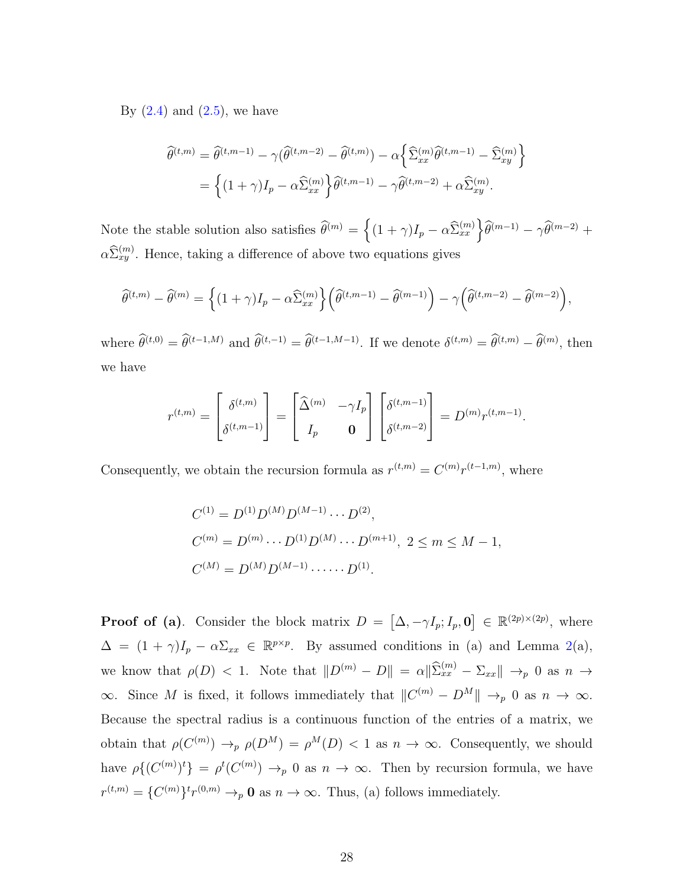By (2.4) and (2.5), we have

$$
\begin{aligned}
\widehat{\theta}^{(t,m)} &= \widehat{\theta}^{(t,m-1)} - \gamma(\widehat{\theta}^{(t,m-2)} - \widehat{\theta}^{(t,m)}) - \alpha\Big\{\widehat{\Sigma}_{xx}^{(m)}\widehat{\theta}^{(t,m-1)} - \widehat{\Sigma}_{xy}^{(m)}\Big\} \\
&= \Big\{(1+\gamma)I_p - \alpha\widehat{\Sigma}_{xx}^{(m)}\Big\}\widehat{\theta}^{(t,m-1)} - \gamma\widehat{\theta}^{(t,m-2)} + \alpha\widehat{\Sigma}_{xy}^{(m)}.
\end{aligned}
$$

Note the stable solution also satisfies $\widehat{\theta}^{(m)} = \Big\{(1+\gamma)I_p - \alpha\widehat{\Sigma}_{xx}^{(m)}\Big\}\widehat{\theta}^{(m-1)} - \gamma\widehat{\theta}^{(m-2)} + \alpha\widehat{\Sigma}_{xy}^{(m)}$. Hence, taking a difference of above two equations gives

$$
\widehat{\theta}^{(t,m)} - \widehat{\theta}^{(m)} = \Big\{(1+\gamma)I_p - \alpha\widehat{\Sigma}_{xx}^{(m)}\Big\}\Big(\widehat{\theta}^{(t,m-1)} - \widehat{\theta}^{(m-1)}\Big) - \gamma\Big(\widehat{\theta}^{(t,m-2)} - \widehat{\theta}^{(m-2)}\Big),
$$

where $\widehat{\theta}^{(t,0)} = \widehat{\theta}^{(t-1,M)}$ and $\widehat{\theta}^{(t,-1)} = \widehat{\theta}^{(t-1,M-1)}$. If we denote $\delta^{(t,m)} = \widehat{\theta}^{(t,m)} - \widehat{\theta}^{(m)}$, then we have

$$
r^{(t,m)} = \begin{bmatrix} \delta^{(t,m)} \\ \delta^{(t,m-1)} \end{bmatrix} = \begin{bmatrix} \widehat{\Delta}^{(m)} & -\gamma I_p \\ I_p & \mathbf{0} \end{bmatrix} \begin{bmatrix} \delta^{(t,m-1)} \\ \delta^{(t,m-2)} \end{bmatrix} = D^{(m)} r^{(t,m-1)}.
$$

Consequently, we obtain the recursion formula as $r^{(t,m)} = C^{(m)} r^{(t-1,m)}$, where

$$
\begin{aligned}
&C^{(1)} = D^{(1)} D^{(M)} D^{(M-1)} \cdots D^{(2)}, \\
&C^{(m)} = D^{(m)} \cdots D^{(1)} D^{(M)} \cdots D^{(m+1)}, \ 2 \le m \le M-1, \\
&C^{(M)} = D^{(M)} D^{(M-1)} \cdots \cdots D^{(1)}.
\end{aligned}
$$

**Proof of (a)**. Consider the block matrix $D = \big[\Delta, -\gamma I_p; I_p, \mathbf{0}\big] \in \mathbb{R}^{(2p)\times(2p)}$, where $\Delta = (1+\gamma)I_p - \alpha\Sigma_{xx} \in \mathbb{R}^{p\times p}$. By assumed conditions in (a) and Lemma 2(a), we know that $\rho(D) < 1$. Note that $\|D^{(m)} - D\| = \alpha\|\widehat{\Sigma}_{xx}^{(m)} - \Sigma_{xx}\| \to_p 0$ as $n \to \infty$. Since $M$ is fixed, it follows immediately that $\|C^{(m)} - D^M\| \to_p 0$ as $n \to \infty$. Because the spectral radius is a continuous function of the entries of a matrix, we obtain that $\rho(C^{(m)}) \to_p \rho(D^M) = \rho^M(D) < 1$ as $n \to \infty$. Consequently, we should have $\rho\{(C^{(m)})^t\} = \rho^t(C^{(m)}) \to_p 0$ as $n \to \infty$. Then by recursion formula, we have $r^{(t,m)} = \{C^{(m)}\}^t r^{(0,m)} \to_p \mathbf{0}$ as $n \to \infty$. Thus, (a) follows immediately.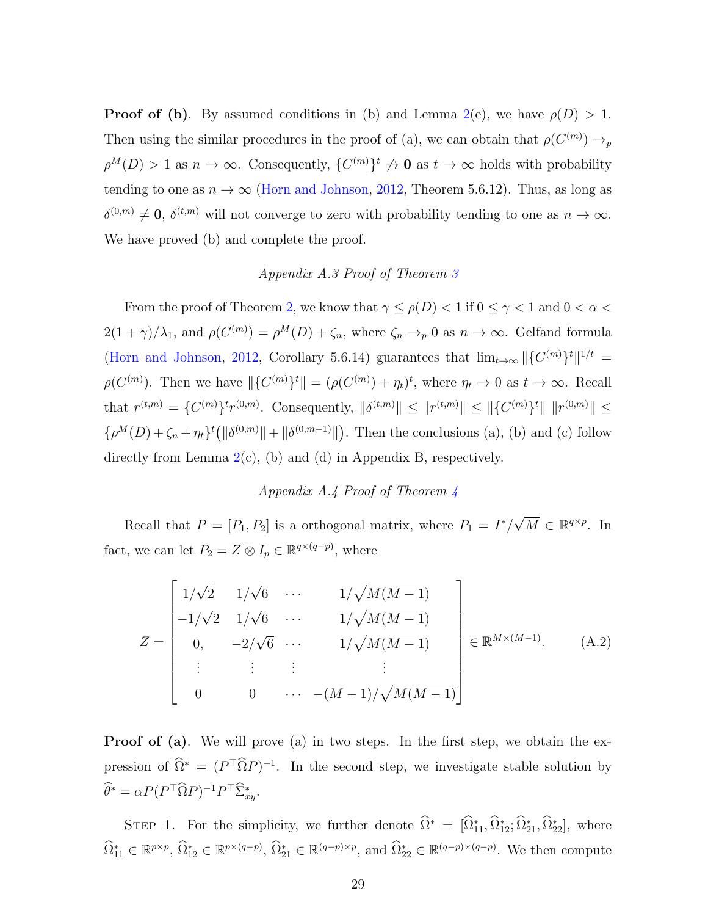**Proof of (b)**. By assumed conditions in (b) and Lemma 2(e), we have $\rho(D) > 1$. Then using the similar procedures in the proof of (a), we can obtain that $\rho(C^{(m)}) \to_p \rho^M(D) > 1$ as $n \to \infty$. Consequently, $\{C^{(m)}\}^t \not\to \mathbf{0}$ as $t \to \infty$ holds with probability tending to one as $n \to \infty$ (Horn and Johnson, 2012, Theorem 5.6.12). Thus, as long as $\delta^{(0,m)} \neq \mathbf{0}$, $\delta^{(t,m)}$ will not converge to zero with probability tending to one as $n \to \infty$. We have proved (b) and complete the proof.

*Appendix A.3 Proof of Theorem 3*

From the proof of Theorem 2, we know that $\gamma \le \rho(D) < 1$ if $0 \le \gamma < 1$ and $0 < \alpha < 2(1+\gamma)/\lambda_1$, and $\rho(C^{(m)}) = \rho^M(D) + \zeta_n$, where $\zeta_n \to_p 0$ as $n \to \infty$. Gelfand formula (Horn and Johnson, 2012, Corollary 5.6.14) guarantees that $\lim_{t\to\infty} \|\{C^{(m)}\}^t\|^{1/t} = \rho(C^{(m)})$. Then we have $\|\{C^{(m)}\}^t\| = (\rho(C^{(m)}) + \eta_t)^t$, where $\eta_t \to 0$ as $t \to \infty$. Recall that $r^{(t,m)} = \{C^{(m)}\}^t r^{(0,m)}$. Consequently, $\|\delta^{(t,m)}\| \le \|r^{(t,m)}\| \le \|\{C^{(m)}\}^t\|\ \|r^{(0,m)}\| \le \{\rho^M(D) + \zeta_n + \eta_t\}^t \big(\|\delta^{(0,m)}\| + \|\delta^{(0,m-1)}\|\big)$. Then the conclusions (a), (b) and (c) follow directly from Lemma 2(c), (b) and (d) in Appendix B, respectively.

*Appendix A.4 Proof of Theorem 4*

Recall that $P = [P_1, P_2]$ is a orthogonal matrix, where $P_1 = I^*/\sqrt{M} \in \mathbb{R}^{q\times p}$. In fact, we can let $P_2 = Z \otimes I_p \in \mathbb{R}^{q\times(q-p)}$, where

$$
Z = \begin{bmatrix}
1/\sqrt{2} & 1/\sqrt{6} & \cdots & 1/\sqrt{M(M-1)} \\
-1/\sqrt{2} & 1/\sqrt{6} & \cdots & 1/\sqrt{M(M-1)} \\
0, & -2/\sqrt{6} & \cdots & 1/\sqrt{M(M-1)} \\
\vdots & \vdots & \vdots & \vdots \\
0 & 0 & \cdots & -(M-1)/\sqrt{M(M-1)}
\end{bmatrix} \in \mathbb{R}^{M\times(M-1)}. \tag{A.2}
$$

**Proof of (a)**. We will prove (a) in two steps. In the first step, we obtain the expression of $\widehat{\Omega}^* = (P^\top \widehat{\Omega} P)^{-1}$. In the second step, we investigate stable solution by $\widehat{\theta}^* = \alpha P (P^\top \widehat{\Omega} P)^{-1} P^\top \widehat{\Sigma}_{xy}^*$.

Step 1. For the simplicity, we further denote $\widehat{\Omega}^* = [\widehat{\Omega}_{11}^*, \widehat{\Omega}_{12}^*; \widehat{\Omega}_{21}^*, \widehat{\Omega}_{22}^*]$, where $\widehat{\Omega}_{11}^* \in \mathbb{R}^{p\times p}$, $\widehat{\Omega}_{12}^* \in \mathbb{R}^{p\times(q-p)}$, $\widehat{\Omega}_{21}^* \in \mathbb{R}^{(q-p)\times p}$, and $\widehat{\Omega}_{22}^* \in \mathbb{R}^{(q-p)\times(q-p)}$. We then compute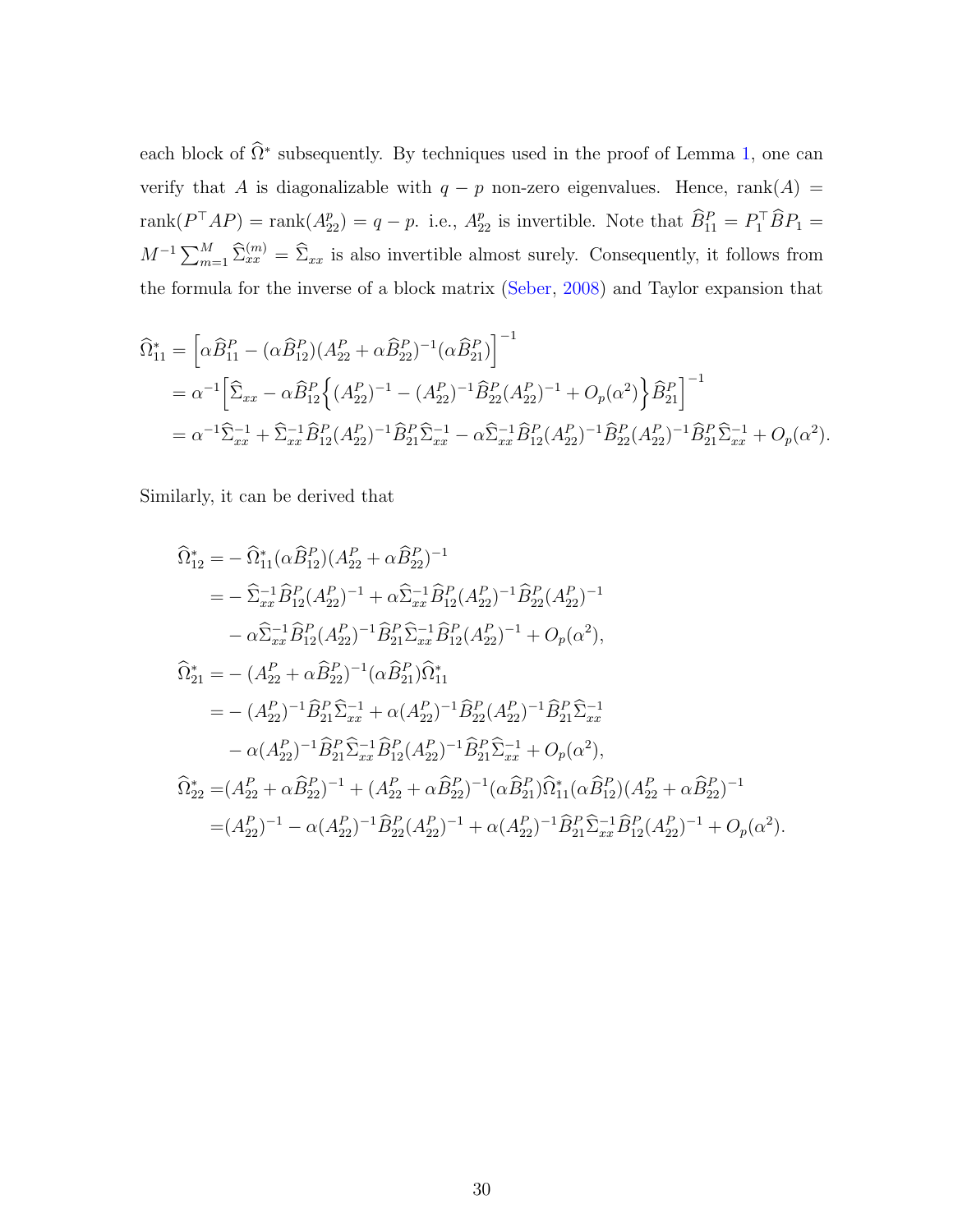each block of $\widehat{\Omega}^*$ subsequently. By techniques used in the proof of Lemma 1, one can verify that $A$ is diagonalizable with $q-p$ non-zero eigenvalues. Hence, $\text{rank}(A) = \text{rank}(P^\top AP) = \text{rank}(A_{22}^p) = q-p$. i.e., $A_{22}^p$ is invertible. Note that $\widehat{B}_{11}^P = P_1^\top \widehat{B} P_1 = M^{-1}\sum_{m=1}^M \widehat{\Sigma}_{xx}^{(m)} = \widehat{\Sigma}_{xx}$ is also invertible almost surely. Consequently, it follows from the formula for the inverse of a block matrix (Seber, 2008) and Taylor expansion that

$$
\begin{aligned}
\widehat{\Omega}_{11}^* &= \Big[\alpha \widehat{B}_{11}^P - (\alpha \widehat{B}_{12}^P)(A_{22}^P + \alpha \widehat{B}_{22}^P)^{-1}(\alpha \widehat{B}_{21}^P)\Big]^{-1} \\
&= \alpha^{-1}\Big[\widehat{\Sigma}_{xx} - \alpha \widehat{B}_{12}^P \Big\{(A_{22}^P)^{-1} - (A_{22}^P)^{-1}\widehat{B}_{22}^P (A_{22}^P)^{-1} + O_p(\alpha^2)\Big\}\widehat{B}_{21}^P\Big]^{-1} \\
&= \alpha^{-1}\widehat{\Sigma}_{xx}^{-1} + \widehat{\Sigma}_{xx}^{-1}\widehat{B}_{12}^P (A_{22}^P)^{-1}\widehat{B}_{21}^P \widehat{\Sigma}_{xx}^{-1} - \alpha \widehat{\Sigma}_{xx}^{-1}\widehat{B}_{12}^P (A_{22}^P)^{-1}\widehat{B}_{22}^P (A_{22}^P)^{-1}\widehat{B}_{21}^P \widehat{\Sigma}_{xx}^{-1} + O_p(\alpha^2).
\end{aligned}
$$

Similarly, it can be derived that

$$
\begin{aligned}
\widehat{\Omega}_{12}^* =& -\widehat{\Omega}_{11}^*(\alpha \widehat{B}_{12}^P)(A_{22}^P + \alpha \widehat{B}_{22}^P)^{-1} \\
=& -\widehat{\Sigma}_{xx}^{-1}\widehat{B}_{12}^P (A_{22}^P)^{-1} + \alpha \widehat{\Sigma}_{xx}^{-1}\widehat{B}_{12}^P (A_{22}^P)^{-1}\widehat{B}_{22}^P (A_{22}^P)^{-1} \\
& - \alpha \widehat{\Sigma}_{xx}^{-1}\widehat{B}_{12}^P (A_{22}^P)^{-1}\widehat{B}_{21}^P \widehat{\Sigma}_{xx}^{-1}\widehat{B}_{12}^P (A_{22}^P)^{-1} + O_p(\alpha^2), \\
\widehat{\Omega}_{21}^* =& -(A_{22}^P + \alpha \widehat{B}_{22}^P)^{-1}(\alpha \widehat{B}_{21}^P)\widehat{\Omega}_{11}^* \\
=& -(A_{22}^P)^{-1}\widehat{B}_{21}^P \widehat{\Sigma}_{xx}^{-1} + \alpha (A_{22}^P)^{-1}\widehat{B}_{22}^P (A_{22}^P)^{-1}\widehat{B}_{21}^P \widehat{\Sigma}_{xx}^{-1} \\
& - \alpha (A_{22}^P)^{-1}\widehat{B}_{21}^P \widehat{\Sigma}_{xx}^{-1}\widehat{B}_{12}^P (A_{22}^P)^{-1}\widehat{B}_{21}^P \widehat{\Sigma}_{xx}^{-1} + O_p(\alpha^2), \\
\widehat{\Omega}_{22}^* =& (A_{22}^P + \alpha \widehat{B}_{22}^P)^{-1} + (A_{22}^P + \alpha \widehat{B}_{22}^P)^{-1}(\alpha \widehat{B}_{21}^P)\widehat{\Omega}_{11}^*(\alpha \widehat{B}_{12}^P)(A_{22}^P + \alpha \widehat{B}_{22}^P)^{-1} \\
=& (A_{22}^P)^{-1} - \alpha (A_{22}^P)^{-1}\widehat{B}_{22}^P (A_{22}^P)^{-1} + \alpha (A_{22}^P)^{-1}\widehat{B}_{21}^P \widehat{\Sigma}_{xx}^{-1}\widehat{B}_{12}^P (A_{22}^P)^{-1} + O_p(\alpha^2).
\end{aligned}
$$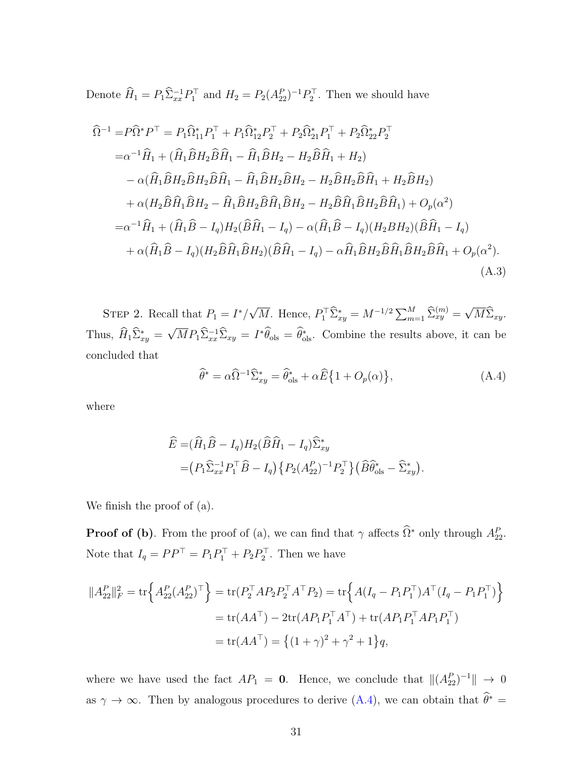Denote $\widehat{H}_1 = P_1 \widehat{\Sigma}_{xx}^{-1} P_1^\top$ and $H_2 = P_2 (A_{22}^P)^{-1} P_2^\top$. Then we should have

$$
\begin{aligned}
\widehat{\Omega}^{-1} =& P \widehat{\Omega}^* P^\top = P_1 \widehat{\Omega}_{11}^* P_1^\top + P_1 \widehat{\Omega}_{12}^* P_2^\top + P_2 \widehat{\Omega}_{21}^* P_1^\top + P_2 \widehat{\Omega}_{22}^* P_2^\top \\
=& \alpha^{-1} \widehat{H}_1 + (\widehat{H}_1 \widehat{B} H_2 \widehat{B} \widehat{H}_1 - \widehat{H}_1 \widehat{B} H_2 - H_2 \widehat{B} \widehat{H}_1 + H_2) \\
& - \alpha (\widehat{H}_1 \widehat{B} H_2 \widehat{B} H_2 \widehat{B} \widehat{H}_1 - \widehat{H}_1 \widehat{B} H_2 \widehat{B} H_2 - H_2 \widehat{B} H_2 \widehat{B} \widehat{H}_1 + H_2 \widehat{B} H_2) \\
& + \alpha (H_2 \widehat{B} \widehat{H}_1 \widehat{B} H_2 - \widehat{H}_1 \widehat{B} H_2 \widehat{B} \widehat{H}_1 \widehat{B} H_2 - H_2 \widehat{B} \widehat{H}_1 \widehat{B} H_2 \widehat{B} \widehat{H}_1) + O_p(\alpha^2) \\
=& \alpha^{-1} \widehat{H}_1 + (\widehat{H}_1 \widehat{B} - I_q) H_2 (\widehat{B} \widehat{H}_1 - I_q) - \alpha (\widehat{H}_1 \widehat{B} - I_q)(H_2 B H_2)(\widehat{B} \widehat{H}_1 - I_q) \\
& + \alpha (\widehat{H}_1 \widehat{B} - I_q)(H_2 \widehat{B} \widehat{H}_1 \widehat{B} H_2)(\widehat{B} \widehat{H}_1 - I_q) - \alpha \widehat{H}_1 \widehat{B} H_2 \widehat{B} \widehat{H}_1 \widehat{B} H_2 \widehat{B} \widehat{H}_1 + O_p(\alpha^2).
\end{aligned}
\tag{A.3}
$$

Step 2. Recall that $P_1 = I^*/\sqrt{M}$. Hence, $P_1^\top \widehat{\Sigma}_{xy}^* = M^{-1/2} \sum_{m=1}^M \widehat{\Sigma}_{xy}^{(m)} = \sqrt{M} \widehat{\Sigma}_{xy}$. Thus, $\widehat{H}_1 \widehat{\Sigma}_{xy}^* = \sqrt{M} P_1 \widehat{\Sigma}_{xx}^{-1} \widehat{\Sigma}_{xy} = I^* \widehat{\theta}_{\text{ols}} = \widehat{\theta}_{\text{ols}}^*$. Combine the results above, it can be concluded that

$$
\widehat{\theta}^* = \alpha \widehat{\Omega}^{-1} \widehat{\Sigma}_{xy}^* = \widehat{\theta}_{\text{ols}}^* + \alpha \widehat{E}\big\{1 + O_p(\alpha)\big\},
\tag{A.4}
$$

where

$$
\begin{aligned}
\widehat{E} =& (\widehat{H}_1 \widehat{B} - I_q) H_2 (\widehat{B} \widehat{H}_1 - I_q) \widehat{\Sigma}_{xy}^* \\
=& \big(P_1 \widehat{\Sigma}_{xx}^{-1} P_1^\top \widehat{B} - I_q\big) \big\{P_2 (A_{22}^P)^{-1} P_2^\top\big\} \big(\widehat{B} \widehat{\theta}_{\text{ols}}^* - \widehat{\Sigma}_{xy}^*\big).
\end{aligned}
$$

We finish the proof of (a).

**Proof of (b)**. From the proof of (a), we can find that $\gamma$ affects $\widehat{\Omega}^*$ only through $A_{22}^P$. Note that $I_q = P P^\top = P_1 P_1^\top + P_2 P_2^\top$. Then we have

$$
\begin{aligned}
\|A_{22}^P\|_F^2 = \operatorname{tr}\Big\{A_{22}^P (A_{22}^P)^\top\Big\} &= \operatorname{tr}(P_2^\top A P_2 P_2^\top A^\top P_2) = \operatorname{tr}\Big\{A(I_q - P_1 P_1^\top) A^\top (I_q - P_1 P_1^\top)\Big\} \\
&= \operatorname{tr}(A A^\top) - 2\operatorname{tr}(A P_1 P_1^\top A^\top) + \operatorname{tr}(A P_1 P_1^\top A P_1 P_1^\top) \\
&= \operatorname{tr}(A A^\top) = \big\{(1+\gamma)^2 + \gamma^2 + 1\big\} q,
\end{aligned}
$$

where we have used the fact $A P_1 = \mathbf{0}$. Hence, we conclude that $\|(A_{22}^P)^{-1}\| \to 0$ as $\gamma \to \infty$. Then by analogous procedures to derive (A.4), we can obtain that $\widehat{\theta}^* =$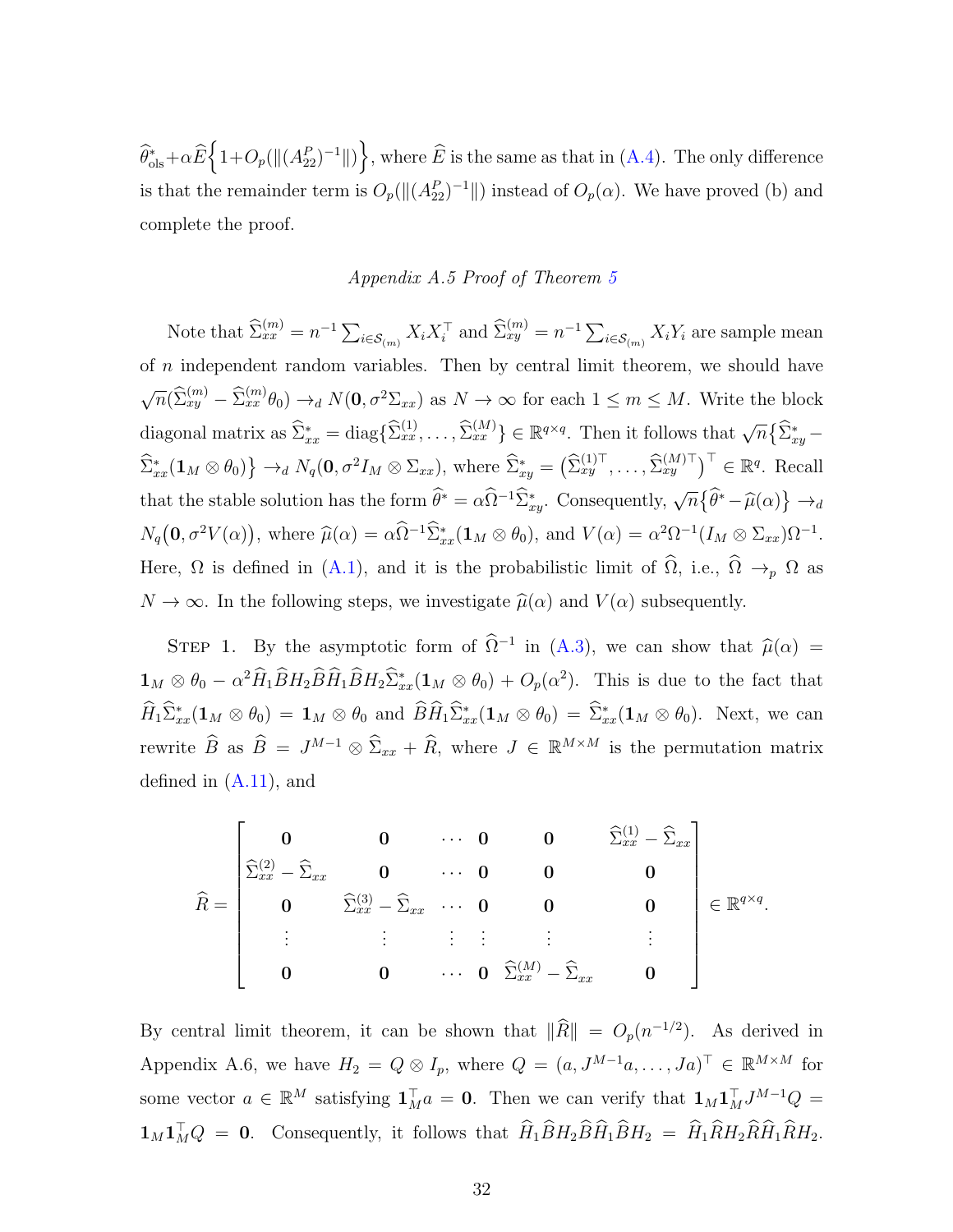$\widehat{\theta}^*_{\text{ols}}+\alpha\widehat{E}\Big\{1+O_p(\|(A^P_{22})^{-1}\|)\Big\}$, where $\widehat{E}$ is the same as that in (A.4). The only difference is that the remainder term is $O_p(\|(A^P_{22})^{-1}\|)$ instead of $O_p(\alpha)$. We have proved (b) and complete the proof.

*Appendix A.5 Proof of Theorem 5*

Note that $\widehat{\Sigma}^{(m)}_{xx} = n^{-1}\sum_{i\in\mathcal{S}_{(m)}} X_iX_i^\top$ and $\widehat{\Sigma}^{(m)}_{xy} = n^{-1}\sum_{i\in\mathcal{S}_{(m)}} X_iY_i$ are sample mean of $n$ independent random variables. Then by central limit theorem, we should have $\sqrt{n}(\widehat{\Sigma}^{(m)}_{xy} - \widehat{\Sigma}^{(m)}_{xx}\theta_0) \to_d N(\mathbf{0}, \sigma^2\Sigma_{xx})$ as $N \to \infty$ for each $1 \le m \le M$. Write the block diagonal matrix as $\widehat{\Sigma}^*_{xx} = \text{diag}\{\widehat{\Sigma}^{(1)}_{xx}, \ldots, \widehat{\Sigma}^{(M)}_{xx}\} \in \mathbb{R}^{q\times q}$. Then it follows that $\sqrt{n}\big\{\widehat{\Sigma}^*_{xy} - \widehat{\Sigma}^*_{xx}(\mathbf{1}_M \otimes \theta_0)\big\} \to_d N_q(\mathbf{0}, \sigma^2 I_M \otimes \Sigma_{xx})$, where $\widehat{\Sigma}^*_{xy} = \big(\widehat{\Sigma}^{(1)\top}_{xy}, \ldots, \widehat{\Sigma}^{(M)\top}_{xy}\big)^\top \in \mathbb{R}^q$. Recall that the stable solution has the form $\widehat{\theta}^* = \alpha\widehat{\Omega}^{-1}\widehat{\Sigma}^*_{xy}$. Consequently, $\sqrt{n}\big\{\widehat{\theta}^* - \widehat{\mu}(\alpha)\big\} \to_d N_q\big(\mathbf{0}, \sigma^2 V(\alpha)\big)$, where $\widehat{\mu}(\alpha) = \alpha\widehat{\Omega}^{-1}\widehat{\Sigma}^*_{xx}(\mathbf{1}_M \otimes \theta_0)$, and $V(\alpha) = \alpha^2\Omega^{-1}(I_M \otimes \Sigma_{xx})\Omega^{-1}$. Here, $\Omega$ is defined in (A.1), and it is the probabilistic limit of $\widehat{\Omega}$, i.e., $\widehat{\Omega} \to_p \Omega$ as $N \to \infty$. In the following steps, we investigate $\widehat{\mu}(\alpha)$ and $V(\alpha)$ subsequently.

Step 1. By the asymptotic form of $\widehat{\Omega}^{-1}$ in (A.3), we can show that $\widehat{\mu}(\alpha) = \mathbf{1}_M \otimes \theta_0 - \alpha^2\widehat{H}_1\widehat{B}H_2\widehat{B}\widehat{H}_1\widehat{B}H_2\widehat{\Sigma}^*_{xx}(\mathbf{1}_M \otimes \theta_0) + O_p(\alpha^2)$. This is due to the fact that $\widehat{H}_1\widehat{\Sigma}^*_{xx}(\mathbf{1}_M \otimes \theta_0) = \mathbf{1}_M \otimes \theta_0$ and $\widehat{B}\widehat{H}_1\widehat{\Sigma}^*_{xx}(\mathbf{1}_M \otimes \theta_0) = \widehat{\Sigma}^*_{xx}(\mathbf{1}_M \otimes \theta_0)$. Next, we can rewrite $\widehat{B}$ as $\widehat{B} = J^{M-1} \otimes \widehat{\Sigma}_{xx} + \widehat{R}$, where $J \in \mathbb{R}^{M\times M}$ is the permutation matrix defined in (A.11), and

$$
\widehat{R} = \begin{bmatrix}
\mathbf{0} & \mathbf{0} & \cdots & \mathbf{0} & \mathbf{0} & \widehat{\Sigma}^{(1)}_{xx} - \widehat{\Sigma}_{xx} \\
\widehat{\Sigma}^{(2)}_{xx} - \widehat{\Sigma}_{xx} & \mathbf{0} & \cdots & \mathbf{0} & \mathbf{0} & \mathbf{0} \\
\mathbf{0} & \widehat{\Sigma}^{(3)}_{xx} - \widehat{\Sigma}_{xx} & \cdots & \mathbf{0} & \mathbf{0} & \mathbf{0} \\
\vdots & \vdots & \vdots & \vdots & \vdots & \vdots \\
\mathbf{0} & \mathbf{0} & \cdots & \mathbf{0} & \widehat{\Sigma}^{(M)}_{xx} - \widehat{\Sigma}_{xx} & \mathbf{0}
\end{bmatrix} \in \mathbb{R}^{q\times q}.
$$

By central limit theorem, it can be shown that $\|\widehat{R}\| = O_p(n^{-1/2})$. As derived in Appendix A.6, we have $H_2 = Q \otimes I_p$, where $Q = (a, J^{M-1}a, \ldots, Ja)^\top \in \mathbb{R}^{M\times M}$ for some vector $a \in \mathbb{R}^M$ satisfying $\mathbf{1}_M^\top a = \mathbf{0}$. Then we can verify that $\mathbf{1}_M\mathbf{1}_M^\top J^{M-1}Q = \mathbf{1}_M\mathbf{1}_M^\top Q = \mathbf{0}$. Consequently, it follows that $\widehat{H}_1\widehat{B}H_2\widehat{B}\widehat{H}_1\widehat{B}H_2 = \widehat{H}_1\widehat{R}H_2\widehat{R}\widehat{H}_1\widehat{R}H_2$.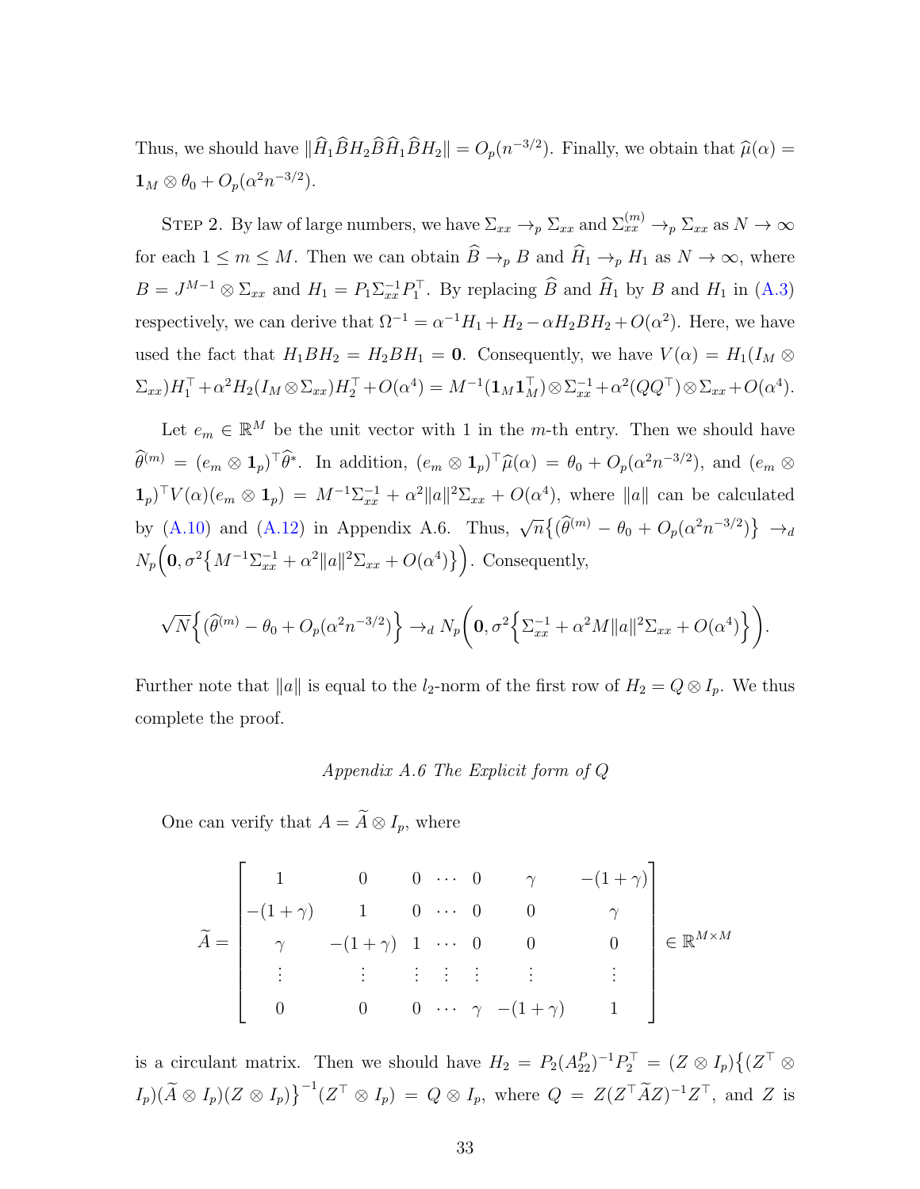Thus, we should have $\|\widehat{H}_1\widehat{B}H_2\widehat{B}\widehat{H}_1\widehat{B}H_2\| = O_p(n^{-3/2})$. Finally, we obtain that $\widehat{\mu}(\alpha) = \mathbf{1}_M \otimes \theta_0 + O_p(\alpha^2 n^{-3/2})$.

STEP 2. By law of large numbers, we have $\Sigma_{xx} \to_p \Sigma_{xx}$ and $\Sigma_{xx}^{(m)} \to_p \Sigma_{xx}$ as $N \to \infty$ for each $1 \le m \le M$. Then we can obtain $\widehat{B} \to_p B$ and $\widehat{H}_1 \to_p H_1$ as $N \to \infty$, where $B = J^{M-1} \otimes \Sigma_{xx}$ and $H_1 = P_1 \Sigma_{xx}^{-1} P_1^\top$. By replacing $\widehat{B}$ and $\widehat{H}_1$ by $B$ and $H_1$ in (A.3) respectively, we can derive that $\Omega^{-1} = \alpha^{-1} H_1 + H_2 - \alpha H_2 B H_2 + O(\alpha^2)$. Here, we have used the fact that $H_1 B H_2 = H_2 B H_1 = \mathbf{0}$. Consequently, we have $V(\alpha) = H_1(I_M \otimes \Sigma_{xx})H_1^\top + \alpha^2 H_2(I_M \otimes \Sigma_{xx})H_2^\top + O(\alpha^4) = M^{-1}(\mathbf{1}_M\mathbf{1}_M^\top) \otimes \Sigma_{xx}^{-1} + \alpha^2(QQ^\top) \otimes \Sigma_{xx} + O(\alpha^4)$.

Let $e_m \in \mathbb{R}^M$ be the unit vector with 1 in the $m$-th entry. Then we should have $\widehat{\theta}^{(m)} = (e_m \otimes \mathbf{1}_p)^\top \widehat{\theta}^*$. In addition, $(e_m \otimes \mathbf{1}_p)^\top \widehat{\mu}(\alpha) = \theta_0 + O_p(\alpha^2 n^{-3/2})$, and $(e_m \otimes \mathbf{1}_p)^\top V(\alpha)(e_m \otimes \mathbf{1}_p) = M^{-1}\Sigma_{xx}^{-1} + \alpha^2\|a\|^2\Sigma_{xx} + O(\alpha^4)$, where $\|a\|$ can be calculated by (A.10) and (A.12) in Appendix A.6. Thus, $\sqrt{n}\big\{(\widehat{\theta}^{(m)} - \theta_0 + O_p(\alpha^2 n^{-3/2})\big\} \to_d N_p\Big(\mathbf{0}, \sigma^2\big\{M^{-1}\Sigma_{xx}^{-1} + \alpha^2\|a\|^2\Sigma_{xx} + O(\alpha^4)\big\}\Big)$. Consequently,

$$\sqrt{N}\Big\{(\widehat{\theta}^{(m)} - \theta_0 + O_p(\alpha^2 n^{-3/2})\Big\} \to_d N_p\bigg(\mathbf{0}, \sigma^2\Big\{\Sigma_{xx}^{-1} + \alpha^2 M\|a\|^2\Sigma_{xx} + O(\alpha^4)\Big\}\bigg).$$

Further note that $\|a\|$ is equal to the $l_2$-norm of the first row of $H_2 = Q \otimes I_p$. We thus complete the proof.

*Appendix A.6 The Explicit form of Q*

One can verify that $A = \widetilde{A} \otimes I_p$, where

$$\widetilde{A} = \begin{bmatrix} 1 & 0 & 0 & \cdots & 0 & \gamma & -(1+\gamma) \\ -(1+\gamma) & 1 & 0 & \cdots & 0 & 0 & \gamma \\ \gamma & -(1+\gamma) & 1 & \cdots & 0 & 0 & 0 \\ \vdots & \vdots & \vdots & \vdots & \vdots & \vdots & \vdots \\ 0 & 0 & 0 & \cdots & \gamma & -(1+\gamma) & 1 \end{bmatrix} \in \mathbb{R}^{M \times M}$$

is a circulant matrix. Then we should have $H_2 = P_2(A_{22}^P)^{-1}P_2^\top = (Z \otimes I_p)\big\{(Z^\top \otimes I_p)(\widetilde{A} \otimes I_p)(Z \otimes I_p)\big\}^{-1}(Z^\top \otimes I_p) = Q \otimes I_p$, where $Q = Z(Z^\top \widetilde{A} Z)^{-1}Z^\top$, and $Z$ is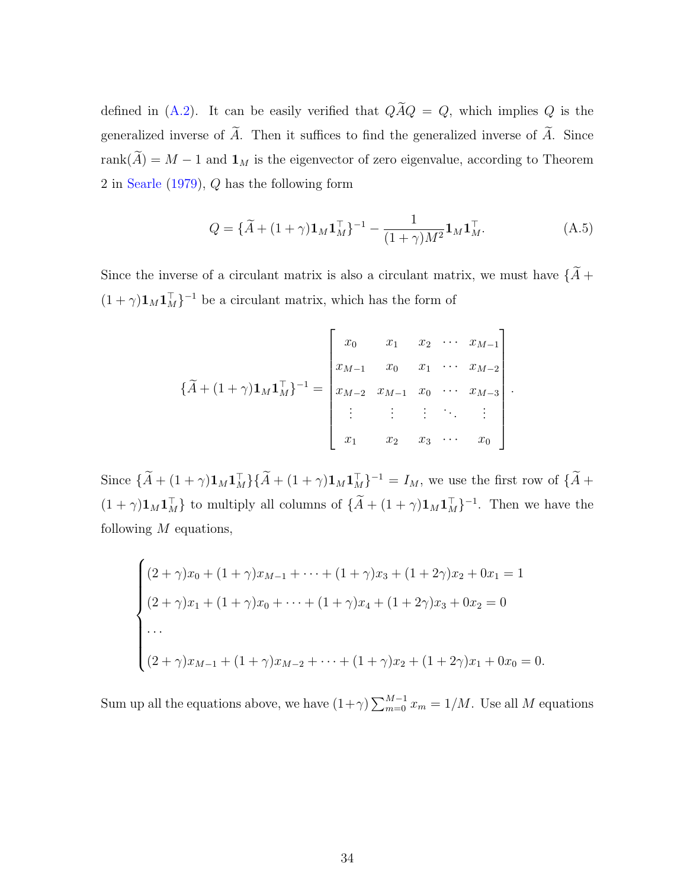defined in (A.2). It can be easily verified that $Q\widetilde{A}Q = Q$, which implies $Q$ is the generalized inverse of $\widetilde{A}$. Then it suffices to find the generalized inverse of $\widetilde{A}$. Since $\text{rank}(\widetilde{A}) = M - 1$ and $\mathbf{1}_M$ is the eigenvector of zero eigenvalue, according to Theorem 2 in Searle (1979), $Q$ has the following form

$$Q = \{\widetilde{A} + (1+\gamma)\mathbf{1}_M\mathbf{1}_M^\top\}^{-1} - \frac{1}{(1+\gamma)M^2}\mathbf{1}_M\mathbf{1}_M^\top. \tag{A.5}$$

Since the inverse of a circulant matrix is also a circulant matrix, we must have $\{\widetilde{A} + (1+\gamma)\mathbf{1}_M\mathbf{1}_M^\top\}^{-1}$ be a circulant matrix, which has the form of

$$\{\widetilde{A} + (1+\gamma)\mathbf{1}_M\mathbf{1}_M^\top\}^{-1} = \begin{bmatrix} x_0 & x_1 & x_2 & \cdots & x_{M-1} \\ x_{M-1} & x_0 & x_1 & \cdots & x_{M-2} \\ x_{M-2} & x_{M-1} & x_0 & \cdots & x_{M-3} \\ \vdots & \vdots & \vdots & \ddots & \vdots \\ x_1 & x_2 & x_3 & \cdots & x_0 \end{bmatrix}.$$

Since $\{\widetilde{A} + (1+\gamma)\mathbf{1}_M\mathbf{1}_M^\top\}\{\widetilde{A} + (1+\gamma)\mathbf{1}_M\mathbf{1}_M^\top\}^{-1} = I_M$, we use the first row of $\{\widetilde{A} + (1+\gamma)\mathbf{1}_M\mathbf{1}_M^\top\}$ to multiply all columns of $\{\widetilde{A} + (1+\gamma)\mathbf{1}_M\mathbf{1}_M^\top\}^{-1}$. Then we have the following $M$ equations,

$$\begin{cases} (2+\gamma)x_0 + (1+\gamma)x_{M-1} + \cdots + (1+\gamma)x_3 + (1+2\gamma)x_2 + 0x_1 = 1 \\ (2+\gamma)x_1 + (1+\gamma)x_0 + \cdots + (1+\gamma)x_4 + (1+2\gamma)x_3 + 0x_2 = 0 \\ \cdots \\ (2+\gamma)x_{M-1} + (1+\gamma)x_{M-2} + \cdots + (1+\gamma)x_2 + (1+2\gamma)x_1 + 0x_0 = 0. \end{cases}$$

Sum up all the equations above, we have $(1+\gamma)\sum_{m=0}^{M-1} x_m = 1/M$. Use all $M$ equations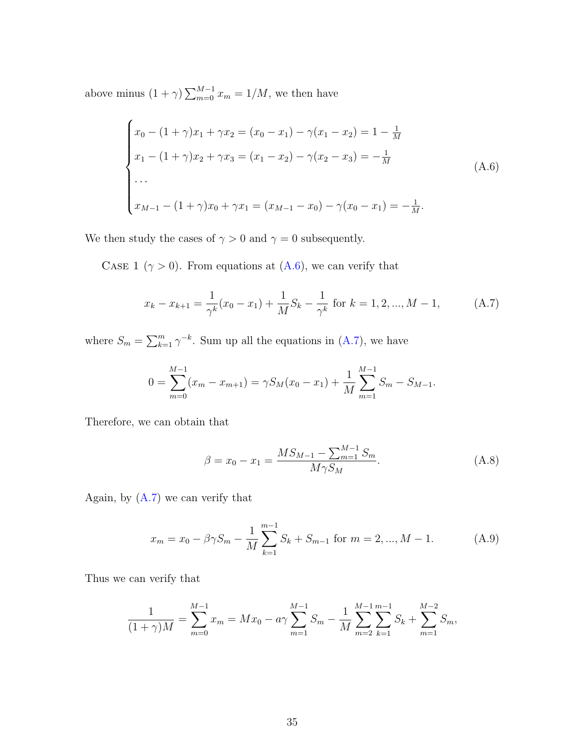above minus $(1+\gamma)\sum_{m=0}^{M-1} x_m = 1/M$, we then have

$$
\begin{cases}
x_0 - (1+\gamma)x_1 + \gamma x_2 = (x_0 - x_1) - \gamma(x_1 - x_2) = 1 - \frac{1}{M} \\
x_1 - (1+\gamma)x_2 + \gamma x_3 = (x_1 - x_2) - \gamma(x_2 - x_3) = -\frac{1}{M} \\
\dots \\
x_{M-1} - (1+\gamma)x_0 + \gamma x_1 = (x_{M-1} - x_0) - \gamma(x_0 - x_1) = -\frac{1}{M}.
\end{cases}
\tag{A.6}
$$

We then study the cases of $\gamma > 0$ and $\gamma = 0$ subsequently.

Case 1 ($\gamma > 0$). From equations at (A.6), we can verify that

$$
x_k - x_{k+1} = \frac{1}{\gamma^k}(x_0 - x_1) + \frac{1}{M} S_k - \frac{1}{\gamma^k} \text{ for } k = 1, 2, ..., M-1, \tag{A.7}
$$

where $S_m = \sum_{k=1}^{m} \gamma^{-k}$. Sum up all the equations in (A.7), we have

$$
0 = \sum_{m=0}^{M-1} (x_m - x_{m+1}) = \gamma S_M (x_0 - x_1) + \frac{1}{M} \sum_{m=1}^{M-1} S_m - S_{M-1}.
$$

Therefore, we can obtain that

$$
\beta = x_0 - x_1 = \frac{M S_{M-1} - \sum_{m=1}^{M-1} S_m}{M \gamma S_M}. \tag{A.8}
$$

Again, by (A.7) we can verify that

$$
x_m = x_0 - \beta \gamma S_m - \frac{1}{M} \sum_{k=1}^{m-1} S_k + S_{m-1} \text{ for } m = 2, ..., M-1. \tag{A.9}
$$

Thus we can verify that

$$
\frac{1}{(1+\gamma)M} = \sum_{m=0}^{M-1} x_m = M x_0 - a\gamma \sum_{m=1}^{M-1} S_m - \frac{1}{M} \sum_{m=2}^{M-1} \sum_{k=1}^{m-1} S_k + \sum_{m=1}^{M-2} S_m,
$$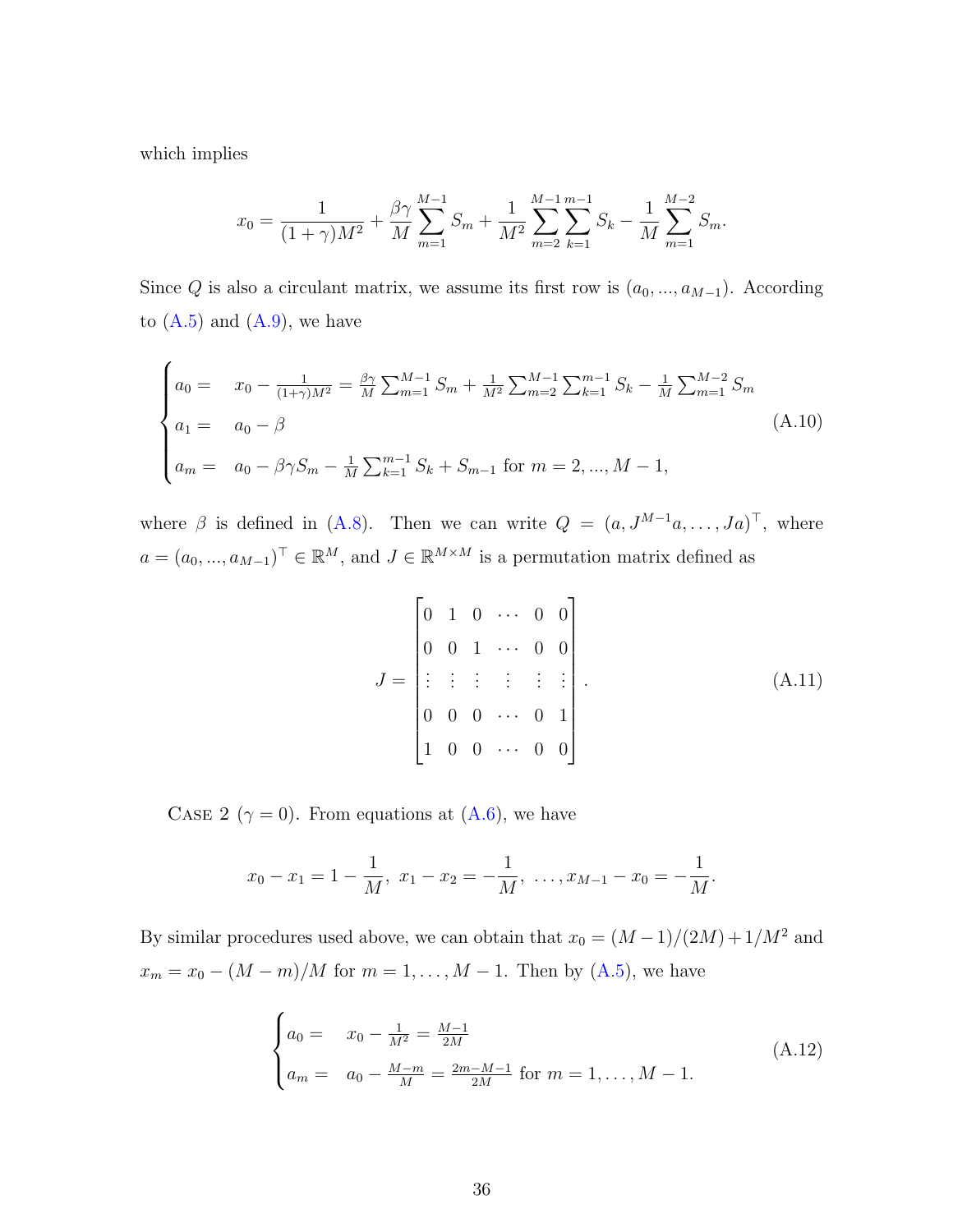which implies

$$x_0 = \frac{1}{(1+\gamma)M^2} + \frac{\beta\gamma}{M}\sum_{m=1}^{M-1} S_m + \frac{1}{M^2}\sum_{m=2}^{M-1}\sum_{k=1}^{m-1} S_k - \frac{1}{M}\sum_{m=1}^{M-2} S_m.$$

Since $Q$ is also a circulant matrix, we assume its first row is $(a_0, ..., a_{M-1})$. According to (A.5) and (A.9), we have

$$\begin{cases} a_0 = & x_0 - \frac{1}{(1+\gamma)M^2} = \frac{\beta\gamma}{M}\sum_{m=1}^{M-1} S_m + \frac{1}{M^2}\sum_{m=2}^{M-1}\sum_{k=1}^{m-1} S_k - \frac{1}{M}\sum_{m=1}^{M-2} S_m \\ a_1 = & a_0 - \beta \\ a_m = & a_0 - \beta\gamma S_m - \frac{1}{M}\sum_{k=1}^{m-1} S_k + S_{m-1} \text{ for } m = 2, ..., M-1, \end{cases} \tag{A.10}$$

where $\beta$ is defined in (A.8). Then we can write $Q = (a, J^{M-1}a, \ldots, Ja)^\top$, where $a = (a_0, ..., a_{M-1})^\top \in \mathbb{R}^M$, and $J \in \mathbb{R}^{M\times M}$ is a permutation matrix defined as

$$J = \begin{bmatrix} 0 & 1 & 0 & \cdots & 0 & 0 \\ 0 & 0 & 1 & \cdots & 0 & 0 \\ \vdots & \vdots & \vdots & \vdots & \vdots & \vdots \\ 0 & 0 & 0 & \cdots & 0 & 1 \\ 1 & 0 & 0 & \cdots & 0 & 0 \end{bmatrix}. \tag{A.11}$$

Case 2 ($\gamma = 0$). From equations at (A.6), we have

$$x_0 - x_1 = 1 - \frac{1}{M},\ x_1 - x_2 = -\frac{1}{M},\ \ldots, x_{M-1} - x_0 = -\frac{1}{M}.$$

By similar procedures used above, we can obtain that $x_0 = (M-1)/(2M) + 1/M^2$ and $x_m = x_0 - (M-m)/M$ for $m = 1, \ldots, M-1$. Then by (A.5), we have

$$\begin{cases} a_0 = & x_0 - \frac{1}{M^2} = \frac{M-1}{2M} \\ a_m = & a_0 - \frac{M-m}{M} = \frac{2m-M-1}{2M} \text{ for } m = 1, \ldots, M-1. \end{cases} \tag{A.12}$$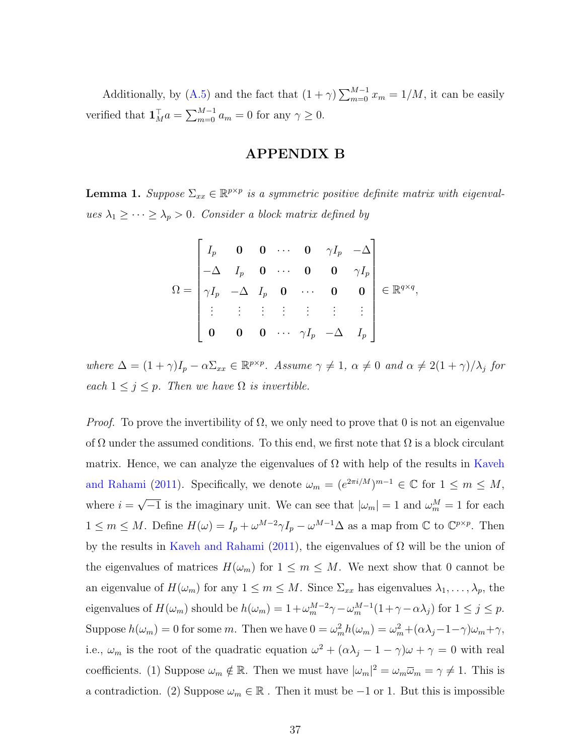Additionally, by (A.5) and the fact that $(1+\gamma)\sum_{m=0}^{M-1} x_m = 1/M$, it can be easily verified that $\mathbf{1}_M^\top a = \sum_{m=0}^{M-1} a_m = 0$ for any $\gamma \geq 0$.

# APPENDIX B

**Lemma 1.** *Suppose $\Sigma_{xx} \in \mathbb{R}^{p\times p}$ is a symmetric positive definite matrix with eigenvalues $\lambda_1 \geq \cdots \geq \lambda_p > 0$. Consider a block matrix defined by*

$$\Omega = \begin{bmatrix} I_p & \mathbf{0} & \mathbf{0} & \cdots & \mathbf{0} & \gamma I_p & -\Delta \\ -\Delta & I_p & \mathbf{0} & \cdots & \mathbf{0} & \mathbf{0} & \gamma I_p \\ \gamma I_p & -\Delta & I_p & \mathbf{0} & \cdots & \mathbf{0} & \mathbf{0} \\ \vdots & \vdots & \vdots & \vdots & \vdots & \vdots & \vdots \\ \mathbf{0} & \mathbf{0} & \mathbf{0} & \cdots & \gamma I_p & -\Delta & I_p \end{bmatrix} \in \mathbb{R}^{q\times q},$$

*where $\Delta = (1+\gamma)I_p - \alpha\Sigma_{xx} \in \mathbb{R}^{p\times p}$. Assume $\gamma \neq 1$, $\alpha \neq 0$ and $\alpha \neq 2(1+\gamma)/\lambda_j$ for each $1 \leq j \leq p$. Then we have $\Omega$ is invertible.*

*Proof.* To prove the invertibility of $\Omega$, we only need to prove that 0 is not an eigenvalue of $\Omega$ under the assumed conditions. To this end, we first note that $\Omega$ is a block circulant matrix. Hence, we can analyze the eigenvalues of $\Omega$ with help of the results in Kaveh and Rahami (2011). Specifically, we denote $\omega_m = (e^{2\pi i/M})^{m-1} \in \mathbb{C}$ for $1 \leq m \leq M$, where $i = \sqrt{-1}$ is the imaginary unit. We can see that $|\omega_m| = 1$ and $\omega_m^M = 1$ for each $1 \leq m \leq M$. Define $H(\omega) = I_p + \omega^{M-2}\gamma I_p - \omega^{M-1}\Delta$ as a map from $\mathbb{C}$ to $\mathbb{C}^{p\times p}$. Then by the results in Kaveh and Rahami (2011), the eigenvalues of $\Omega$ will be the union of the eigenvalues of matrices $H(\omega_m)$ for $1 \leq m \leq M$. We next show that 0 cannot be an eigenvalue of $H(\omega_m)$ for any $1 \leq m \leq M$. Since $\Sigma_{xx}$ has eigenvalues $\lambda_1, \ldots, \lambda_p$, the eigenvalues of $H(\omega_m)$ should be $h(\omega_m) = 1 + \omega_m^{M-2}\gamma - \omega_m^{M-1}(1+\gamma-\alpha\lambda_j)$ for $1 \leq j \leq p$. Suppose $h(\omega_m) = 0$ for some $m$. Then we have $0 = \omega_m^2 h(\omega_m) = \omega_m^2 + (\alpha\lambda_j - 1 - \gamma)\omega_m + \gamma$, i.e., $\omega_m$ is the root of the quadratic equation $\omega^2 + (\alpha\lambda_j - 1 - \gamma)\omega + \gamma = 0$ with real coefficients. (1) Suppose $\omega_m \notin \mathbb{R}$. Then we must have $|\omega_m|^2 = \omega_m\overline{\omega}_m = \gamma \neq 1$. This is a contradiction. (2) Suppose $\omega_m \in \mathbb{R}$ . Then it must be $-1$ or 1. But this is impossible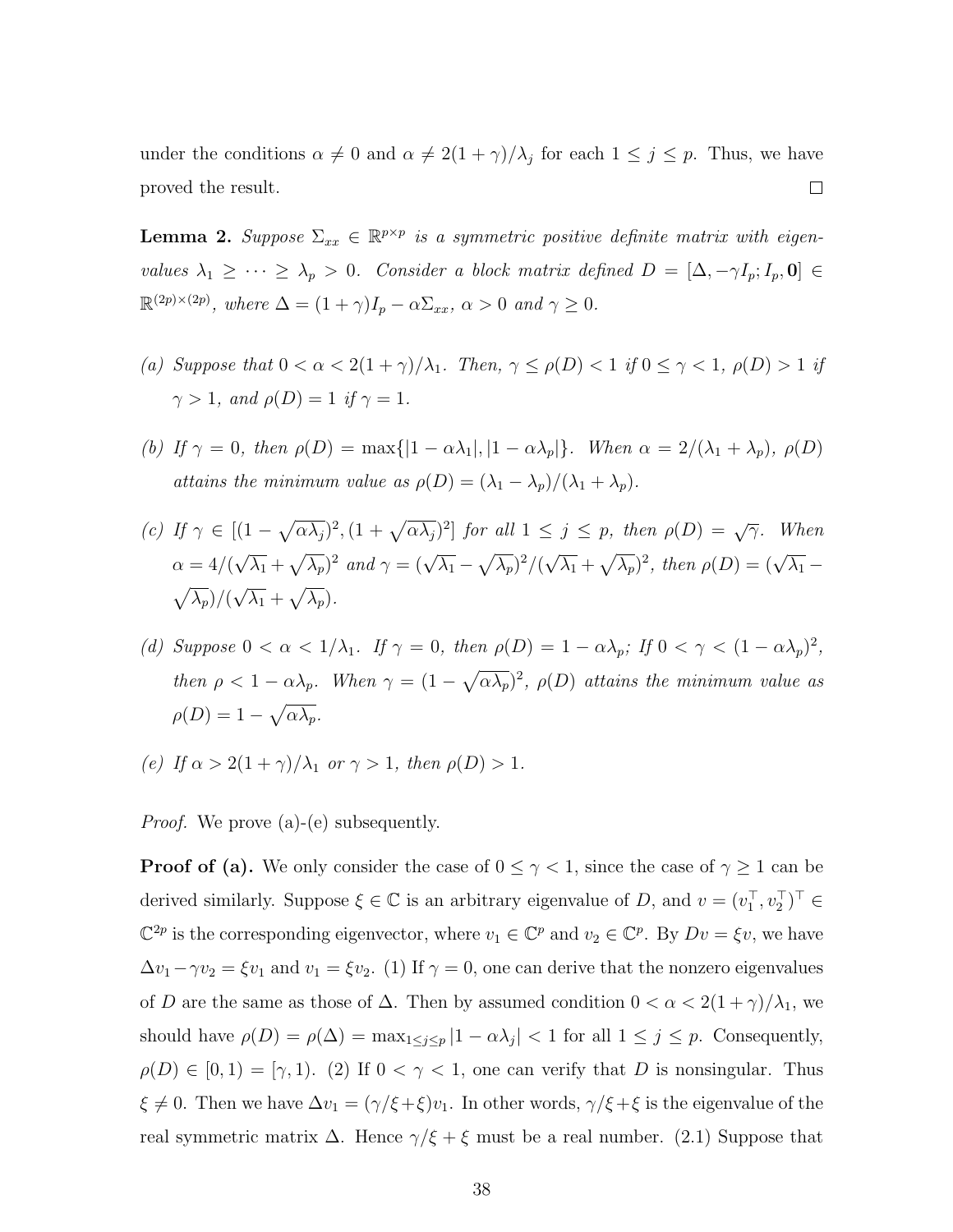under the conditions $\alpha \neq 0$ and $\alpha \neq 2(1+\gamma)/\lambda_j$ for each $1 \leq j \leq p$. Thus, we have proved the result. $\square$

**Lemma 2.** *Suppose $\Sigma_{xx} \in \mathbb{R}^{p\times p}$ is a symmetric positive definite matrix with eigenvalues $\lambda_1 \geq \cdots \geq \lambda_p > 0$. Consider a block matrix defined $D = [\Delta, -\gamma I_p; I_p, \mathbf{0}] \in \mathbb{R}^{(2p)\times(2p)}$, where $\Delta = (1+\gamma)I_p - \alpha\Sigma_{xx}$, $\alpha > 0$ and $\gamma \geq 0$.*

*(a) Suppose that $0 < \alpha < 2(1+\gamma)/\lambda_1$. Then, $\gamma \leq \rho(D) < 1$ if $0 \leq \gamma < 1$, $\rho(D) > 1$ if $\gamma > 1$, and $\rho(D) = 1$ if $\gamma = 1$.*

*(b) If $\gamma = 0$, then $\rho(D) = \max\{|1-\alpha\lambda_1|, |1-\alpha\lambda_p|\}$. When $\alpha = 2/(\lambda_1+\lambda_p)$, $\rho(D)$ attains the minimum value as $\rho(D) = (\lambda_1 - \lambda_p)/(\lambda_1+\lambda_p)$.*

*(c) If $\gamma \in [(1-\sqrt{\alpha\lambda_j})^2, (1+\sqrt{\alpha\lambda_j})^2]$ for all $1 \leq j \leq p$, then $\rho(D) = \sqrt{\gamma}$. When $\alpha = 4/(\sqrt{\lambda_1}+\sqrt{\lambda_p})^2$ and $\gamma = (\sqrt{\lambda_1}-\sqrt{\lambda_p})^2/(\sqrt{\lambda_1}+\sqrt{\lambda_p})^2$, then $\rho(D) = (\sqrt{\lambda_1}-\sqrt{\lambda_p})/(\sqrt{\lambda_1}+\sqrt{\lambda_p})$.*

*(d) Suppose $0 < \alpha < 1/\lambda_1$. If $\gamma = 0$, then $\rho(D) = 1-\alpha\lambda_p$; If $0 < \gamma < (1-\alpha\lambda_p)^2$, then $\rho < 1-\alpha\lambda_p$. When $\gamma = (1-\sqrt{\alpha\lambda_p})^2$, $\rho(D)$ attains the minimum value as $\rho(D) = 1-\sqrt{\alpha\lambda_p}$.*

*(e) If $\alpha > 2(1+\gamma)/\lambda_1$ or $\gamma > 1$, then $\rho(D) > 1$.*

*Proof.* We prove (a)-(e) subsequently.

**Proof of (a).** We only consider the case of $0 \leq \gamma < 1$, since the case of $\gamma \geq 1$ can be derived similarly. Suppose $\xi \in \mathbb{C}$ is an arbitrary eigenvalue of $D$, and $v = (v_1^\top, v_2^\top)^\top \in \mathbb{C}^{2p}$ is the corresponding eigenvector, where $v_1 \in \mathbb{C}^p$ and $v_2 \in \mathbb{C}^p$. By $Dv = \xi v$, we have $\Delta v_1 - \gamma v_2 = \xi v_1$ and $v_1 = \xi v_2$. (1) If $\gamma = 0$, one can derive that the nonzero eigenvalues of $D$ are the same as those of $\Delta$. Then by assumed condition $0 < \alpha < 2(1+\gamma)/\lambda_1$, we should have $\rho(D) = \rho(\Delta) = \max_{1\leq j\leq p}|1-\alpha\lambda_j| < 1$ for all $1 \leq j \leq p$. Consequently, $\rho(D) \in [0,1) = [\gamma, 1)$. (2) If $0 < \gamma < 1$, one can verify that $D$ is nonsingular. Thus $\xi \neq 0$. Then we have $\Delta v_1 = (\gamma/\xi + \xi)v_1$. In other words, $\gamma/\xi + \xi$ is the eigenvalue of the real symmetric matrix $\Delta$. Hence $\gamma/\xi + \xi$ must be a real number. (2.1) Suppose that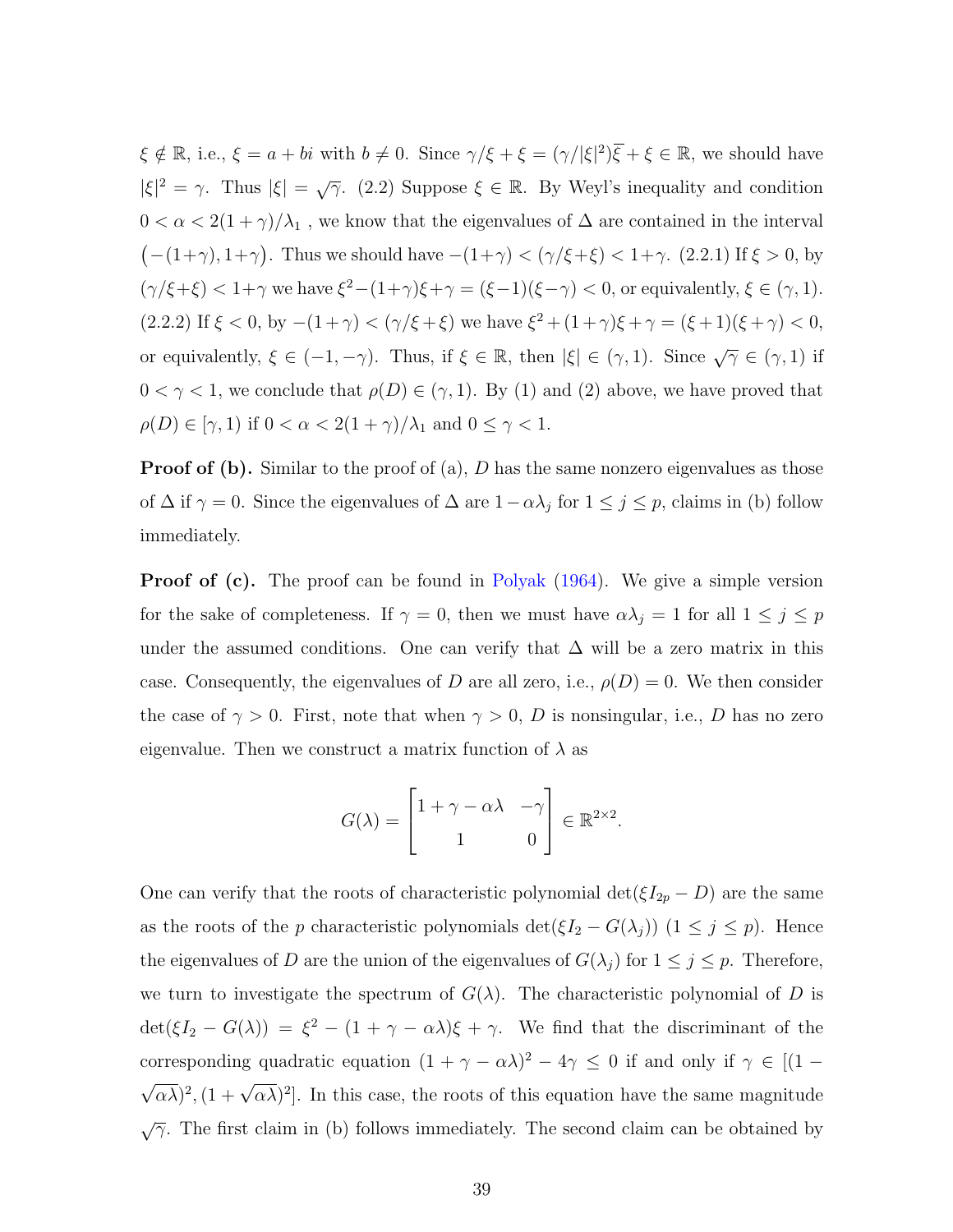$\xi \notin \mathbb{R}$, i.e., $\xi = a + bi$ with $b \neq 0$. Since $\gamma/\xi + \xi = (\gamma/|\xi|^2)\overline{\xi} + \xi \in \mathbb{R}$, we should have $|\xi|^2 = \gamma$. Thus $|\xi| = \sqrt{\gamma}$. (2.2) Suppose $\xi \in \mathbb{R}$. By Weyl's inequality and condition $0 < \alpha < 2(1+\gamma)/\lambda_1$ , we know that the eigenvalues of $\Delta$ are contained in the interval $\big(-(1+\gamma), 1+\gamma\big)$. Thus we should have $-(1+\gamma) < (\gamma/\xi+\xi) < 1+\gamma$. (2.2.1) If $\xi > 0$, by $(\gamma/\xi+\xi) < 1+\gamma$ we have $\xi^2-(1+\gamma)\xi+\gamma = (\xi-1)(\xi-\gamma) < 0$, or equivalently, $\xi \in (\gamma, 1)$. (2.2.2) If $\xi < 0$, by $-(1+\gamma) < (\gamma/\xi+\xi)$ we have $\xi^2+(1+\gamma)\xi+\gamma = (\xi+1)(\xi+\gamma) < 0$, or equivalently, $\xi \in (-1, -\gamma)$. Thus, if $\xi \in \mathbb{R}$, then $|\xi| \in (\gamma, 1)$. Since $\sqrt{\gamma} \in (\gamma, 1)$ if $0 < \gamma < 1$, we conclude that $\rho(D) \in (\gamma, 1)$. By (1) and (2) above, we have proved that $\rho(D) \in [\gamma, 1)$ if $0 < \alpha < 2(1+\gamma)/\lambda_1$ and $0 \leq \gamma < 1$.

**Proof of (b).** Similar to the proof of (a), $D$ has the same nonzero eigenvalues as those of $\Delta$ if $\gamma = 0$. Since the eigenvalues of $\Delta$ are $1-\alpha\lambda_j$ for $1 \leq j \leq p$, claims in (b) follow immediately.

**Proof of (c).** The proof can be found in Polyak (1964). We give a simple version for the sake of completeness. If $\gamma = 0$, then we must have $\alpha\lambda_j = 1$ for all $1 \leq j \leq p$ under the assumed conditions. One can verify that $\Delta$ will be a zero matrix in this case. Consequently, the eigenvalues of $D$ are all zero, i.e., $\rho(D) = 0$. We then consider the case of $\gamma > 0$. First, note that when $\gamma > 0$, $D$ is nonsingular, i.e., $D$ has no zero eigenvalue. Then we construct a matrix function of $\lambda$ as

$$G(\lambda) = \begin{bmatrix} 1+\gamma-\alpha\lambda & -\gamma \\ 1 & 0 \end{bmatrix} \in \mathbb{R}^{2\times 2}.$$

One can verify that the roots of characteristic polynomial $\det(\xi I_{2p} - D)$ are the same as the roots of the $p$ characteristic polynomials $\det(\xi I_2 - G(\lambda_j))$ $(1 \leq j \leq p)$. Hence the eigenvalues of $D$ are the union of the eigenvalues of $G(\lambda_j)$ for $1 \leq j \leq p$. Therefore, we turn to investigate the spectrum of $G(\lambda)$. The characteristic polynomial of $D$ is $\det(\xi I_2 - G(\lambda)) = \xi^2 - (1+\gamma-\alpha\lambda)\xi + \gamma$. We find that the discriminant of the corresponding quadratic equation $(1+\gamma-\alpha\lambda)^2 - 4\gamma \leq 0$ if and only if $\gamma \in [(1-\sqrt{\alpha\lambda})^2, (1+\sqrt{\alpha\lambda})^2]$. In this case, the roots of this equation have the same magnitude $\sqrt{\gamma}$. The first claim in (b) follows immediately. The second claim can be obtained by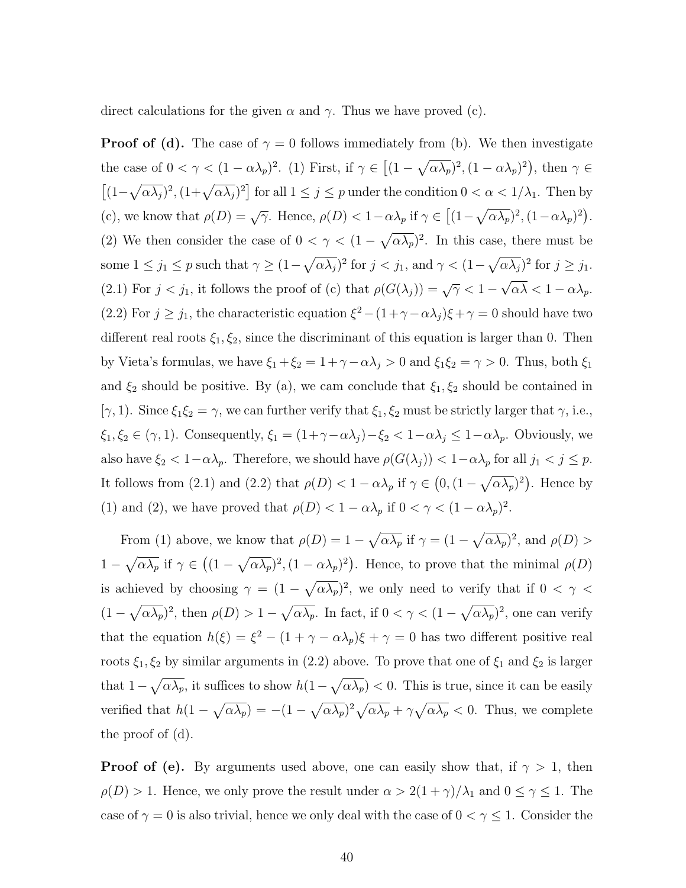direct calculations for the given $\alpha$ and $\gamma$. Thus we have proved (c).

**Proof of (d).** The case of $\gamma = 0$ follows immediately from (b). We then investigate the case of $0 < \gamma < (1 - \alpha\lambda_p)^2$. (1) First, if $\gamma \in \big[(1 - \sqrt{\alpha\lambda_p})^2, (1 - \alpha\lambda_p)^2\big)$, then $\gamma \in \big[(1-\sqrt{\alpha\lambda_j})^2, (1+\sqrt{\alpha\lambda_j})^2\big]$ for all $1 \le j \le p$ under the condition $0 < \alpha < 1/\lambda_1$. Then by (c), we know that $\rho(D) = \sqrt{\gamma}$. Hence, $\rho(D) < 1 - \alpha\lambda_p$ if $\gamma \in \big[(1-\sqrt{\alpha\lambda_p})^2, (1-\alpha\lambda_p)^2\big)$. (2) We then consider the case of $0 < \gamma < (1 - \sqrt{\alpha\lambda_p})^2$. In this case, there must be some $1 \le j_1 \le p$ such that $\gamma \ge (1-\sqrt{\alpha\lambda_j})^2$ for $j < j_1$, and $\gamma < (1-\sqrt{\alpha\lambda_j})^2$ for $j \ge j_1$. (2.1) For $j < j_1$, it follows the proof of (c) that $\rho(G(\lambda_j)) = \sqrt{\gamma} < 1 - \sqrt{\alpha\lambda} < 1 - \alpha\lambda_p$. (2.2) For $j \ge j_1$, the characteristic equation $\xi^2 - (1+\gamma-\alpha\lambda_j)\xi + \gamma = 0$ should have two different real roots $\xi_1, \xi_2$, since the discriminant of this equation is larger than 0. Then by Vieta's formulas, we have $\xi_1 + \xi_2 = 1 + \gamma - \alpha\lambda_j > 0$ and $\xi_1\xi_2 = \gamma > 0$. Thus, both $\xi_1$ and $\xi_2$ should be positive. By (a), we cam conclude that $\xi_1, \xi_2$ should be contained in $[\gamma, 1)$. Since $\xi_1\xi_2 = \gamma$, we can further verify that $\xi_1, \xi_2$ must be strictly larger that $\gamma$, i.e., $\xi_1, \xi_2 \in (\gamma, 1)$. Consequently, $\xi_1 = (1+\gamma-\alpha\lambda_j) - \xi_2 < 1 - \alpha\lambda_j \le 1 - \alpha\lambda_p$. Obviously, we also have $\xi_2 < 1 - \alpha\lambda_p$. Therefore, we should have $\rho(G(\lambda_j)) < 1 - \alpha\lambda_p$ for all $j_1 < j \le p$. It follows from (2.1) and (2.2) that $\rho(D) < 1 - \alpha\lambda_p$ if $\gamma \in \big(0, (1 - \sqrt{\alpha\lambda_p})^2\big)$. Hence by (1) and (2), we have proved that $\rho(D) < 1 - \alpha\lambda_p$ if $0 < \gamma < (1 - \alpha\lambda_p)^2$.

From (1) above, we know that $\rho(D) = 1 - \sqrt{\alpha\lambda_p}$ if $\gamma = (1 - \sqrt{\alpha\lambda_p})^2$, and $\rho(D) > 1 - \sqrt{\alpha\lambda_p}$ if $\gamma \in \big((1 - \sqrt{\alpha\lambda_p})^2, (1 - \alpha\lambda_p)^2\big)$. Hence, to prove that the minimal $\rho(D)$ is achieved by choosing $\gamma = (1 - \sqrt{\alpha\lambda_p})^2$, we only need to verify that if $0 < \gamma < (1 - \sqrt{\alpha\lambda_p})^2$, then $\rho(D) > 1 - \sqrt{\alpha\lambda_p}$. In fact, if $0 < \gamma < (1 - \sqrt{\alpha\lambda_p})^2$, one can verify that the equation $h(\xi) = \xi^2 - (1 + \gamma - \alpha\lambda_p)\xi + \gamma = 0$ has two different positive real roots $\xi_1, \xi_2$ by similar arguments in (2.2) above. To prove that one of $\xi_1$ and $\xi_2$ is larger that $1 - \sqrt{\alpha\lambda_p}$, it suffices to show $h(1 - \sqrt{\alpha\lambda_p}) < 0$. This is true, since it can be easily verified that $h(1 - \sqrt{\alpha\lambda_p}) = -(1 - \sqrt{\alpha\lambda_p})^2\sqrt{\alpha\lambda_p} + \gamma\sqrt{\alpha\lambda_p} < 0$. Thus, we complete the proof of (d).

**Proof of (e).** By arguments used above, one can easily show that, if $\gamma > 1$, then $\rho(D) > 1$. Hence, we only prove the result under $\alpha > 2(1+\gamma)/\lambda_1$ and $0 \le \gamma \le 1$. The case of $\gamma = 0$ is also trivial, hence we only deal with the case of $0 < \gamma \le 1$. Consider the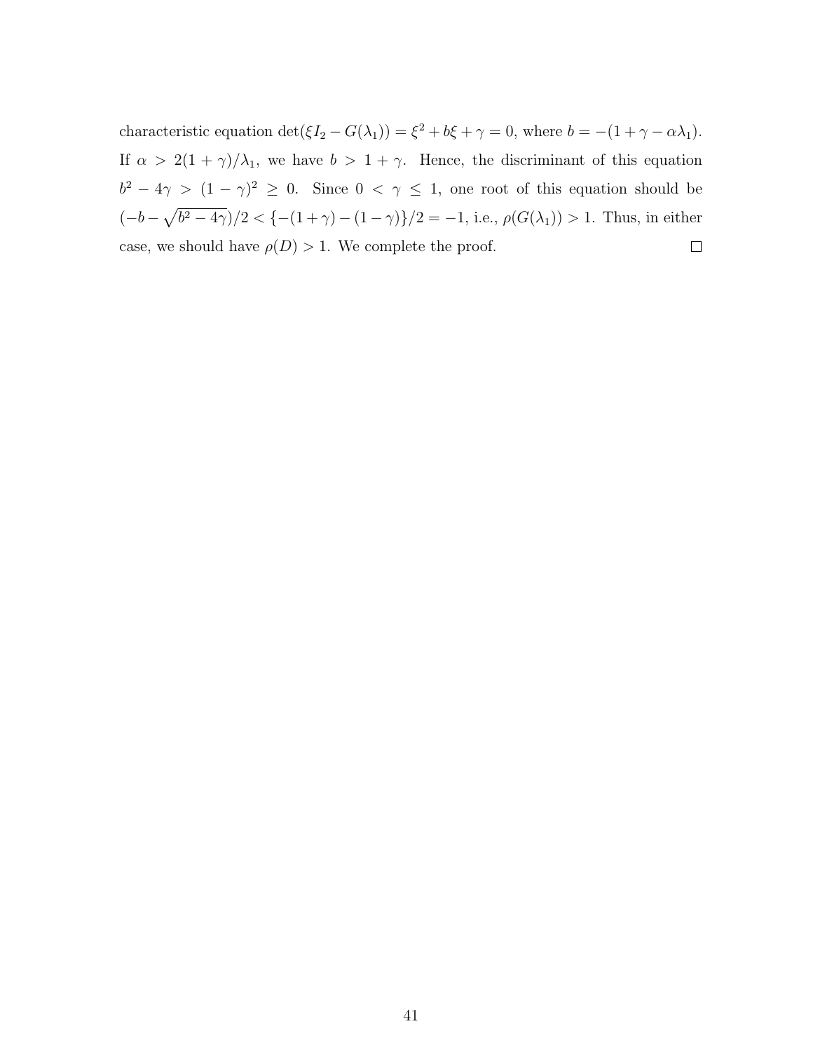characteristic equation $\det(\xi I_2 - G(\lambda_1)) = \xi^2 + b\xi + \gamma = 0$, where $b = -(1+\gamma-\alpha\lambda_1)$. If $\alpha > 2(1+\gamma)/\lambda_1$, we have $b > 1+\gamma$. Hence, the discriminant of this equation $b^2 - 4\gamma > (1-\gamma)^2 \geq 0$. Since $0 < \gamma \leq 1$, one root of this equation should be $(-b - \sqrt{b^2-4\gamma})/2 < \{-(1+\gamma)-(1-\gamma)\}/2 = -1$, i.e., $\rho(G(\lambda_1)) > 1$. Thus, in either case, we should have $\rho(D) > 1$. We complete the proof. $\square$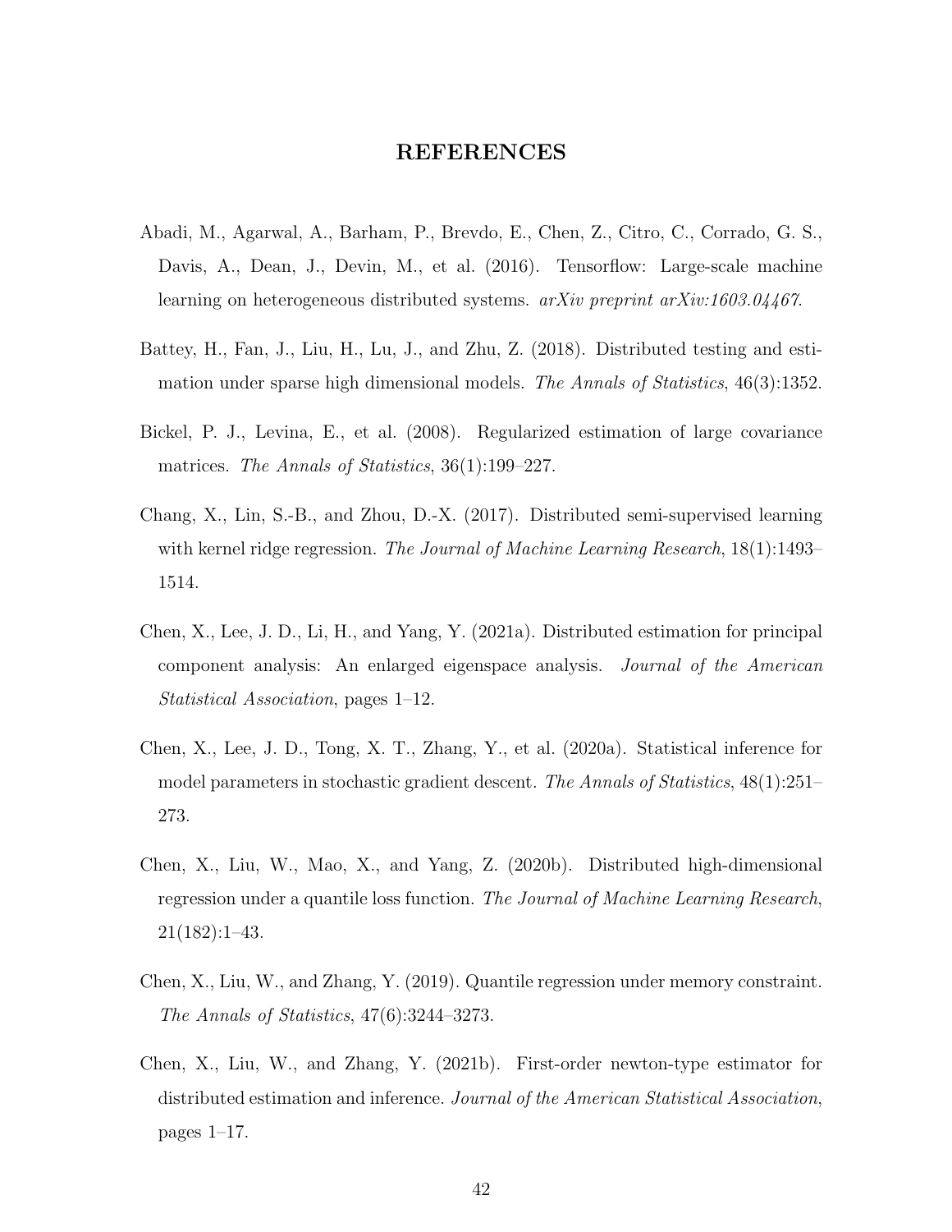# REFERENCES

Abadi, M., Agarwal, A., Barham, P., Brevdo, E., Chen, Z., Citro, C., Corrado, G. S., Davis, A., Dean, J., Devin, M., et al. (2016). Tensorflow: Large-scale machine learning on heterogeneous distributed systems. *arXiv preprint arXiv:1603.04467*.

Battey, H., Fan, J., Liu, H., Lu, J., and Zhu, Z. (2018). Distributed testing and estimation under sparse high dimensional models. *The Annals of Statistics*, 46(3):1352.

Bickel, P. J., Levina, E., et al. (2008). Regularized estimation of large covariance matrices. *The Annals of Statistics*, 36(1):199–227.

Chang, X., Lin, S.-B., and Zhou, D.-X. (2017). Distributed semi-supervised learning with kernel ridge regression. *The Journal of Machine Learning Research*, 18(1):1493–1514.

Chen, X., Lee, J. D., Li, H., and Yang, Y. (2021a). Distributed estimation for principal component analysis: An enlarged eigenspace analysis. *Journal of the American Statistical Association*, pages 1–12.

Chen, X., Lee, J. D., Tong, X. T., Zhang, Y., et al. (2020a). Statistical inference for model parameters in stochastic gradient descent. *The Annals of Statistics*, 48(1):251–273.

Chen, X., Liu, W., Mao, X., and Yang, Z. (2020b). Distributed high-dimensional regression under a quantile loss function. *The Journal of Machine Learning Research*, 21(182):1–43.

Chen, X., Liu, W., and Zhang, Y. (2019). Quantile regression under memory constraint. *The Annals of Statistics*, 47(6):3244–3273.

Chen, X., Liu, W., and Zhang, Y. (2021b). First-order newton-type estimator for distributed estimation and inference. *Journal of the American Statistical Association*, pages 1–17.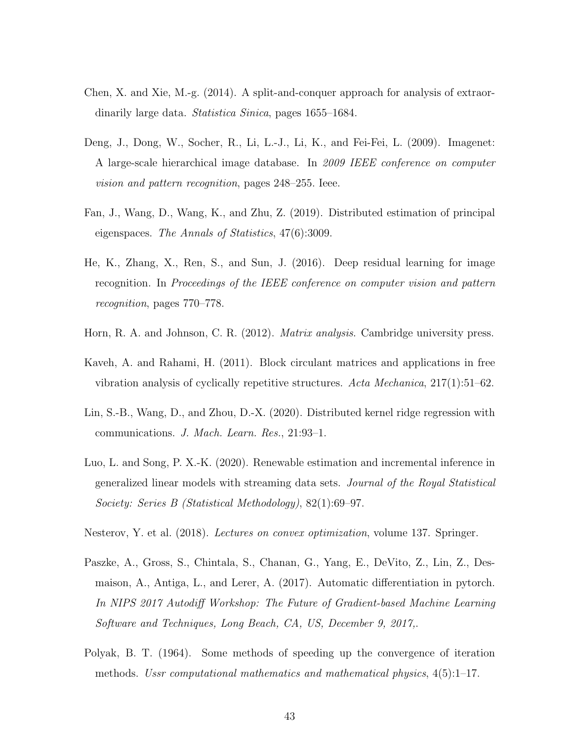Chen, X. and Xie, M.-g. (2014). A split-and-conquer approach for analysis of extraordinarily large data. *Statistica Sinica*, pages 1655–1684.

Deng, J., Dong, W., Socher, R., Li, L.-J., Li, K., and Fei-Fei, L. (2009). Imagenet: A large-scale hierarchical image database. In *2009 IEEE conference on computer vision and pattern recognition*, pages 248–255. Ieee.

Fan, J., Wang, D., Wang, K., and Zhu, Z. (2019). Distributed estimation of principal eigenspaces. *The Annals of Statistics*, 47(6):3009.

He, K., Zhang, X., Ren, S., and Sun, J. (2016). Deep residual learning for image recognition. In *Proceedings of the IEEE conference on computer vision and pattern recognition*, pages 770–778.

Horn, R. A. and Johnson, C. R. (2012). *Matrix analysis*. Cambridge university press.

Kaveh, A. and Rahami, H. (2011). Block circulant matrices and applications in free vibration analysis of cyclically repetitive structures. *Acta Mechanica*, 217(1):51–62.

Lin, S.-B., Wang, D., and Zhou, D.-X. (2020). Distributed kernel ridge regression with communications. *J. Mach. Learn. Res.*, 21:93–1.

Luo, L. and Song, P. X.-K. (2020). Renewable estimation and incremental inference in generalized linear models with streaming data sets. *Journal of the Royal Statistical Society: Series B (Statistical Methodology)*, 82(1):69–97.

Nesterov, Y. et al. (2018). *Lectures on convex optimization*, volume 137. Springer.

Paszke, A., Gross, S., Chintala, S., Chanan, G., Yang, E., DeVito, Z., Lin, Z., Desmaison, A., Antiga, L., and Lerer, A. (2017). Automatic differentiation in pytorch. *In NIPS 2017 Autodiff Workshop: The Future of Gradient-based Machine Learning Software and Techniques, Long Beach, CA, US, December 9, 2017,*.

Polyak, B. T. (1964). Some methods of speeding up the convergence of iteration methods. *Ussr computational mathematics and mathematical physics*, 4(5):1–17.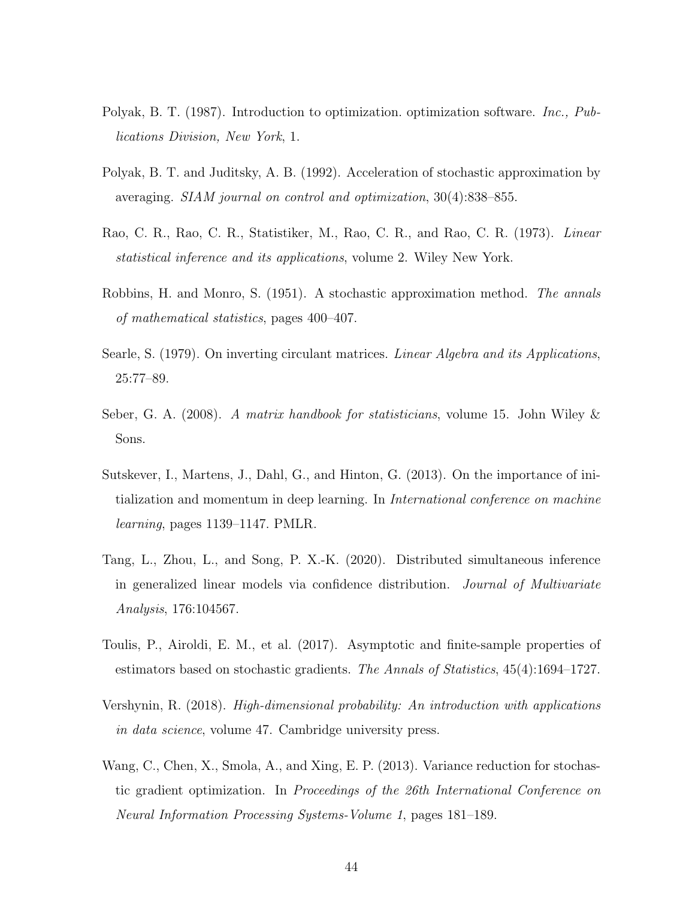Polyak, B. T. (1987). Introduction to optimization. optimization software. *Inc., Publications Division, New York*, 1.

Polyak, B. T. and Juditsky, A. B. (1992). Acceleration of stochastic approximation by averaging. *SIAM journal on control and optimization*, 30(4):838–855.

Rao, C. R., Rao, C. R., Statistiker, M., Rao, C. R., and Rao, C. R. (1973). *Linear statistical inference and its applications*, volume 2. Wiley New York.

Robbins, H. and Monro, S. (1951). A stochastic approximation method. *The annals of mathematical statistics*, pages 400–407.

Searle, S. (1979). On inverting circulant matrices. *Linear Algebra and its Applications*, 25:77–89.

Seber, G. A. (2008). *A matrix handbook for statisticians*, volume 15. John Wiley & Sons.

Sutskever, I., Martens, J., Dahl, G., and Hinton, G. (2013). On the importance of initialization and momentum in deep learning. In *International conference on machine learning*, pages 1139–1147. PMLR.

Tang, L., Zhou, L., and Song, P. X.-K. (2020). Distributed simultaneous inference in generalized linear models via confidence distribution. *Journal of Multivariate Analysis*, 176:104567.

Toulis, P., Airoldi, E. M., et al. (2017). Asymptotic and finite-sample properties of estimators based on stochastic gradients. *The Annals of Statistics*, 45(4):1694–1727.

Vershynin, R. (2018). *High-dimensional probability: An introduction with applications in data science*, volume 47. Cambridge university press.

Wang, C., Chen, X., Smola, A., and Xing, E. P. (2013). Variance reduction for stochastic gradient optimization. In *Proceedings of the 26th International Conference on Neural Information Processing Systems-Volume 1*, pages 181–189.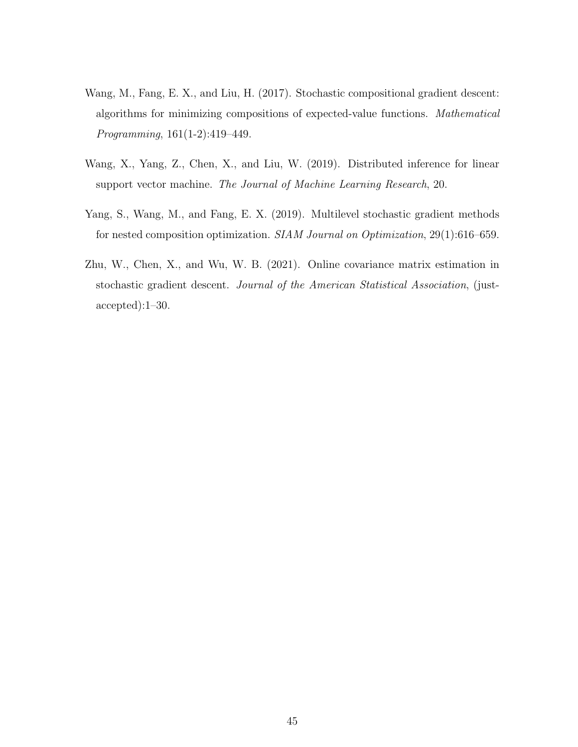Wang, M., Fang, E. X., and Liu, H. (2017). Stochastic compositional gradient descent: algorithms for minimizing compositions of expected-value functions. *Mathematical Programming*, 161(1-2):419–449.

Wang, X., Yang, Z., Chen, X., and Liu, W. (2019). Distributed inference for linear support vector machine. *The Journal of Machine Learning Research*, 20.

Yang, S., Wang, M., and Fang, E. X. (2019). Multilevel stochastic gradient methods for nested composition optimization. *SIAM Journal on Optimization*, 29(1):616–659.

Zhu, W., Chen, X., and Wu, W. B. (2021). Online covariance matrix estimation in stochastic gradient descent. *Journal of the American Statistical Association*, (just-accepted):1–30.